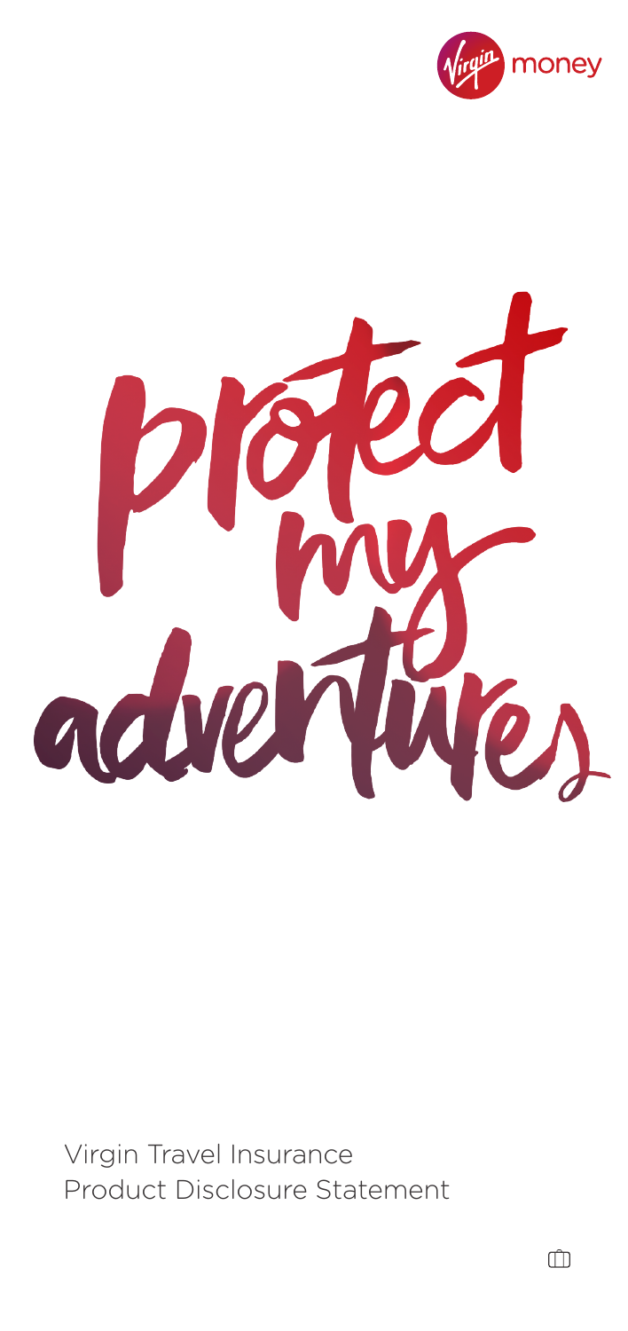Virgin money

# protect my adventures

Virgin Travel Insurance
Product Disclosure Statement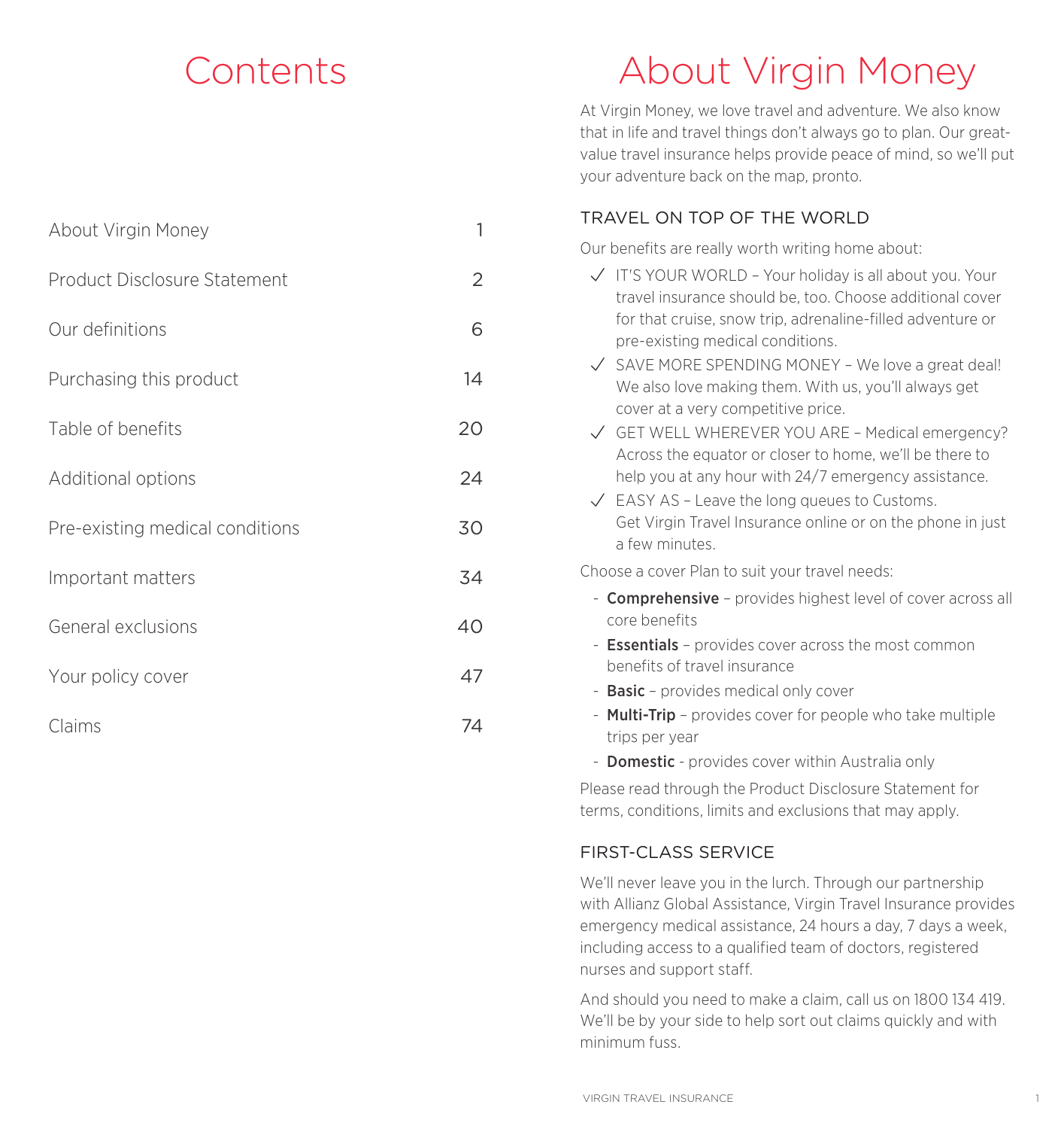# Contents

| | |
|---|---|
| About Virgin Money | 1 |
| Product Disclosure Statement | 2 |
| Our definitions | 6 |
| Purchasing this product | 14 |
| Table of benefits | 20 |
| Additional options | 24 |
| Pre-existing medical conditions | 30 |
| Important matters | 34 |
| General exclusions | 40 |
| Your policy cover | 47 |
| Claims | 74 |

# About Virgin Money

At Virgin Money, we love travel and adventure. We also know that in life and travel things don't always go to plan. Our great-value travel insurance helps provide peace of mind, so we'll put your adventure back on the map, pronto.

## TRAVEL ON TOP OF THE WORLD

Our benefits are really worth writing home about:

- ✓ IT'S YOUR WORLD – Your holiday is all about you. Your travel insurance should be, too. Choose additional cover for that cruise, snow trip, adrenaline-filled adventure or pre-existing medical conditions.
- ✓ SAVE MORE SPENDING MONEY – We love a great deal! We also love making them. With us, you'll always get cover at a very competitive price.
- ✓ GET WELL WHEREVER YOU ARE – Medical emergency? Across the equator or closer to home, we'll be there to help you at any hour with 24/7 emergency assistance.
- ✓ EASY AS – Leave the long queues to Customs. Get Virgin Travel Insurance online or on the phone in just a few minutes.

Choose a cover Plan to suit your travel needs:

- **Comprehensive** – provides highest level of cover across all core benefits
- **Essentials** – provides cover across the most common benefits of travel insurance
- **Basic** – provides medical only cover
- **Multi-Trip** – provides cover for people who take multiple trips per year
- **Domestic** - provides cover within Australia only

Please read through the Product Disclosure Statement for terms, conditions, limits and exclusions that may apply.

## FIRST-CLASS SERVICE

We'll never leave you in the lurch. Through our partnership with Allianz Global Assistance, Virgin Travel Insurance provides emergency medical assistance, 24 hours a day, 7 days a week, including access to a qualified team of doctors, registered nurses and support staff.

And should you need to make a claim, call us on 1800 134 419. We'll be by your side to help sort out claims quickly and with minimum fuss.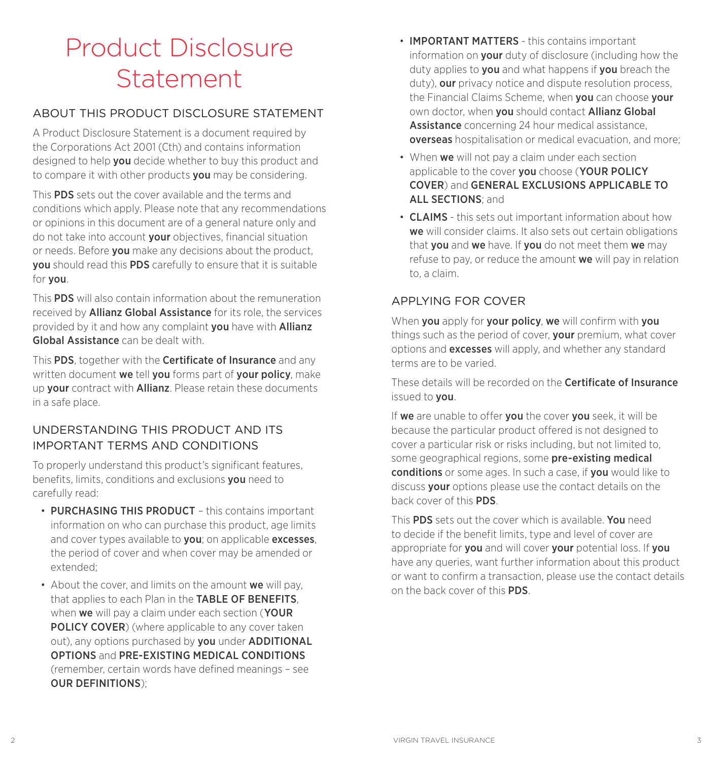# Product Disclosure Statement

## ABOUT THIS PRODUCT DISCLOSURE STATEMENT

A Product Disclosure Statement is a document required by the Corporations Act 2001 (Cth) and contains information designed to help **you** decide whether to buy this product and to compare it with other products **you** may be considering.

This **PDS** sets out the cover available and the terms and conditions which apply. Please note that any recommendations or opinions in this document are of a general nature only and do not take into account **your** objectives, financial situation or needs. Before **you** make any decisions about the product, **you** should read this **PDS** carefully to ensure that it is suitable for **you**.

This **PDS** will also contain information about the remuneration received by **Allianz Global Assistance** for its role, the services provided by it and how any complaint **you** have with **Allianz Global Assistance** can be dealt with.

This **PDS**, together with the **Certificate of Insurance** and any written document **we** tell **you** forms part of **your policy**, make up **your** contract with **Allianz**. Please retain these documents in a safe place.

## UNDERSTANDING THIS PRODUCT AND ITS IMPORTANT TERMS AND CONDITIONS

To properly understand this product's significant features, benefits, limits, conditions and exclusions **you** need to carefully read:

- **PURCHASING THIS PRODUCT** – this contains important information on who can purchase this product, age limits and cover types available to **you**; on applicable **excesses**, the period of cover and when cover may be amended or extended;
- About the cover, and limits on the amount **we** will pay, that applies to each Plan in the **TABLE OF BENEFITS**, when **we** will pay a claim under each section (**YOUR POLICY COVER**) (where applicable to any cover taken out), any options purchased by **you** under **ADDITIONAL OPTIONS** and **PRE-EXISTING MEDICAL CONDITIONS** (remember, certain words have defined meanings – see **OUR DEFINITIONS**);
- **IMPORTANT MATTERS** - this contains important information on **your** duty of disclosure (including how the duty applies to **you** and what happens if **you** breach the duty), **our** privacy notice and dispute resolution process, the Financial Claims Scheme, when **you** can choose **your** own doctor, when **you** should contact **Allianz Global Assistance** concerning 24 hour medical assistance, **overseas** hospitalisation or medical evacuation, and more;
- When **we** will not pay a claim under each section applicable to the cover **you** choose (**YOUR POLICY COVER**) and **GENERAL EXCLUSIONS APPLICABLE TO ALL SECTIONS**; and
- **CLAIMS** - this sets out important information about how **we** will consider claims. It also sets out certain obligations that **you** and **we** have. If **you** do not meet them **we** may refuse to pay, or reduce the amount **we** will pay in relation to, a claim.

## APPLYING FOR COVER

When **you** apply for **your policy**, **we** will confirm with **you** things such as the period of cover, **your** premium, what cover options and **excesses** will apply, and whether any standard terms are to be varied.

These details will be recorded on the **Certificate of Insurance** issued to **you**.

If **we** are unable to offer **you** the cover **you** seek, it will be because the particular product offered is not designed to cover a particular risk or risks including, but not limited to, some geographical regions, some **pre-existing medical conditions** or some ages. In such a case, if **you** would like to discuss **your** options please use the contact details on the back cover of this **PDS**.

This **PDS** sets out the cover which is available. **You** need to decide if the benefit limits, type and level of cover are appropriate for **you** and will cover **your** potential loss. If **you** have any queries, want further information about this product or want to confirm a transaction, please use the contact details on the back cover of this **PDS**.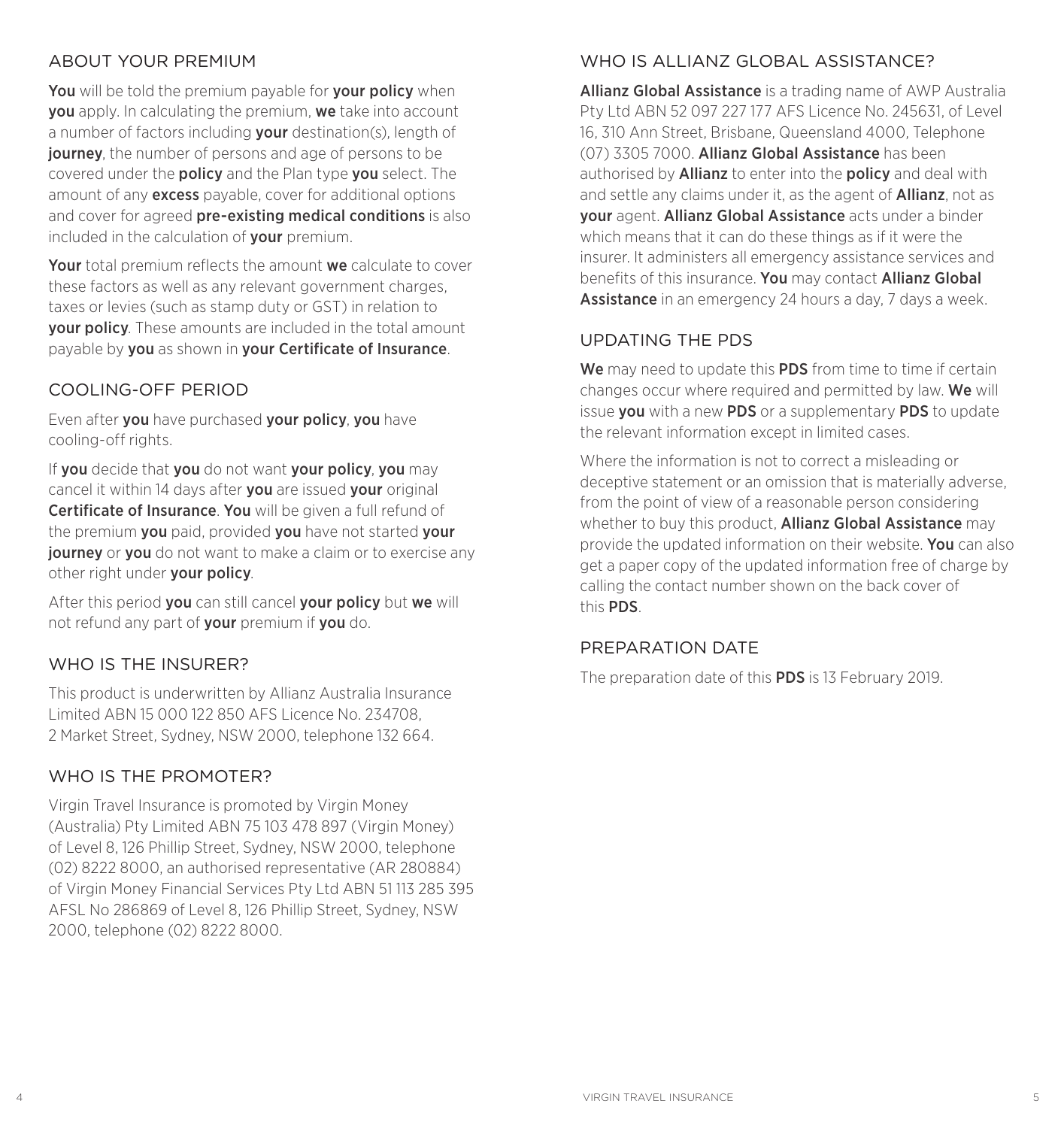## ABOUT YOUR PREMIUM

**You** will be told the premium payable for **your policy** when **you** apply. In calculating the premium, **we** take into account a number of factors including **your** destination(s), length of **journey**, the number of persons and age of persons to be covered under the **policy** and the Plan type **you** select. The amount of any **excess** payable, cover for additional options and cover for agreed **pre-existing medical conditions** is also included in the calculation of **your** premium.

**Your** total premium reflects the amount **we** calculate to cover these factors as well as any relevant government charges, taxes or levies (such as stamp duty or GST) in relation to **your policy**. These amounts are included in the total amount payable by **you** as shown in **your Certificate of Insurance**.

## COOLING-OFF PERIOD

Even after **you** have purchased **your policy**, **you** have cooling-off rights.

If **you** decide that **you** do not want **your policy**, **you** may cancel it within 14 days after **you** are issued **your** original **Certificate of Insurance**. **You** will be given a full refund of the premium **you** paid, provided **you** have not started **your journey** or **you** do not want to make a claim or to exercise any other right under **your policy**.

After this period **you** can still cancel **your policy** but **we** will not refund any part of **your** premium if **you** do.

## WHO IS THE INSURER?

This product is underwritten by Allianz Australia Insurance Limited ABN 15 000 122 850 AFS Licence No. 234708, 2 Market Street, Sydney, NSW 2000, telephone 132 664.

## WHO IS THE PROMOTER?

Virgin Travel Insurance is promoted by Virgin Money (Australia) Pty Limited ABN 75 103 478 897 (Virgin Money) of Level 8, 126 Phillip Street, Sydney, NSW 2000, telephone (02) 8222 8000, an authorised representative (AR 280884) of Virgin Money Financial Services Pty Ltd ABN 51 113 285 395 AFSL No 286869 of Level 8, 126 Phillip Street, Sydney, NSW 2000, telephone (02) 8222 8000.

## WHO IS ALLIANZ GLOBAL ASSISTANCE?

**Allianz Global Assistance** is a trading name of AWP Australia Pty Ltd ABN 52 097 227 177 AFS Licence No. 245631, of Level 16, 310 Ann Street, Brisbane, Queensland 4000, Telephone (07) 3305 7000. **Allianz Global Assistance** has been authorised by **Allianz** to enter into the **policy** and deal with and settle any claims under it, as the agent of **Allianz**, not as **your** agent. **Allianz Global Assistance** acts under a binder which means that it can do these things as if it were the insurer. It administers all emergency assistance services and benefits of this insurance. **You** may contact **Allianz Global Assistance** in an emergency 24 hours a day, 7 days a week.

## UPDATING THE PDS

**We** may need to update this **PDS** from time to time if certain changes occur where required and permitted by law. **We** will issue **you** with a new **PDS** or a supplementary **PDS** to update the relevant information except in limited cases.

Where the information is not to correct a misleading or deceptive statement or an omission that is materially adverse, from the point of view of a reasonable person considering whether to buy this product, **Allianz Global Assistance** may provide the updated information on their website. **You** can also get a paper copy of the updated information free of charge by calling the contact number shown on the back cover of this **PDS**.

## PREPARATION DATE

The preparation date of this **PDS** is 13 February 2019.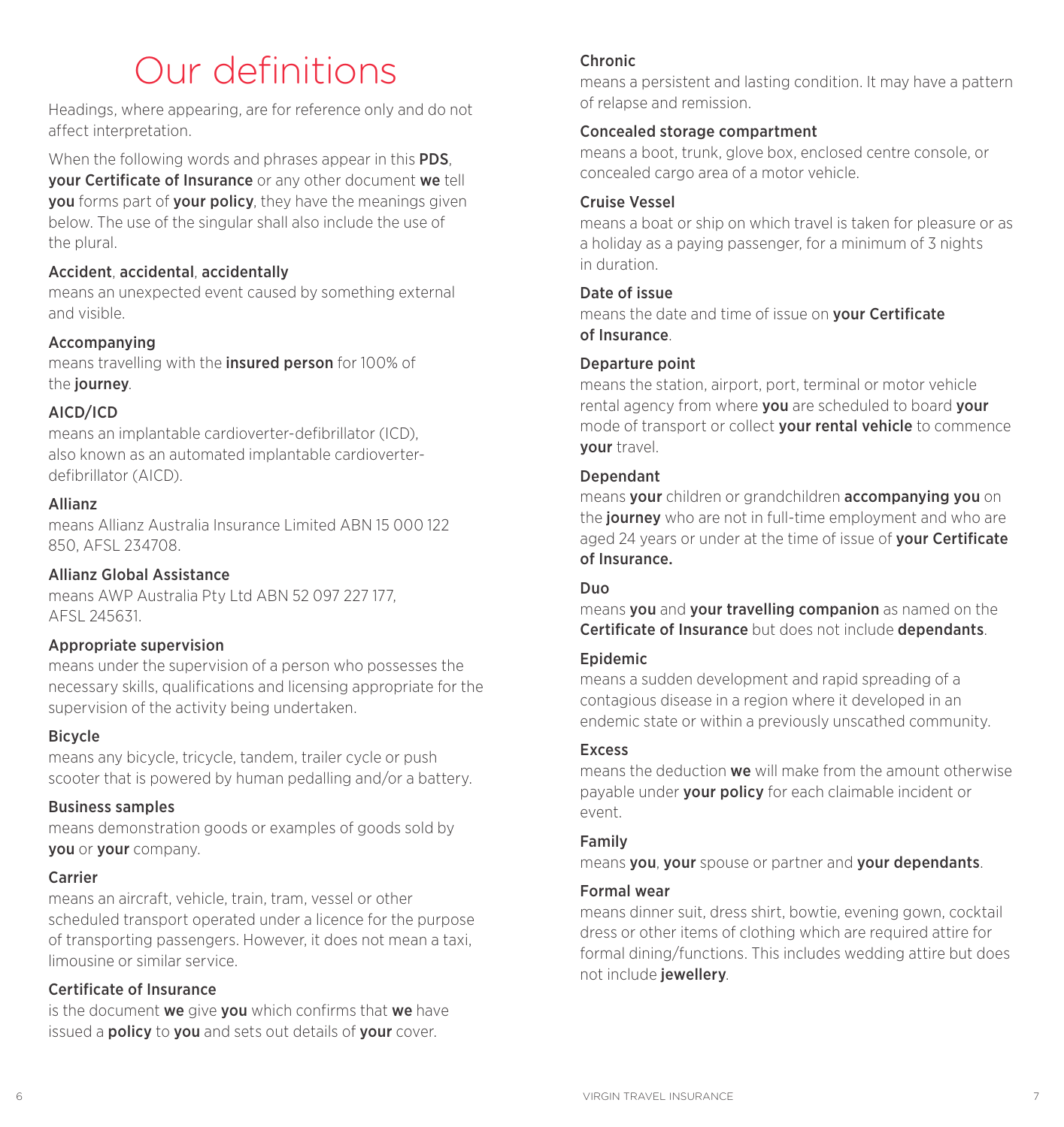# Our definitions

Headings, where appearing, are for reference only and do not affect interpretation.

When the following words and phrases appear in this **PDS**, **your Certificate of Insurance** or any other document **we** tell **you** forms part of **your policy**, they have the meanings given below. The use of the singular shall also include the use of the plural.

### Accident, accidental, accidentally

means an unexpected event caused by something external and visible.

### Accompanying

means travelling with the **insured person** for 100% of the **journey**.

### AICD/ICD

means an implantable cardioverter-defibrillator (ICD), also known as an automated implantable cardioverter-defibrillator (AICD).

### Allianz

means Allianz Australia Insurance Limited ABN 15 000 122 850, AFSL 234708.

### Allianz Global Assistance

means AWP Australia Pty Ltd ABN 52 097 227 177, AFSL 245631.

### Appropriate supervision

means under the supervision of a person who possesses the necessary skills, qualifications and licensing appropriate for the supervision of the activity being undertaken.

### Bicycle

means any bicycle, tricycle, tandem, trailer cycle or push scooter that is powered by human pedalling and/or a battery.

### Business samples

means demonstration goods or examples of goods sold by **you** or **your** company.

### Carrier

means an aircraft, vehicle, train, tram, vessel or other scheduled transport operated under a licence for the purpose of transporting passengers. However, it does not mean a taxi, limousine or similar service.

### Certificate of Insurance

is the document **we** give **you** which confirms that **we** have issued a **policy** to **you** and sets out details of **your** cover.

### Chronic

means a persistent and lasting condition. It may have a pattern of relapse and remission.

### Concealed storage compartment

means a boot, trunk, glove box, enclosed centre console, or concealed cargo area of a motor vehicle.

### Cruise Vessel

means a boat or ship on which travel is taken for pleasure or as a holiday as a paying passenger, for a minimum of 3 nights in duration.

### Date of issue

means the date and time of issue on **your Certificate of Insurance**.

### Departure point

means the station, airport, port, terminal or motor vehicle rental agency from where **you** are scheduled to board **your** mode of transport or collect **your rental vehicle** to commence **your** travel.

### Dependant

means **your** children or grandchildren **accompanying you** on the **journey** who are not in full-time employment and who are aged 24 years or under at the time of issue of **your Certificate of Insurance.**

### Duo

means **you** and **your travelling companion** as named on the **Certificate of Insurance** but does not include **dependants**.

### Epidemic

means a sudden development and rapid spreading of a contagious disease in a region where it developed in an endemic state or within a previously unscathed community.

### Excess

means the deduction **we** will make from the amount otherwise payable under **your policy** for each claimable incident or event.

### Family

means **you**, **your** spouse or partner and **your dependants**.

### Formal wear

means dinner suit, dress shirt, bowtie, evening gown, cocktail dress or other items of clothing which are required attire for formal dining/functions. This includes wedding attire but does not include **jewellery**.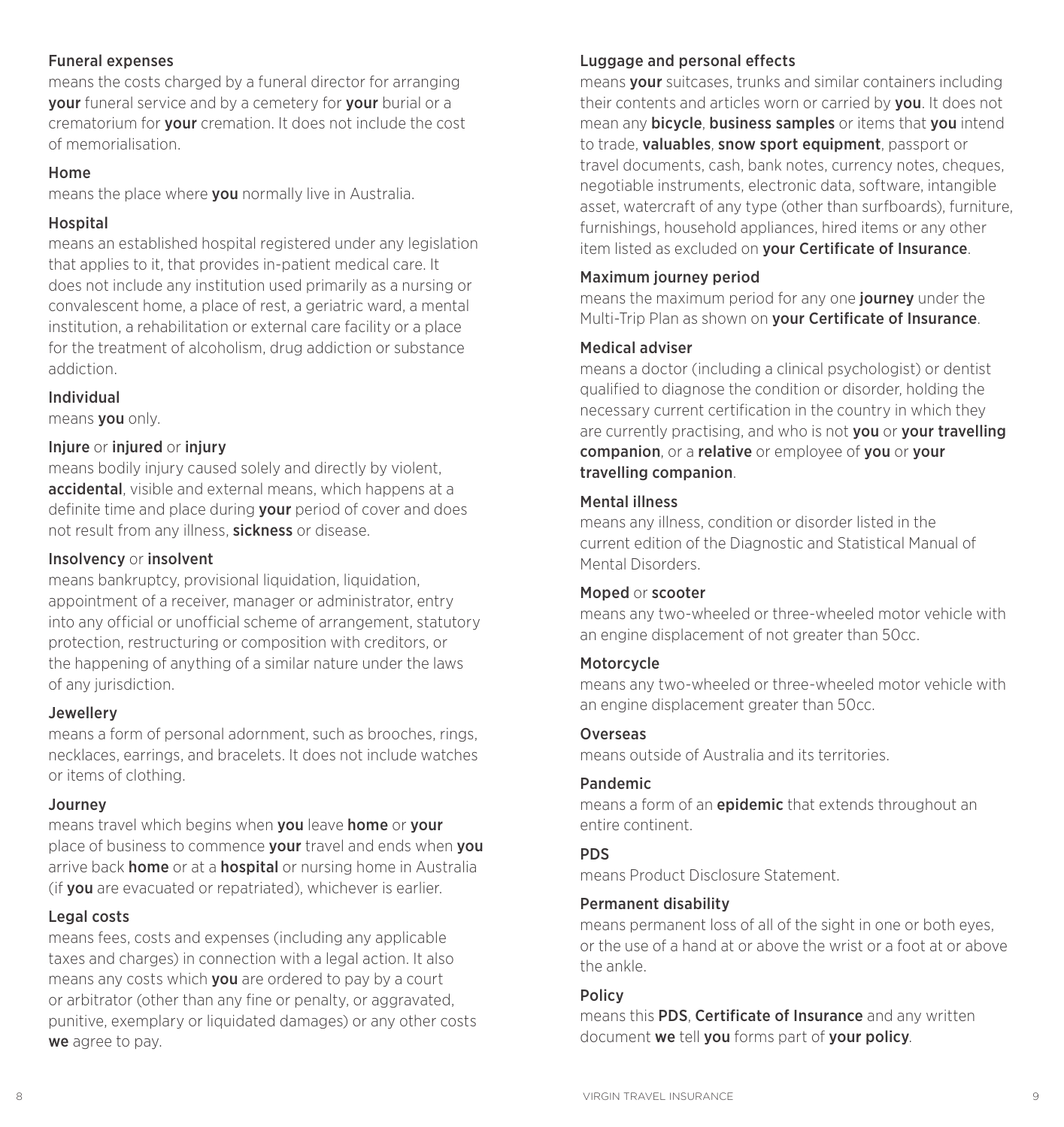### Funeral expenses

means the costs charged by a funeral director for arranging **your** funeral service and by a cemetery for **your** burial or a crematorium for **your** cremation. It does not include the cost of memorialisation.

### Home

means the place where **you** normally live in Australia.

### Hospital

means an established hospital registered under any legislation that applies to it, that provides in-patient medical care. It does not include any institution used primarily as a nursing or convalescent home, a place of rest, a geriatric ward, a mental institution, a rehabilitation or external care facility or a place for the treatment of alcoholism, drug addiction or substance addiction.

### Individual

means **you** only.

### Injure or injured or injury

means bodily injury caused solely and directly by violent, **accidental**, visible and external means, which happens at a definite time and place during **your** period of cover and does not result from any illness, **sickness** or disease.

### Insolvency or insolvent

means bankruptcy, provisional liquidation, liquidation, appointment of a receiver, manager or administrator, entry into any official or unofficial scheme of arrangement, statutory protection, restructuring or composition with creditors, or the happening of anything of a similar nature under the laws of any jurisdiction.

### Jewellery

means a form of personal adornment, such as brooches, rings, necklaces, earrings, and bracelets. It does not include watches or items of clothing.

### Journey

means travel which begins when **you** leave **home** or **your** place of business to commence **your** travel and ends when **you** arrive back **home** or at a **hospital** or nursing home in Australia (if **you** are evacuated or repatriated), whichever is earlier.

### Legal costs

means fees, costs and expenses (including any applicable taxes and charges) in connection with a legal action. It also means any costs which **you** are ordered to pay by a court or arbitrator (other than any fine or penalty, or aggravated, punitive, exemplary or liquidated damages) or any other costs **we** agree to pay.

### Luggage and personal effects

means **your** suitcases, trunks and similar containers including their contents and articles worn or carried by **you**. It does not mean any **bicycle**, **business samples** or items that **you** intend to trade, **valuables**, **snow sport equipment**, passport or travel documents, cash, bank notes, currency notes, cheques, negotiable instruments, electronic data, software, intangible asset, watercraft of any type (other than surfboards), furniture, furnishings, household appliances, hired items or any other item listed as excluded on **your Certificate of Insurance**.

### Maximum journey period

means the maximum period for any one **journey** under the Multi-Trip Plan as shown on **your Certificate of Insurance**.

### Medical adviser

means a doctor (including a clinical psychologist) or dentist qualified to diagnose the condition or disorder, holding the necessary current certification in the country in which they are currently practising, and who is not **you** or **your travelling companion**, or a **relative** or employee of **you** or **your travelling companion**.

### Mental illness

means any illness, condition or disorder listed in the current edition of the Diagnostic and Statistical Manual of Mental Disorders.

### Moped or scooter

means any two-wheeled or three-wheeled motor vehicle with an engine displacement of not greater than 50cc.

### Motorcycle

means any two-wheeled or three-wheeled motor vehicle with an engine displacement greater than 50cc.

### Overseas

means outside of Australia and its territories.

### Pandemic

means a form of an **epidemic** that extends throughout an entire continent.

### PDS

means Product Disclosure Statement.

### Permanent disability

means permanent loss of all of the sight in one or both eyes, or the use of a hand at or above the wrist or a foot at or above the ankle.

### Policy

means this **PDS**, **Certificate of Insurance** and any written document **we** tell **you** forms part of **your policy**.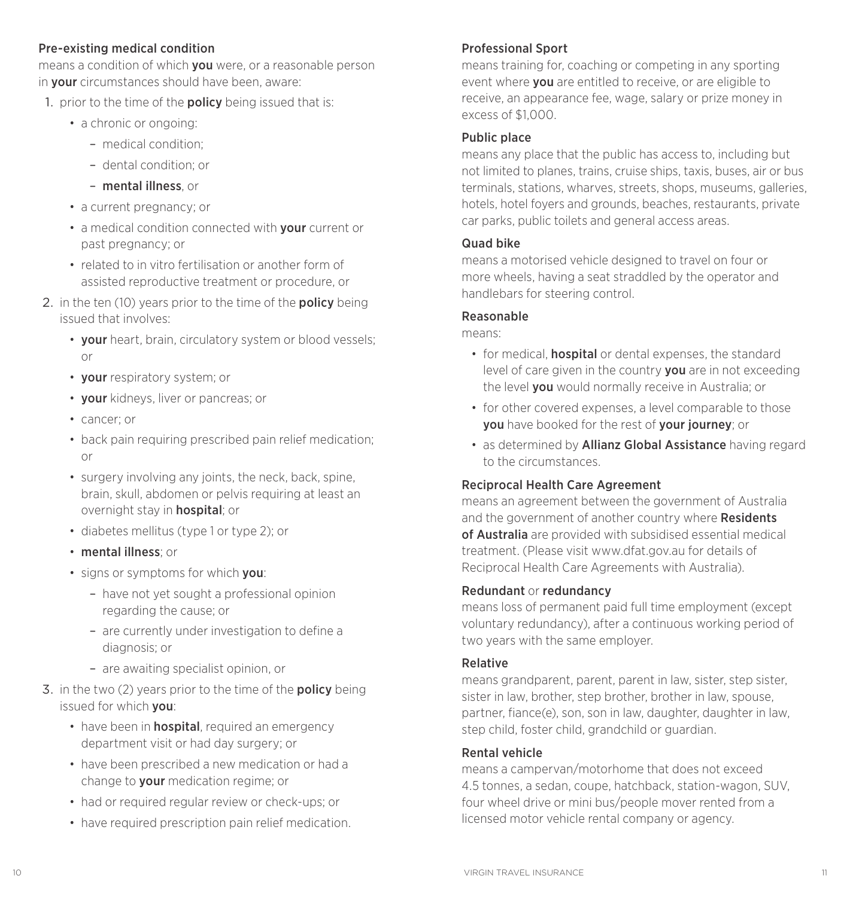### Pre-existing medical condition

means a condition of which **you** were, or a reasonable person in **your** circumstances should have been, aware:

1. prior to the time of the **policy** being issued that is:
   - a chronic or ongoing:
     - medical condition;
     - dental condition; or
     - **mental illness**, or
   - a current pregnancy; or
   - a medical condition connected with **your** current or past pregnancy; or
   - related to in vitro fertilisation or another form of assisted reproductive treatment or procedure, or
2. in the ten (10) years prior to the time of the **policy** being issued that involves:
   - **your** heart, brain, circulatory system or blood vessels; or
   - **your** respiratory system; or
   - **your** kidneys, liver or pancreas; or
   - cancer; or
   - back pain requiring prescribed pain relief medication; or
   - surgery involving any joints, the neck, back, spine, brain, skull, abdomen or pelvis requiring at least an overnight stay in **hospital**; or
   - diabetes mellitus (type 1 or type 2); or
   - **mental illness**; or
   - signs or symptoms for which **you**:
     - have not yet sought a professional opinion regarding the cause; or
     - are currently under investigation to define a diagnosis; or
     - are awaiting specialist opinion, or
3. in the two (2) years prior to the time of the **policy** being issued for which **you**:
   - have been in **hospital**, required an emergency department visit or had day surgery; or
   - have been prescribed a new medication or had a change to **your** medication regime; or
   - had or required regular review or check-ups; or
   - have required prescription pain relief medication.

### Professional Sport

means training for, coaching or competing in any sporting event where **you** are entitled to receive, or are eligible to receive, an appearance fee, wage, salary or prize money in excess of $1,000.

### Public place

means any place that the public has access to, including but not limited to planes, trains, cruise ships, taxis, buses, air or bus terminals, stations, wharves, streets, shops, museums, galleries, hotels, hotel foyers and grounds, beaches, restaurants, private car parks, public toilets and general access areas.

### Quad bike

means a motorised vehicle designed to travel on four or more wheels, having a seat straddled by the operator and handlebars for steering control.

### Reasonable

means:

- for medical, **hospital** or dental expenses, the standard level of care given in the country **you** are in not exceeding the level **you** would normally receive in Australia; or
- for other covered expenses, a level comparable to those **you** have booked for the rest of **your journey**; or
- as determined by **Allianz Global Assistance** having regard to the circumstances.

### Reciprocal Health Care Agreement

means an agreement between the government of Australia and the government of another country where **Residents of Australia** are provided with subsidised essential medical treatment. (Please visit www.dfat.gov.au for details of Reciprocal Health Care Agreements with Australia).

### Redundant or redundancy

means loss of permanent paid full time employment (except voluntary redundancy), after a continuous working period of two years with the same employer.

### Relative

means grandparent, parent, parent in law, sister, step sister, sister in law, brother, step brother, brother in law, spouse, partner, fiance(e), son, son in law, daughter, daughter in law, step child, foster child, grandchild or guardian.

### Rental vehicle

means a campervan/motorhome that does not exceed 4.5 tonnes, a sedan, coupe, hatchback, station-wagon, SUV, four wheel drive or mini bus/people mover rented from a licensed motor vehicle rental company or agency.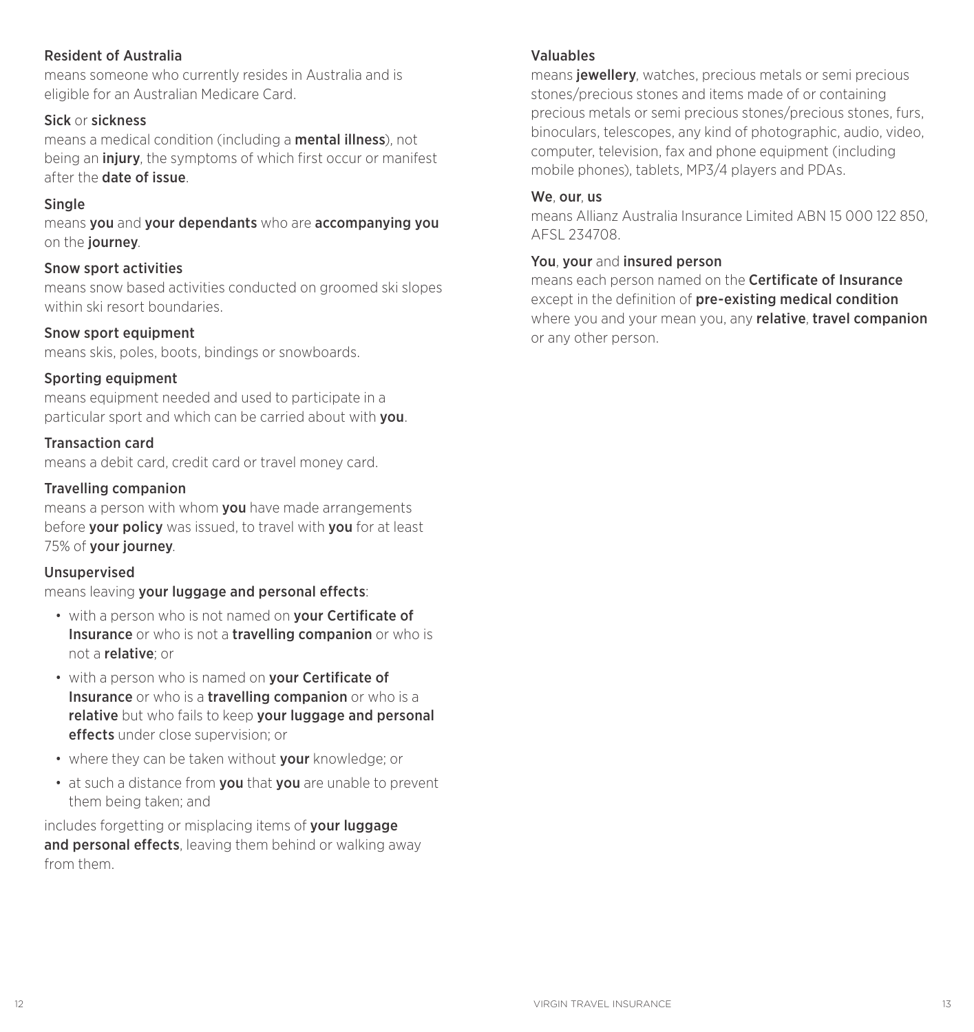### Resident of Australia

means someone who currently resides in Australia and is eligible for an Australian Medicare Card.

### Sick or sickness

means a medical condition (including a **mental illness**), not being an **injury**, the symptoms of which first occur or manifest after the **date of issue**.

### Single

means **you** and **your dependants** who are **accompanying you** on the **journey**.

### Snow sport activities

means snow based activities conducted on groomed ski slopes within ski resort boundaries.

### Snow sport equipment

means skis, poles, boots, bindings or snowboards.

### Sporting equipment

means equipment needed and used to participate in a particular sport and which can be carried about with **you**.

### Transaction card

means a debit card, credit card or travel money card.

### Travelling companion

means a person with whom **you** have made arrangements before **your policy** was issued, to travel with **you** for at least 75% of **your journey**.

### Unsupervised

means leaving **your luggage and personal effects**:

- with a person who is not named on **your Certificate of Insurance** or who is not a **travelling companion** or who is not a **relative**; or
- with a person who is named on **your Certificate of Insurance** or who is a **travelling companion** or who is a **relative** but who fails to keep **your luggage and personal effects** under close supervision; or
- where they can be taken without **your** knowledge; or
- at such a distance from **you** that **you** are unable to prevent them being taken; and

includes forgetting or misplacing items of **your luggage and personal effects**, leaving them behind or walking away from them.

### Valuables

means **jewellery**, watches, precious metals or semi precious stones/precious stones and items made of or containing precious metals or semi precious stones/precious stones, furs, binoculars, telescopes, any kind of photographic, audio, video, computer, television, fax and phone equipment (including mobile phones), tablets, MP3/4 players and PDAs.

### We, our, us

means Allianz Australia Insurance Limited ABN 15 000 122 850, AFSL 234708.

### You, your and insured person

means each person named on the **Certificate of Insurance** except in the definition of **pre-existing medical condition** where you and your mean you, any **relative**, **travel companion** or any other person.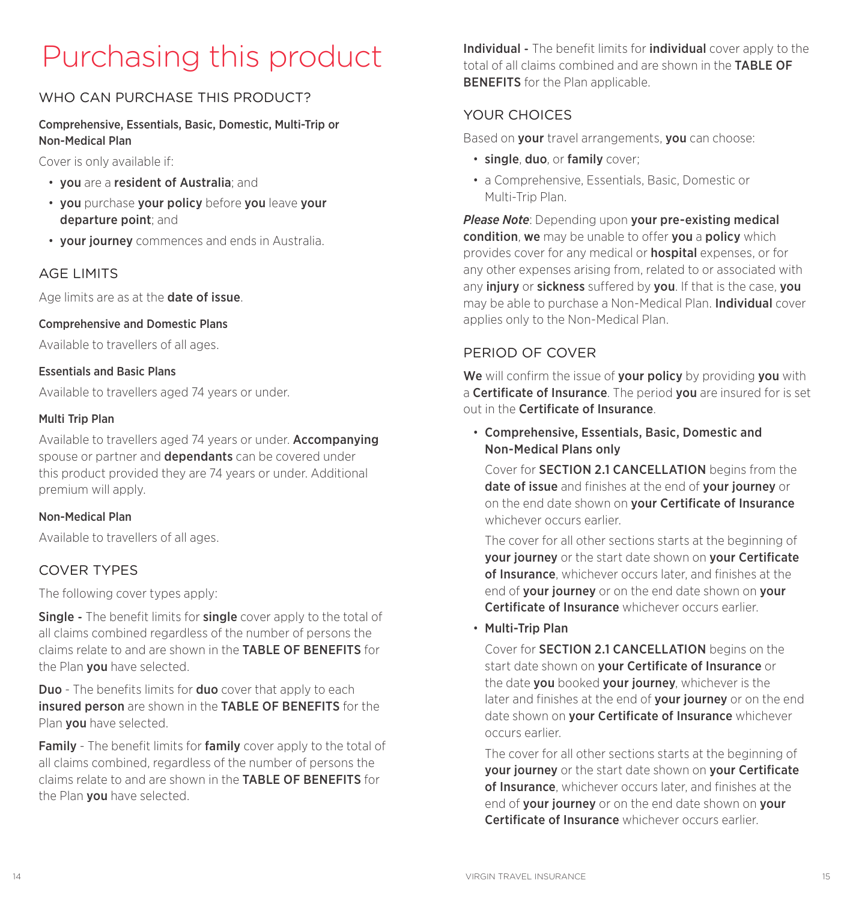# Purchasing this product

## WHO CAN PURCHASE THIS PRODUCT?

### Comprehensive, Essentials, Basic, Domestic, Multi-Trip or Non-Medical Plan

Cover is only available if:

- **you** are a **resident of Australia**; and
- **you** purchase **your policy** before **you** leave **your departure point**; and
- **your journey** commences and ends in Australia.

## AGE LIMITS

Age limits are as at the **date of issue**.

### Comprehensive and Domestic Plans

Available to travellers of all ages.

### Essentials and Basic Plans

Available to travellers aged 74 years or under.

### Multi Trip Plan

Available to travellers aged 74 years or under. **Accompanying** spouse or partner and **dependants** can be covered under this product provided they are 74 years or under. Additional premium will apply.

### Non-Medical Plan

Available to travellers of all ages.

## COVER TYPES

The following cover types apply:

**Single -** The benefit limits for **single** cover apply to the total of all claims combined regardless of the number of persons the claims relate to and are shown in the **TABLE OF BENEFITS** for the Plan **you** have selected.

**Duo** - The benefits limits for **duo** cover that apply to each **insured person** are shown in the **TABLE OF BENEFITS** for the Plan **you** have selected.

**Family** - The benefit limits for **family** cover apply to the total of all claims combined, regardless of the number of persons the claims relate to and are shown in the **TABLE OF BENEFITS** for the Plan **you** have selected.

**Individual -** The benefit limits for **individual** cover apply to the total of all claims combined and are shown in the **TABLE OF BENEFITS** for the Plan applicable.

## YOUR CHOICES

Based on **your** travel arrangements, **you** can choose:

- **single**, **duo**, or **family** cover;
- a Comprehensive, Essentials, Basic, Domestic or Multi-Trip Plan.

***Please Note***: Depending upon **your pre-existing medical condition**, **we** may be unable to offer **you** a **policy** which provides cover for any medical or **hospital** expenses, or for any other expenses arising from, related to or associated with any **injury** or **sickness** suffered by **you**. If that is the case, **you** may be able to purchase a Non-Medical Plan. **Individual** cover applies only to the Non-Medical Plan.

## PERIOD OF COVER

**We** will confirm the issue of **your policy** by providing **you** with a **Certificate of Insurance**. The period **you** are insured for is set out in the **Certificate of Insurance**.

- **Comprehensive, Essentials, Basic, Domestic and Non-Medical Plans only**

  Cover for **SECTION 2.1 CANCELLATION** begins from the **date of issue** and finishes at the end of **your journey** or on the end date shown on **your Certificate of Insurance** whichever occurs earlier.

  The cover for all other sections starts at the beginning of **your journey** or the start date shown on **your Certificate of Insurance**, whichever occurs later, and finishes at the end of **your journey** or on the end date shown on **your Certificate of Insurance** whichever occurs earlier.

- **Multi-Trip Plan**

  Cover for **SECTION 2.1 CANCELLATION** begins on the start date shown on **your Certificate of Insurance** or the date **you** booked **your journey**, whichever is the later and finishes at the end of **your journey** or on the end date shown on **your Certificate of Insurance** whichever occurs earlier.

  The cover for all other sections starts at the beginning of **your journey** or the start date shown on **your Certificate of Insurance**, whichever occurs later, and finishes at the end of **your journey** or on the end date shown on **your Certificate of Insurance** whichever occurs earlier.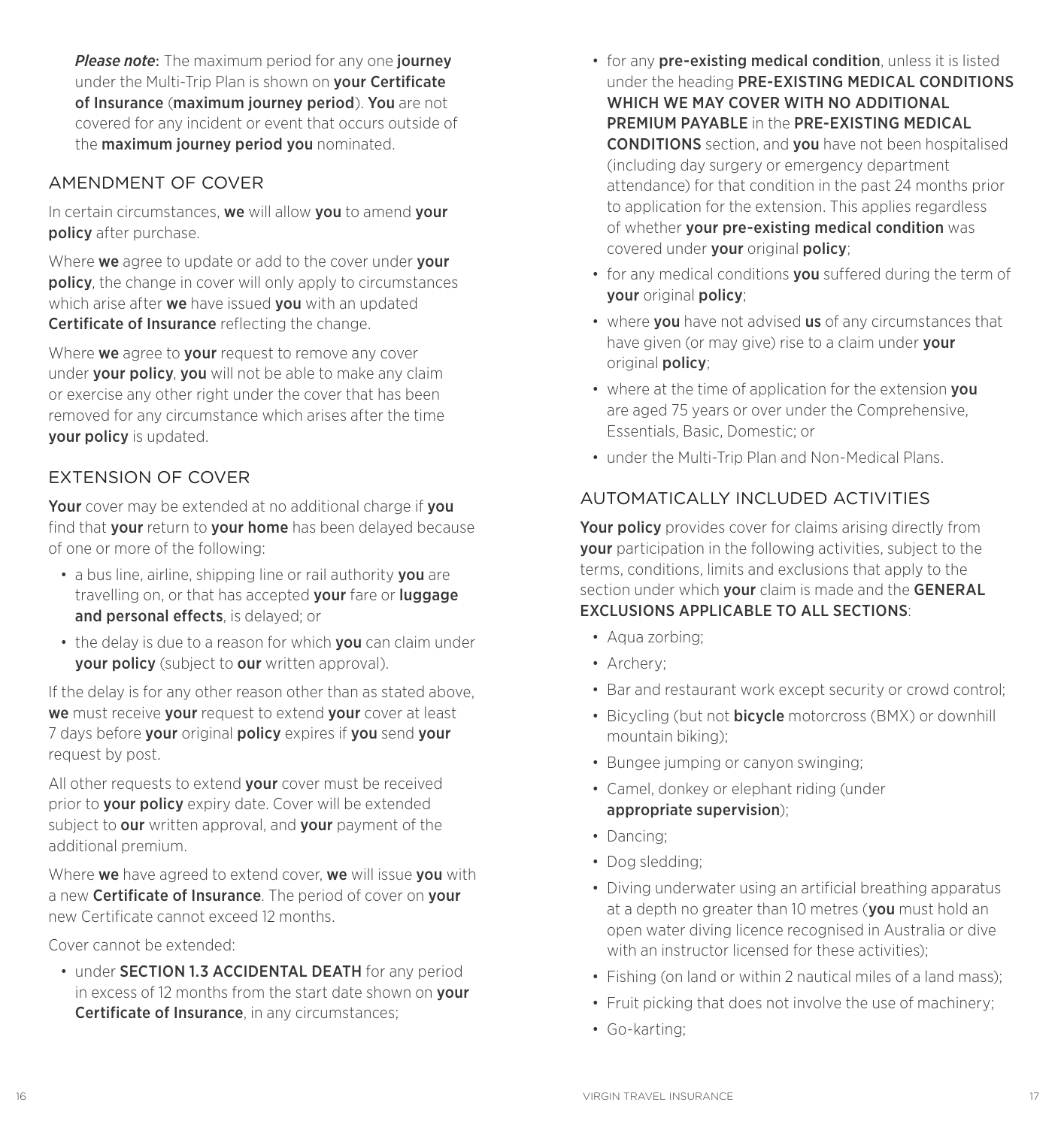*Please note*: The maximum period for any one **journey** under the Multi-Trip Plan is shown on **your Certificate of Insurance** (**maximum journey period**). **You** are not covered for any incident or event that occurs outside of the **maximum journey period you** nominated.

## AMENDMENT OF COVER

In certain circumstances, **we** will allow **you** to amend **your policy** after purchase.

Where **we** agree to update or add to the cover under **your policy**, the change in cover will only apply to circumstances which arise after **we** have issued **you** with an updated **Certificate of Insurance** reflecting the change.

Where **we** agree to **your** request to remove any cover under **your policy**, **you** will not be able to make any claim or exercise any other right under the cover that has been removed for any circumstance which arises after the time **your policy** is updated.

## EXTENSION OF COVER

**Your** cover may be extended at no additional charge if **you** find that **your** return to **your home** has been delayed because of one or more of the following:

- a bus line, airline, shipping line or rail authority **you** are travelling on, or that has accepted **your** fare or **luggage and personal effects**, is delayed; or
- the delay is due to a reason for which **you** can claim under **your policy** (subject to **our** written approval).

If the delay is for any other reason other than as stated above, **we** must receive **your** request to extend **your** cover at least 7 days before **your** original **policy** expires if **you** send **your** request by post.

All other requests to extend **your** cover must be received prior to **your policy** expiry date. Cover will be extended subject to **our** written approval, and **your** payment of the additional premium.

Where **we** have agreed to extend cover, **we** will issue **you** with a new **Certificate of Insurance**. The period of cover on **your** new Certificate cannot exceed 12 months.

Cover cannot be extended:

- under **SECTION 1.3 ACCIDENTAL DEATH** for any period in excess of 12 months from the start date shown on **your Certificate of Insurance**, in any circumstances;
- for any **pre-existing medical condition**, unless it is listed under the heading **PRE-EXISTING MEDICAL CONDITIONS WHICH WE MAY COVER WITH NO ADDITIONAL PREMIUM PAYABLE** in the **PRE-EXISTING MEDICAL CONDITIONS** section, and **you** have not been hospitalised (including day surgery or emergency department attendance) for that condition in the past 24 months prior to application for the extension. This applies regardless of whether **your pre-existing medical condition** was covered under **your** original **policy**;
- for any medical conditions **you** suffered during the term of **your** original **policy**;
- where **you** have not advised **us** of any circumstances that have given (or may give) rise to a claim under **your** original **policy**;
- where at the time of application for the extension **you** are aged 75 years or over under the Comprehensive, Essentials, Basic, Domestic; or
- under the Multi-Trip Plan and Non-Medical Plans.

## AUTOMATICALLY INCLUDED ACTIVITIES

**Your policy** provides cover for claims arising directly from **your** participation in the following activities, subject to the terms, conditions, limits and exclusions that apply to the section under which **your** claim is made and the **GENERAL EXCLUSIONS APPLICABLE TO ALL SECTIONS**:

- Aqua zorbing;
- Archery;
- Bar and restaurant work except security or crowd control;
- Bicycling (but not **bicycle** motorcross (BMX) or downhill mountain biking);
- Bungee jumping or canyon swinging;
- Camel, donkey or elephant riding (under **appropriate supervision**);
- Dancing;
- Dog sledding;
- Diving underwater using an artificial breathing apparatus at a depth no greater than 10 metres (**you** must hold an open water diving licence recognised in Australia or dive with an instructor licensed for these activities);
- Fishing (on land or within 2 nautical miles of a land mass);
- Fruit picking that does not involve the use of machinery;
- Go-karting;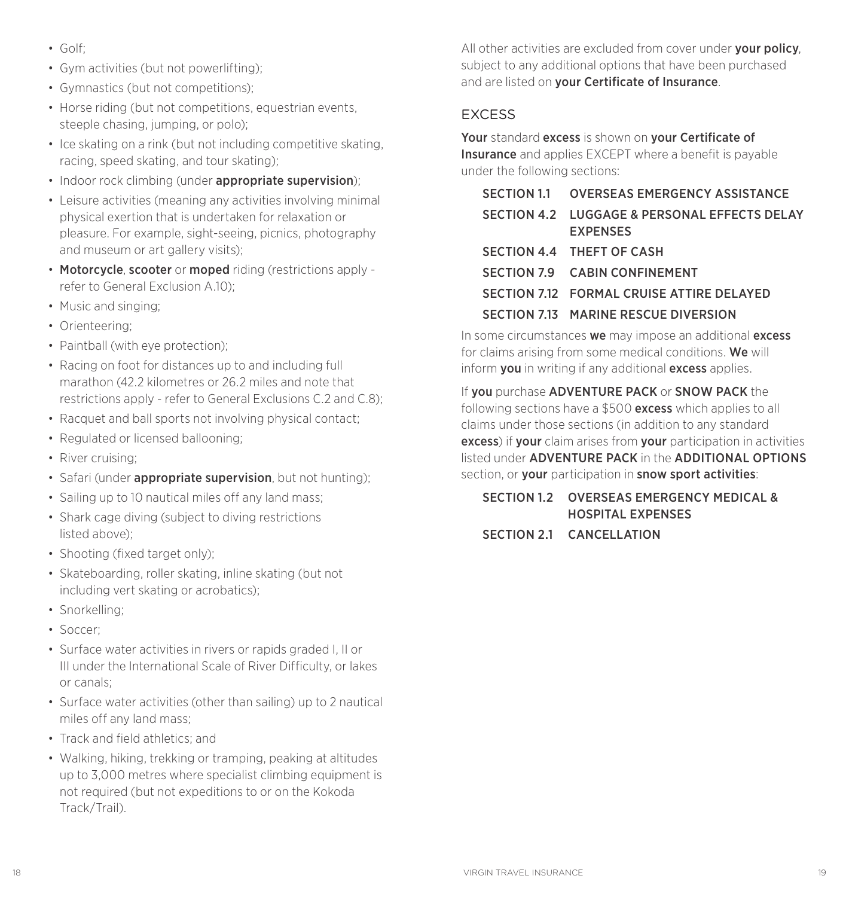- Golf;
- Gym activities (but not powerlifting);
- Gymnastics (but not competitions);
- Horse riding (but not competitions, equestrian events, steeple chasing, jumping, or polo);
- Ice skating on a rink (but not including competitive skating, racing, speed skating, and tour skating);
- Indoor rock climbing (under **appropriate supervision**);
- Leisure activities (meaning any activities involving minimal physical exertion that is undertaken for relaxation or pleasure. For example, sight-seeing, picnics, photography and museum or art gallery visits);
- **Motorcycle**, **scooter** or **moped** riding (restrictions apply - refer to General Exclusion A.10);
- Music and singing;
- Orienteering;
- Paintball (with eye protection);
- Racing on foot for distances up to and including full marathon (42.2 kilometres or 26.2 miles and note that restrictions apply - refer to General Exclusions C.2 and C.8);
- Racquet and ball sports not involving physical contact;
- Regulated or licensed ballooning;
- River cruising;
- Safari (under **appropriate supervision**, but not hunting);
- Sailing up to 10 nautical miles off any land mass;
- Shark cage diving (subject to diving restrictions listed above);
- Shooting (fixed target only);
- Skateboarding, roller skating, inline skating (but not including vert skating or acrobatics);
- Snorkelling;
- Soccer;
- Surface water activities in rivers or rapids graded I, II or III under the International Scale of River Difficulty, or lakes or canals;
- Surface water activities (other than sailing) up to 2 nautical miles off any land mass;
- Track and field athletics; and
- Walking, hiking, trekking or tramping, peaking at altitudes up to 3,000 metres where specialist climbing equipment is not required (but not expeditions to or on the Kokoda Track/Trail).

All other activities are excluded from cover under **your policy**, subject to any additional options that have been purchased and are listed on **your Certificate of Insurance**.

## EXCESS

**Your** standard **excess** is shown on **your Certificate of Insurance** and applies EXCEPT where a benefit is payable under the following sections:

| | |
|---|---|
| SECTION 1.1 | OVERSEAS EMERGENCY ASSISTANCE |
| SECTION 4.2 | LUGGAGE & PERSONAL EFFECTS DELAY EXPENSES |
| SECTION 4.4 | THEFT OF CASH |
| SECTION 7.9 | CABIN CONFINEMENT |
| SECTION 7.12 | FORMAL CRUISE ATTIRE DELAYED |
| SECTION 7.13 | MARINE RESCUE DIVERSION |

In some circumstances **we** may impose an additional **excess** for claims arising from some medical conditions. **We** will inform **you** in writing if any additional **excess** applies.

If **you** purchase **ADVENTURE PACK** or **SNOW PACK** the following sections have a $500 **excess** which applies to all claims under those sections (in addition to any standard **excess**) if **your** claim arises from **your** participation in activities listed under **ADVENTURE PACK** in the **ADDITIONAL OPTIONS** section, or **your** participation in **snow sport activities**:

| | |
|---|---|
| SECTION 1.2 | OVERSEAS EMERGENCY MEDICAL & HOSPITAL EXPENSES |
| SECTION 2.1 | CANCELLATION |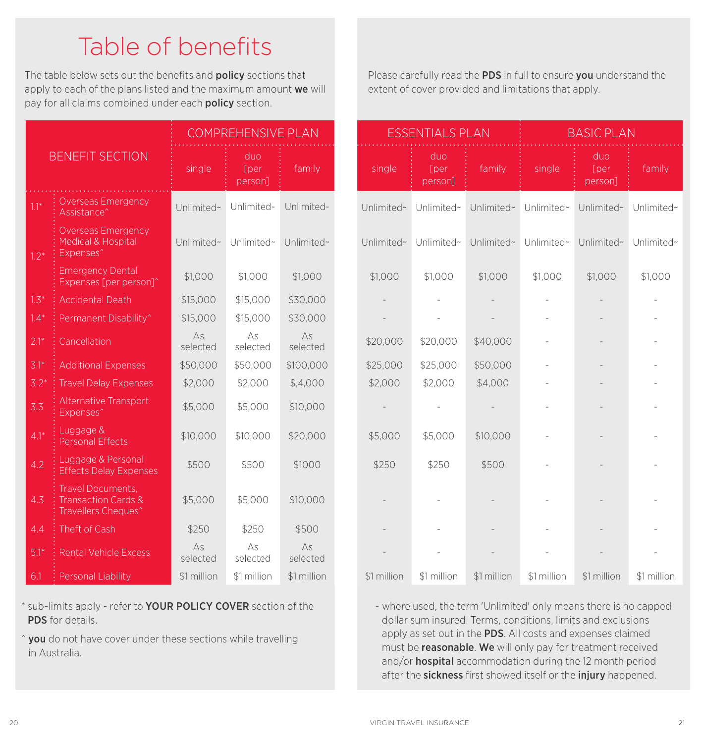# Table of benefits

The table below sets out the benefits and **policy** sections that apply to each of the plans listed and the maximum amount **we** will pay for all claims combined under each **policy** section.

Please carefully read the **PDS** in full to ensure **you** understand the extent of cover provided and limitations that apply.

| BENEFIT SECTION | | COMPREHENSIVE PLAN | | | ESSENTIALS PLAN | | | BASIC PLAN | | |
|---|---|---|---|---|---|---|---|---|---|---|
| | | single | duo [per person] | family | single | duo [per person] | family | single | duo [per person] | family |
| 1.1* | Overseas Emergency Assistance^ | Unlimited~ | Unlimited~ | Unlimited~ | Unlimited~ | Unlimited~ | Unlimited~ | Unlimited~ | Unlimited~ | Unlimited~ |
| 1.2* | Overseas Emergency Medical & Hospital Expenses^ | Unlimited~ | Unlimited~ | Unlimited~ | Unlimited~ | Unlimited~ | Unlimited~ | Unlimited~ | Unlimited~ | Unlimited~ |
| | Emergency Dental Expenses [per person]^ | $1,000 | $1,000 | $1,000 | $1,000 | $1,000 | $1,000 | $1,000 | $1,000 | $1,000 |
| 1.3* | Accidental Death | $15,000 | $15,000 | $30,000 | - | - | - | - | - | - |
| 1.4* | Permanent Disability^ | $15,000 | $15,000 | $30,000 | - | - | - | - | - | - |
| 2.1* | Cancellation | As selected | As selected | As selected | $20,000 | $20,000 | $40,000 | - | - | - |
| 3.1* | Additional Expenses | $50,000 | $50,000 | $100,000 | $25,000 | $25,000 | $50,000 | - | - | - |
| 3.2* | Travel Delay Expenses | $2,000 | $2,000 | $,4,000 | $2,000 | $2,000 | $4,000 | - | - | - |
| 3.3 | Alternative Transport Expenses^ | $5,000 | $5,000 | $10,000 | - | - | - | - | - | - |
| 4.1* | Luggage & Personal Effects | $10,000 | $10,000 | $20,000 | $5,000 | $5,000 | $10,000 | - | - | - |
| 4.2 | Luggage & Personal Effects Delay Expenses | $500 | $500 | $1000 | $250 | $250 | $500 | - | - | - |
| 4.3 | Travel Documents, Transaction Cards & Travellers Cheques^ | $5,000 | $5,000 | $10,000 | - | - | - | - | - | - |
| 4.4 | Theft of Cash | $250 | $250 | $500 | - | - | - | - | - | - |
| 5.1* | Rental Vehicle Excess | As selected | As selected | As selected | - | - | - | - | - | - |
| 6.1 | Personal Liability | $1 million | $1 million | $1 million | $1 million | $1 million | $1 million | $1 million | $1 million | $1 million |

\* sub-limits apply - refer to **YOUR POLICY COVER** section of the **PDS** for details.

^ **you** do not have cover under these sections while travelling in Australia.

~ where used, the term 'Unlimited' only means there is no capped dollar sum insured. Terms, conditions, limits and exclusions apply as set out in the **PDS**. All costs and expenses claimed must be **reasonable**. **We** will only pay for treatment received and/or **hospital** accommodation during the 12 month period after the **sickness** first showed itself or the **injury** happened.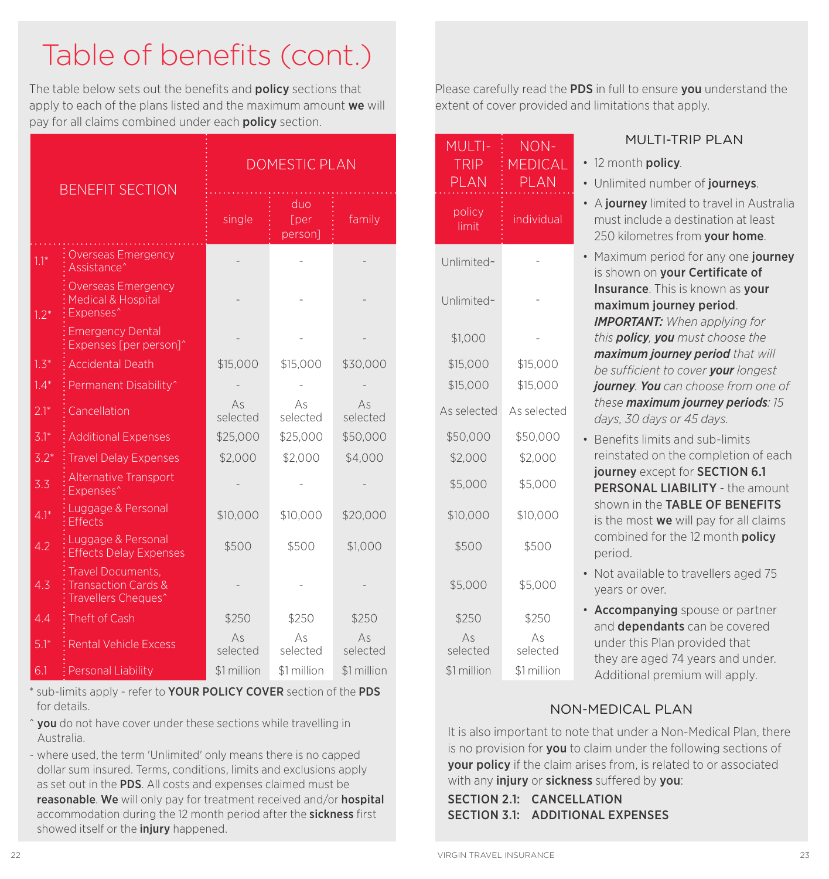# Table of benefits (cont.)

The table below sets out the benefits and **policy** sections that apply to each of the plans listed and the maximum amount **we** will pay for all claims combined under each **policy** section.

Please carefully read the **PDS** in full to ensure **you** understand the extent of cover provided and limitations that apply.

| | BENEFIT SECTION | DOMESTIC PLAN | | | MULTI-TRIP PLAN | NON-MEDICAL PLAN |
|---|---|---|---|---|---|---|
| | | single | duo [per person] | family | policy limit | individual |
| 1.1* | Overseas Emergency Assistance^ | - | - | - | Unlimited~ | - |
| 1.2* | Overseas Emergency Medical & Hospital Expenses^ | - | - | - | Unlimited~ | - |
| | Emergency Dental Expenses [per person]^ | - | - | - | $1,000 | - |
| 1.3* | Accidental Death | $15,000 | $15,000 | $30,000 | $15,000 | $15,000 |
| 1.4* | Permanent Disability^ | - | - | - | $15,000 | $15,000 |
| 2.1* | Cancellation | As selected | As selected | As selected | As selected | As selected |
| 3.1* | Additional Expenses | $25,000 | $25,000 | $50,000 | $50,000 | $50,000 |
| 3.2* | Travel Delay Expenses | $2,000 | $2,000 | $4,000 | $2,000 | $2,000 |
| 3.3 | Alternative Transport Expenses^ | - | - | - | $5,000 | $5,000 |
| 4.1* | Luggage & Personal Effects | $10,000 | $10,000 | $20,000 | $10,000 | $10,000 |
| 4.2 | Luggage & Personal Effects Delay Expenses | $500 | $500 | $1,000 | $500 | $500 |
| 4.3 | Travel Documents, Transaction Cards & Travellers Cheques^ | - | - | - | $5,000 | $5,000 |
| 4.4 | Theft of Cash | $250 | $250 | $250 | $250 | $250 |
| 5.1* | Rental Vehicle Excess | As selected | As selected | As selected | As selected | As selected |
| 6.1 | Personal Liability | $1 million | $1 million | $1 million | $1 million | $1 million |

\* sub-limits apply - refer to **YOUR POLICY COVER** section of the **PDS** for details.

^ **you** do not have cover under these sections while travelling in Australia.

~ where used, the term 'Unlimited' only means there is no capped dollar sum insured. Terms, conditions, limits and exclusions apply as set out in the **PDS**. All costs and expenses claimed must be **reasonable**. **We** will only pay for treatment received and/or **hospital** accommodation during the 12 month period after the **sickness** first showed itself or the **injury** happened.

## MULTI-TRIP PLAN

- 12 month **policy**.
- Unlimited number of **journeys**.
- A **journey** limited to travel in Australia must include a destination at least 250 kilometres from **your home**.
- Maximum period for any one **journey** is shown on **your Certificate of Insurance**. This is known as **your maximum journey period**. ***IMPORTANT:*** *When applying for this* ***policy***, ***you*** *must choose the* ***maximum journey period*** *that will be sufficient to cover* ***your*** *longest* ***journey***. ***You*** *can choose from one of these* ***maximum journey periods****: 15 days, 30 days or 45 days.*
- Benefits limits and sub-limits reinstated on the completion of each **journey** except for **SECTION 6.1 PERSONAL LIABILITY** - the amount shown in the **TABLE OF BENEFITS** is the most **we** will pay for all claims combined for the 12 month **policy** period.
- Not available to travellers aged 75 years or over.
- **Accompanying** spouse or partner and **dependants** can be covered under this Plan provided that they are aged 74 years and under. Additional premium will apply.

## NON-MEDICAL PLAN

It is also important to note that under a Non-Medical Plan, there is no provision for **you** to claim under the following sections of **your policy** if the claim arises from, is related to or associated with any **injury** or **sickness** suffered by **you**:

**SECTION 2.1: CANCELLATION**
**SECTION 3.1: ADDITIONAL EXPENSES**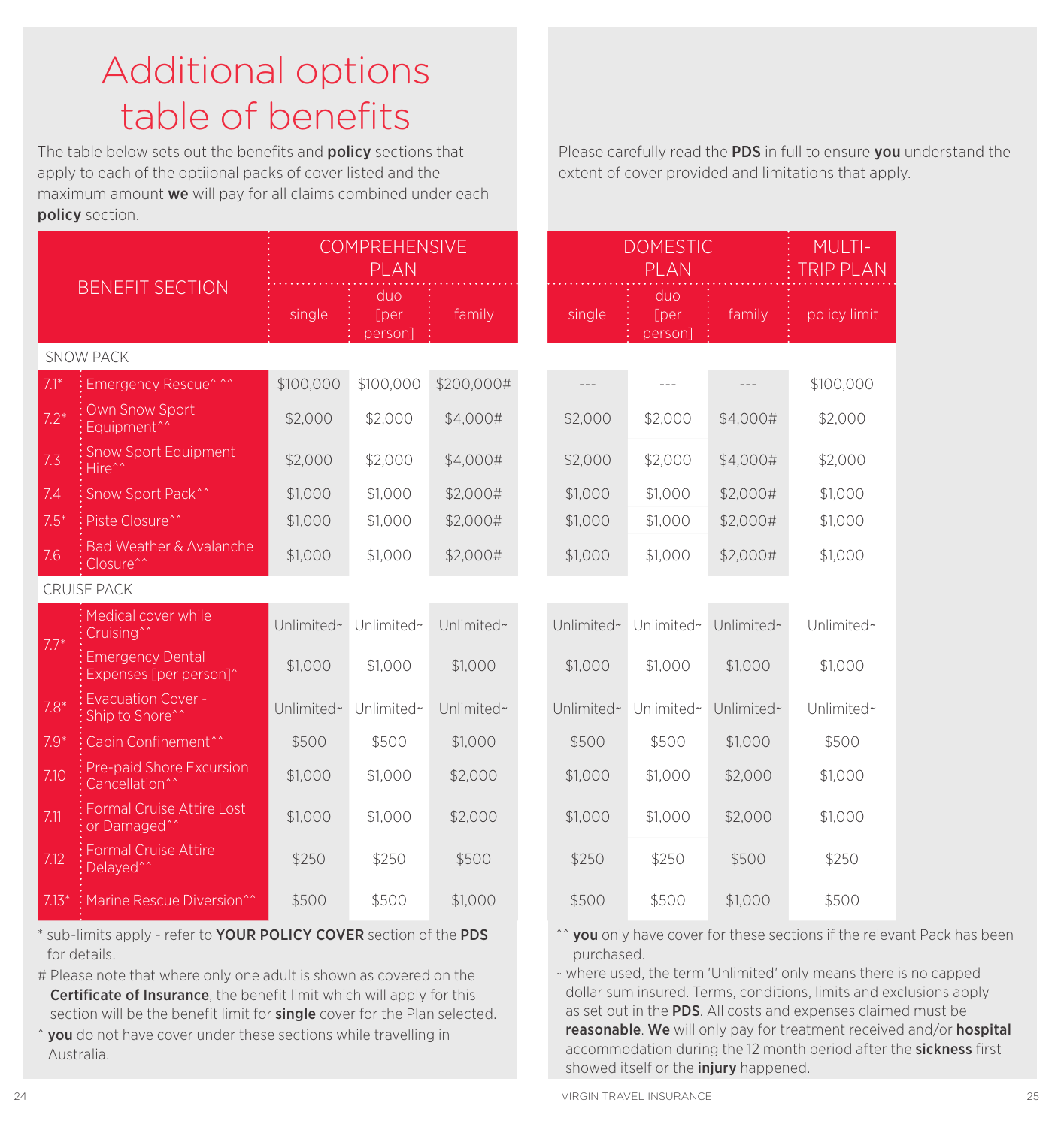# Additional options table of benefits

The table below sets out the benefits and **policy** sections that apply to each of the optiional packs of cover listed and the maximum amount **we** will pay for all claims combined under each **policy** section.

Please carefully read the **PDS** in full to ensure **you** understand the extent of cover provided and limitations that apply.

| BENEFIT SECTION | | COMPREHENSIVE PLAN | | | DOMESTIC PLAN | | | MULTI-TRIP PLAN |
|---|---|---|---|---|---|---|---|---|
| | | single | duo [per person] | family | single | duo [per person] | family | policy limit |
| SNOW PACK | | | | | | | | |
| 7.1* | Emergency Rescue^ ^^ | $100,000 | $100,000 | $200,000# | --- | --- | --- | $100,000 |
| 7.2* | Own Snow Sport Equipment^^ | $2,000 | $2,000 | $4,000# | $2,000 | $2,000 | $4,000# | $2,000 |
| 7.3 | Snow Sport Equipment Hire^^ | $2,000 | $2,000 | $4,000# | $2,000 | $2,000 | $4,000# | $2,000 |
| 7.4 | Snow Sport Pack^^ | $1,000 | $1,000 | $2,000# | $1,000 | $1,000 | $2,000# | $1,000 |
| 7.5* | Piste Closure^^ | $1,000 | $1,000 | $2,000# | $1,000 | $1,000 | $2,000# | $1,000 |
| 7.6 | Bad Weather & Avalanche Closure^^ | $1,000 | $1,000 | $2,000# | $1,000 | $1,000 | $2,000# | $1,000 |
| CRUISE PACK | | | | | | | | |
| 7.7* | Medical cover while Cruising^^ | Unlimited~ | Unlimited~ | Unlimited~ | Unlimited~ | Unlimited~ | Unlimited~ | Unlimited~ |
| | Emergency Dental Expenses [per person]^ | $1,000 | $1,000 | $1,000 | $1,000 | $1,000 | $1,000 | $1,000 |
| 7.8* | Evacuation Cover - Ship to Shore^^ | Unlimited~ | Unlimited~ | Unlimited~ | Unlimited~ | Unlimited~ | Unlimited~ | Unlimited~ |
| 7.9* | Cabin Confinement^^ | $500 | $500 | $1,000 | $500 | $500 | $1,000 | $500 |
| 7.10 | Pre-paid Shore Excursion Cancellation^^ | $1,000 | $1,000 | $2,000 | $1,000 | $1,000 | $2,000 | $1,000 |
| 7.11 | Formal Cruise Attire Lost or Damaged^^ | $1,000 | $1,000 | $2,000 | $1,000 | $1,000 | $2,000 | $1,000 |
| 7.12 | Formal Cruise Attire Delayed^^ | $250 | $250 | $500 | $250 | $250 | $500 | $250 |
| 7.13* | Marine Rescue Diversion^^ | $500 | $500 | $1,000 | $500 | $500 | $1,000 | $500 |

\* sub-limits apply - refer to **YOUR POLICY COVER** section of the **PDS** for details.

# Please note that where only one adult is shown as covered on the **Certificate of Insurance**, the benefit limit which will apply for this section will be the benefit limit for **single** cover for the Plan selected.

^ **you** do not have cover under these sections while travelling in Australia.

^^ **you** only have cover for these sections if the relevant Pack has been purchased.

~ where used, the term 'Unlimited' only means there is no capped dollar sum insured. Terms, conditions, limits and exclusions apply as set out in the **PDS**. All costs and expenses claimed must be **reasonable**. **We** will only pay for treatment received and/or **hospital** accommodation during the 12 month period after the **sickness** first showed itself or the **injury** happened.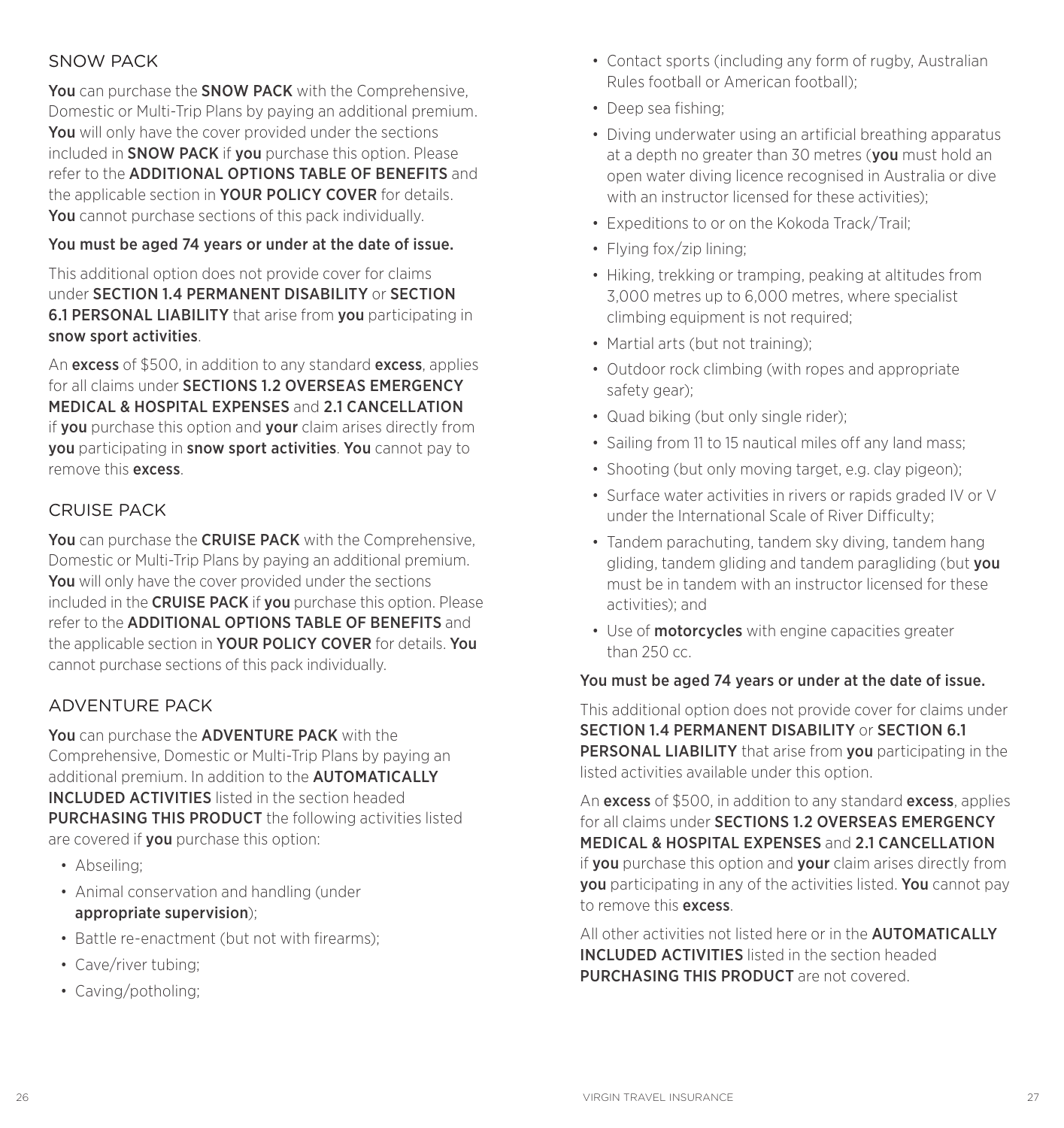## SNOW PACK

**You** can purchase the **SNOW PACK** with the Comprehensive, Domestic or Multi-Trip Plans by paying an additional premium. **You** will only have the cover provided under the sections included in **SNOW PACK** if **you** purchase this option. Please refer to the **ADDITIONAL OPTIONS TABLE OF BENEFITS** and the applicable section in **YOUR POLICY COVER** for details. **You** cannot purchase sections of this pack individually.

**You must be aged 74 years or under at the date of issue.**

This additional option does not provide cover for claims under **SECTION 1.4 PERMANENT DISABILITY** or **SECTION 6.1 PERSONAL LIABILITY** that arise from **you** participating in **snow sport activities**.

An **excess** of $500, in addition to any standard **excess**, applies for all claims under **SECTIONS 1.2 OVERSEAS EMERGENCY MEDICAL & HOSPITAL EXPENSES** and **2.1 CANCELLATION** if **you** purchase this option and **your** claim arises directly from **you** participating in **snow sport activities**. **You** cannot pay to remove this **excess**.

## CRUISE PACK

**You** can purchase the **CRUISE PACK** with the Comprehensive, Domestic or Multi-Trip Plans by paying an additional premium. **You** will only have the cover provided under the sections included in the **CRUISE PACK** if **you** purchase this option. Please refer to the **ADDITIONAL OPTIONS TABLE OF BENEFITS** and the applicable section in **YOUR POLICY COVER** for details. **You** cannot purchase sections of this pack individually.

## ADVENTURE PACK

**You** can purchase the **ADVENTURE PACK** with the Comprehensive, Domestic or Multi-Trip Plans by paying an additional premium. In addition to the **AUTOMATICALLY INCLUDED ACTIVITIES** listed in the section headed **PURCHASING THIS PRODUCT** the following activities listed are covered if **you** purchase this option:

- Abseiling;
- Animal conservation and handling (under **appropriate supervision**);
- Battle re-enactment (but not with firearms);
- Cave/river tubing;
- Caving/potholing;
- Contact sports (including any form of rugby, Australian Rules football or American football);
- Deep sea fishing;
- Diving underwater using an artificial breathing apparatus at a depth no greater than 30 metres (**you** must hold an open water diving licence recognised in Australia or dive with an instructor licensed for these activities);
- Expeditions to or on the Kokoda Track/Trail;
- Flying fox/zip lining;
- Hiking, trekking or tramping, peaking at altitudes from 3,000 metres up to 6,000 metres, where specialist climbing equipment is not required;
- Martial arts (but not training);
- Outdoor rock climbing (with ropes and appropriate safety gear);
- Quad biking (but only single rider);
- Sailing from 11 to 15 nautical miles off any land mass;
- Shooting (but only moving target, e.g. clay pigeon);
- Surface water activities in rivers or rapids graded IV or V under the International Scale of River Difficulty;
- Tandem parachuting, tandem sky diving, tandem hang gliding, tandem gliding and tandem paragliding (but **you** must be in tandem with an instructor licensed for these activities); and
- Use of **motorcycles** with engine capacities greater than 250 cc.

**You must be aged 74 years or under at the date of issue.**

This additional option does not provide cover for claims under **SECTION 1.4 PERMANENT DISABILITY** or **SECTION 6.1 PERSONAL LIABILITY** that arise from **you** participating in the listed activities available under this option.

An **excess** of $500, in addition to any standard **excess**, applies for all claims under **SECTIONS 1.2 OVERSEAS EMERGENCY MEDICAL & HOSPITAL EXPENSES** and **2.1 CANCELLATION** if **you** purchase this option and **your** claim arises directly from **you** participating in any of the activities listed. **You** cannot pay to remove this **excess**.

All other activities not listed here or in the **AUTOMATICALLY INCLUDED ACTIVITIES** listed in the section headed **PURCHASING THIS PRODUCT** are not covered.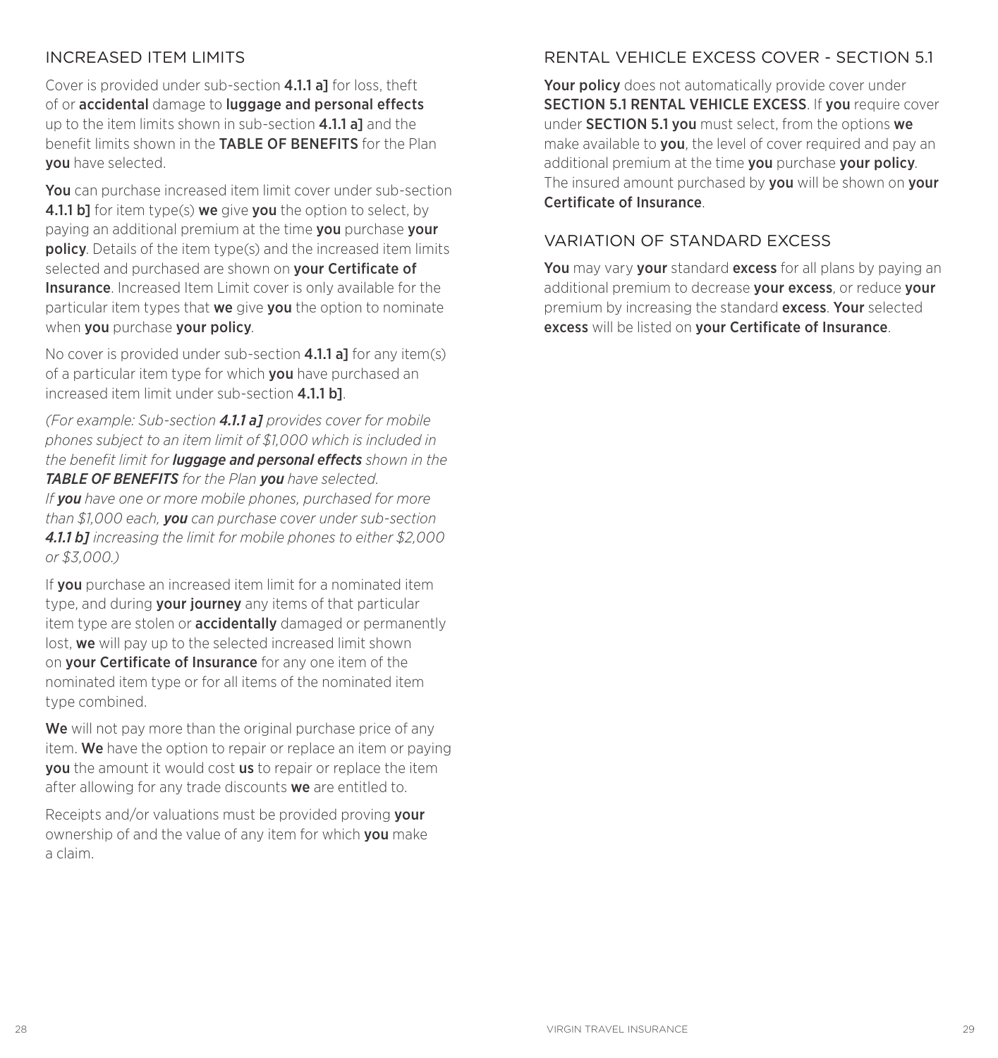## INCREASED ITEM LIMITS

Cover is provided under sub-section **4.1.1 a]** for loss, theft of or **accidental** damage to **luggage and personal effects** up to the item limits shown in sub-section **4.1.1 a]** and the benefit limits shown in the **TABLE OF BENEFITS** for the Plan **you** have selected.

**You** can purchase increased item limit cover under sub-section **4.1.1 b]** for item type(s) **we** give **you** the option to select, by paying an additional premium at the time **you** purchase **your policy**. Details of the item type(s) and the increased item limits selected and purchased are shown on **your Certificate of Insurance**. Increased Item Limit cover is only available for the particular item types that **we** give **you** the option to nominate when **you** purchase **your policy**.

No cover is provided under sub-section **4.1.1 a]** for any item(s) of a particular item type for which **you** have purchased an increased item limit under sub-section **4.1.1 b]**.

*(For example: Sub-section **4.1.1 a]** provides cover for mobile phones subject to an item limit of $1,000 which is included in the benefit limit for **luggage and personal effects** shown in the **TABLE OF BENEFITS** for the Plan **you** have selected. If **you** have one or more mobile phones, purchased for more than $1,000 each, **you** can purchase cover under sub-section **4.1.1 b]** increasing the limit for mobile phones to either $2,000 or $3,000.)*

If **you** purchase an increased item limit for a nominated item type, and during **your journey** any items of that particular item type are stolen or **accidentally** damaged or permanently lost, **we** will pay up to the selected increased limit shown on **your Certificate of Insurance** for any one item of the nominated item type or for all items of the nominated item type combined.

**We** will not pay more than the original purchase price of any item. **We** have the option to repair or replace an item or paying **you** the amount it would cost **us** to repair or replace the item after allowing for any trade discounts **we** are entitled to.

Receipts and/or valuations must be provided proving **your** ownership of and the value of any item for which **you** make a claim.

## RENTAL VEHICLE EXCESS COVER - SECTION 5.1

**Your policy** does not automatically provide cover under **SECTION 5.1 RENTAL VEHICLE EXCESS**. If **you** require cover under **SECTION 5.1 you** must select, from the options **we** make available to **you**, the level of cover required and pay an additional premium at the time **you** purchase **your policy**. The insured amount purchased by **you** will be shown on **your Certificate of Insurance**.

## VARIATION OF STANDARD EXCESS

**You** may vary **your** standard **excess** for all plans by paying an additional premium to decrease **your excess**, or reduce **your** premium by increasing the standard **excess**. **Your** selected **excess** will be listed on **your Certificate of Insurance**.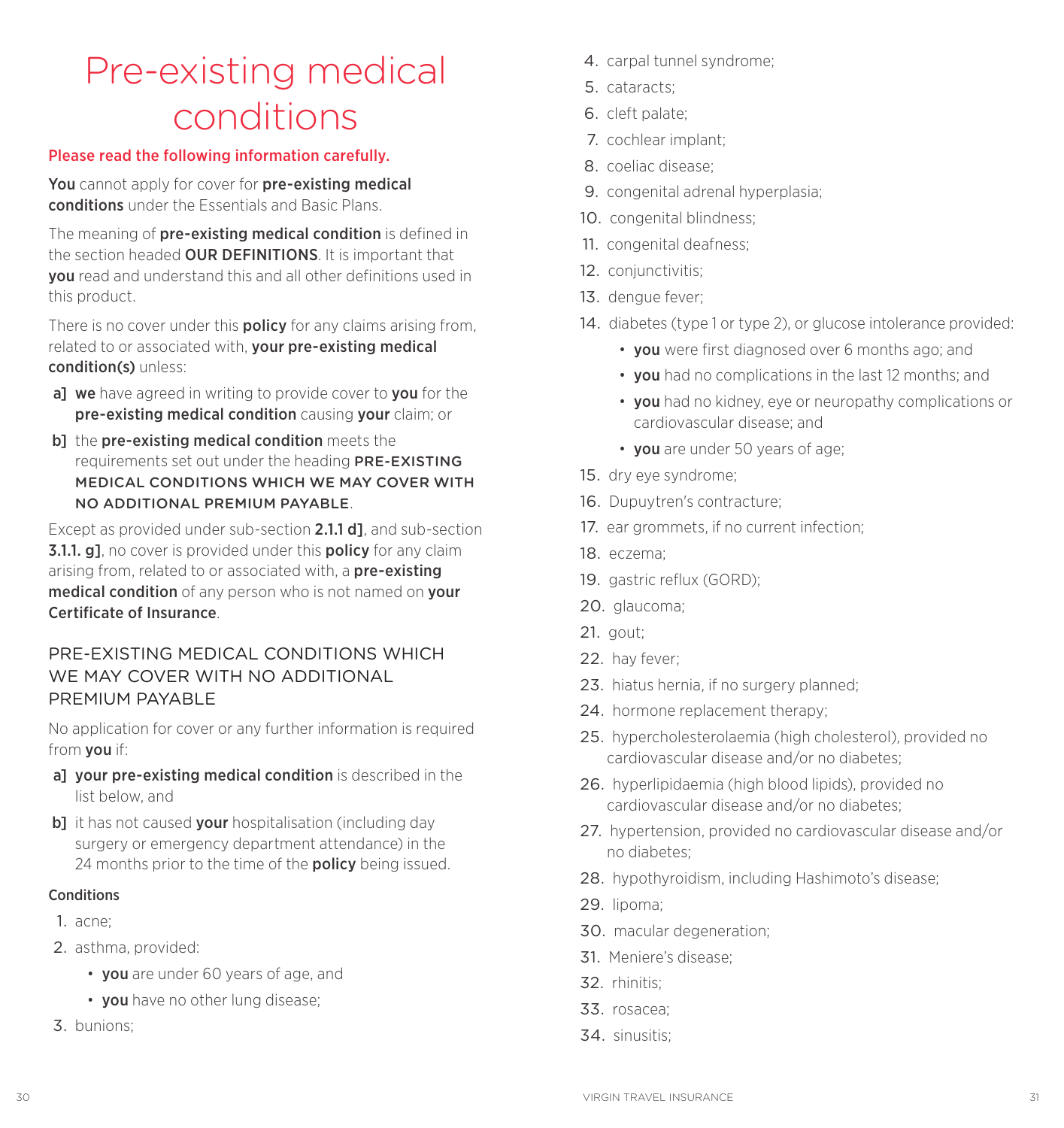# Pre-existing medical conditions

**Please read the following information carefully.**

**You** cannot apply for cover for **pre-existing medical conditions** under the Essentials and Basic Plans.

The meaning of **pre-existing medical condition** is defined in the section headed **OUR DEFINITIONS**. It is important that **you** read and understand this and all other definitions used in this product.

There is no cover under this **policy** for any claims arising from, related to or associated with, **your pre-existing medical condition(s)** unless:

a] **we** have agreed in writing to provide cover to **you** for the **pre-existing medical condition** causing **your** claim; or

b] the **pre-existing medical condition** meets the requirements set out under the heading **PRE-EXISTING MEDICAL CONDITIONS WHICH WE MAY COVER WITH NO ADDITIONAL PREMIUM PAYABLE**.

Except as provided under sub-section **2.1.1 d]**, and sub-section **3.1.1. g]**, no cover is provided under this **policy** for any claim arising from, related to or associated with, a **pre-existing medical condition** of any person who is not named on **your Certificate of Insurance**.

## PRE-EXISTING MEDICAL CONDITIONS WHICH WE MAY COVER WITH NO ADDITIONAL PREMIUM PAYABLE

No application for cover or any further information is required from **you** if:

a] **your pre-existing medical condition** is described in the list below, and

b] it has not caused **your** hospitalisation (including day surgery or emergency department attendance) in the 24 months prior to the time of the **policy** being issued.

### Conditions

1. acne;
2. asthma, provided:
   - **you** are under 60 years of age, and
   - **you** have no other lung disease;
3. bunions;
4. carpal tunnel syndrome;
5. cataracts;
6. cleft palate;
7. cochlear implant;
8. coeliac disease;
9. congenital adrenal hyperplasia;
10. congenital blindness;
11. congenital deafness;
12. conjunctivitis;
13. dengue fever;
14. diabetes (type 1 or type 2), or glucose intolerance provided:
    - **you** were first diagnosed over 6 months ago; and
    - **you** had no complications in the last 12 months; and
    - **you** had no kidney, eye or neuropathy complications or cardiovascular disease; and
    - **you** are under 50 years of age;
15. dry eye syndrome;
16. Dupuytren's contracture;
17. ear grommets, if no current infection;
18. eczema;
19. gastric reflux (GORD);
20. glaucoma;
21. gout;
22. hay fever;
23. hiatus hernia, if no surgery planned;
24. hormone replacement therapy;
25. hypercholesterolaemia (high cholesterol), provided no cardiovascular disease and/or no diabetes;
26. hyperlipidaemia (high blood lipids), provided no cardiovascular disease and/or no diabetes;
27. hypertension, provided no cardiovascular disease and/or no diabetes;
28. hypothyroidism, including Hashimoto's disease;
29. lipoma;
30. macular degeneration;
31. Meniere's disease;
32. rhinitis;
33. rosacea;
34. sinusitis;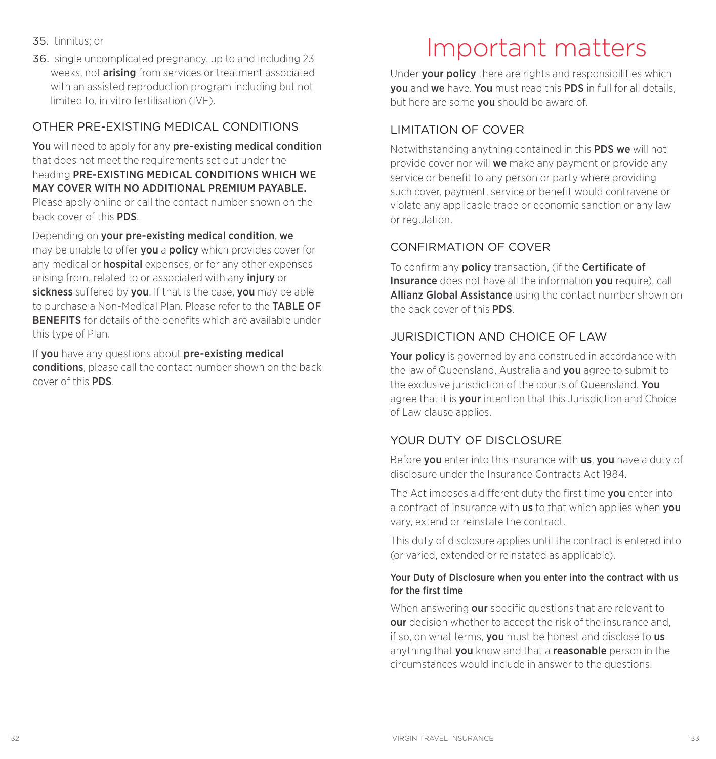35. tinnitus; or

36. single uncomplicated pregnancy, up to and including 23 weeks, not **arising** from services or treatment associated with an assisted reproduction program including but not limited to, in vitro fertilisation (IVF).

### OTHER PRE-EXISTING MEDICAL CONDITIONS

**You** will need to apply for any **pre-existing medical condition** that does not meet the requirements set out under the heading **PRE-EXISTING MEDICAL CONDITIONS WHICH WE MAY COVER WITH NO ADDITIONAL PREMIUM PAYABLE.** Please apply online or call the contact number shown on the back cover of this **PDS**.

Depending on **your pre-existing medical condition**, **we** may be unable to offer **you** a **policy** which provides cover for any medical or **hospital** expenses, or for any other expenses arising from, related to or associated with any **injury** or **sickness** suffered by **you**. If that is the case, **you** may be able to purchase a Non-Medical Plan. Please refer to the **TABLE OF BENEFITS** for details of the benefits which are available under this type of Plan.

If **you** have any questions about **pre-existing medical conditions**, please call the contact number shown on the back cover of this **PDS**.

# Important matters

Under **your policy** there are rights and responsibilities which **you** and **we** have. **You** must read this **PDS** in full for all details, but here are some **you** should be aware of.

### LIMITATION OF COVER

Notwithstanding anything contained in this **PDS we** will not provide cover nor will **we** make any payment or provide any service or benefit to any person or party where providing such cover, payment, service or benefit would contravene or violate any applicable trade or economic sanction or any law or regulation.

### CONFIRMATION OF COVER

To confirm any **policy** transaction, (if the **Certificate of Insurance** does not have all the information **you** require), call **Allianz Global Assistance** using the contact number shown on the back cover of this **PDS**.

### JURISDICTION AND CHOICE OF LAW

**Your policy** is governed by and construed in accordance with the law of Queensland, Australia and **you** agree to submit to the exclusive jurisdiction of the courts of Queensland. **You** agree that it is **your** intention that this Jurisdiction and Choice of Law clause applies.

### YOUR DUTY OF DISCLOSURE

Before **you** enter into this insurance with **us**, **you** have a duty of disclosure under the Insurance Contracts Act 1984.

The Act imposes a different duty the first time **you** enter into a contract of insurance with **us** to that which applies when **you** vary, extend or reinstate the contract.

This duty of disclosure applies until the contract is entered into (or varied, extended or reinstated as applicable).

#### Your Duty of Disclosure when you enter into the contract with us for the first time

When answering **our** specific questions that are relevant to **our** decision whether to accept the risk of the insurance and, if so, on what terms, **you** must be honest and disclose to **us** anything that **you** know and that a **reasonable** person in the circumstances would include in answer to the questions.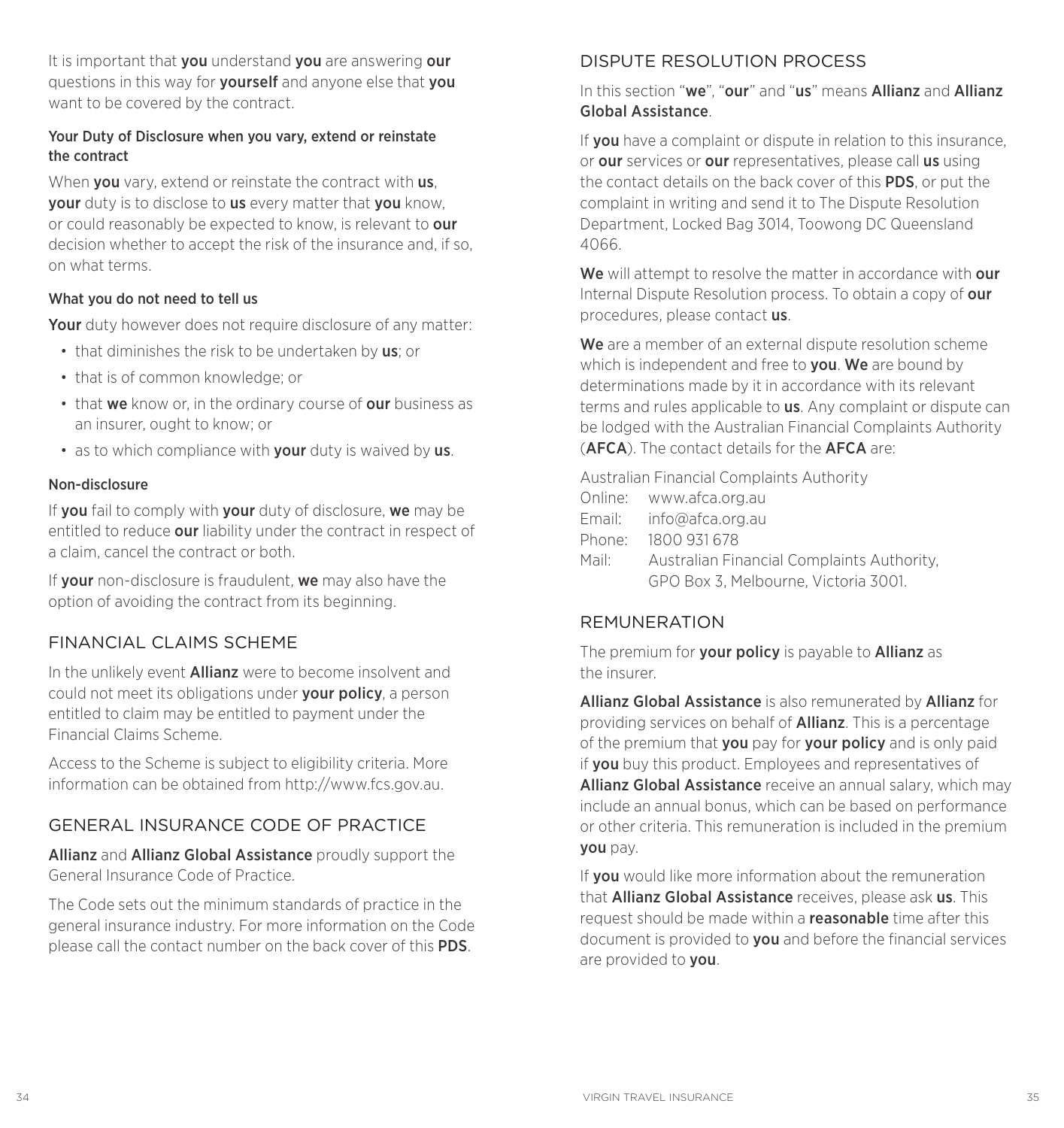It is important that **you** understand **you** are answering **our** questions in this way for **yourself** and anyone else that **you** want to be covered by the contract.

### Your Duty of Disclosure when you vary, extend or reinstate the contract

When **you** vary, extend or reinstate the contract with **us**, **your** duty is to disclose to **us** every matter that **you** know, or could reasonably be expected to know, is relevant to **our** decision whether to accept the risk of the insurance and, if so, on what terms.

### What you do not need to tell us

**Your** duty however does not require disclosure of any matter:

- that diminishes the risk to be undertaken by **us**; or
- that is of common knowledge; or
- that **we** know or, in the ordinary course of **our** business as an insurer, ought to know; or
- as to which compliance with **your** duty is waived by **us**.

### Non-disclosure

If **you** fail to comply with **your** duty of disclosure, **we** may be entitled to reduce **our** liability under the contract in respect of a claim, cancel the contract or both.

If **your** non-disclosure is fraudulent, **we** may also have the option of avoiding the contract from its beginning.

## FINANCIAL CLAIMS SCHEME

In the unlikely event **Allianz** were to become insolvent and could not meet its obligations under **your policy**, a person entitled to claim may be entitled to payment under the Financial Claims Scheme.

Access to the Scheme is subject to eligibility criteria. More information can be obtained from http://www.fcs.gov.au.

## GENERAL INSURANCE CODE OF PRACTICE

**Allianz** and **Allianz Global Assistance** proudly support the General Insurance Code of Practice.

The Code sets out the minimum standards of practice in the general insurance industry. For more information on the Code please call the contact number on the back cover of this **PDS**.

## DISPUTE RESOLUTION PROCESS

In this section "**we**", "**our**" and "**us**" means **Allianz** and **Allianz Global Assistance**.

If **you** have a complaint or dispute in relation to this insurance, or **our** services or **our** representatives, please call **us** using the contact details on the back cover of this **PDS**, or put the complaint in writing and send it to The Dispute Resolution Department, Locked Bag 3014, Toowong DC Queensland 4066.

**We** will attempt to resolve the matter in accordance with **our** Internal Dispute Resolution process. To obtain a copy of **our** procedures, please contact **us**.

**We** are a member of an external dispute resolution scheme which is independent and free to **you**. **We** are bound by determinations made by it in accordance with its relevant terms and rules applicable to **us**. Any complaint or dispute can be lodged with the Australian Financial Complaints Authority (**AFCA**). The contact details for the **AFCA** are:

Australian Financial Complaints Authority
Online: www.afca.org.au
Email: info@afca.org.au
Phone: 1800 931 678
Mail: Australian Financial Complaints Authority, GPO Box 3, Melbourne, Victoria 3001.

## REMUNERATION

The premium for **your policy** is payable to **Allianz** as the insurer.

**Allianz Global Assistance** is also remunerated by **Allianz** for providing services on behalf of **Allianz**. This is a percentage of the premium that **you** pay for **your policy** and is only paid if **you** buy this product. Employees and representatives of **Allianz Global Assistance** receive an annual salary, which may include an annual bonus, which can be based on performance or other criteria. This remuneration is included in the premium **you** pay.

If **you** would like more information about the remuneration that **Allianz Global Assistance** receives, please ask **us**. This request should be made within a **reasonable** time after this document is provided to **you** and before the financial services are provided to **you**.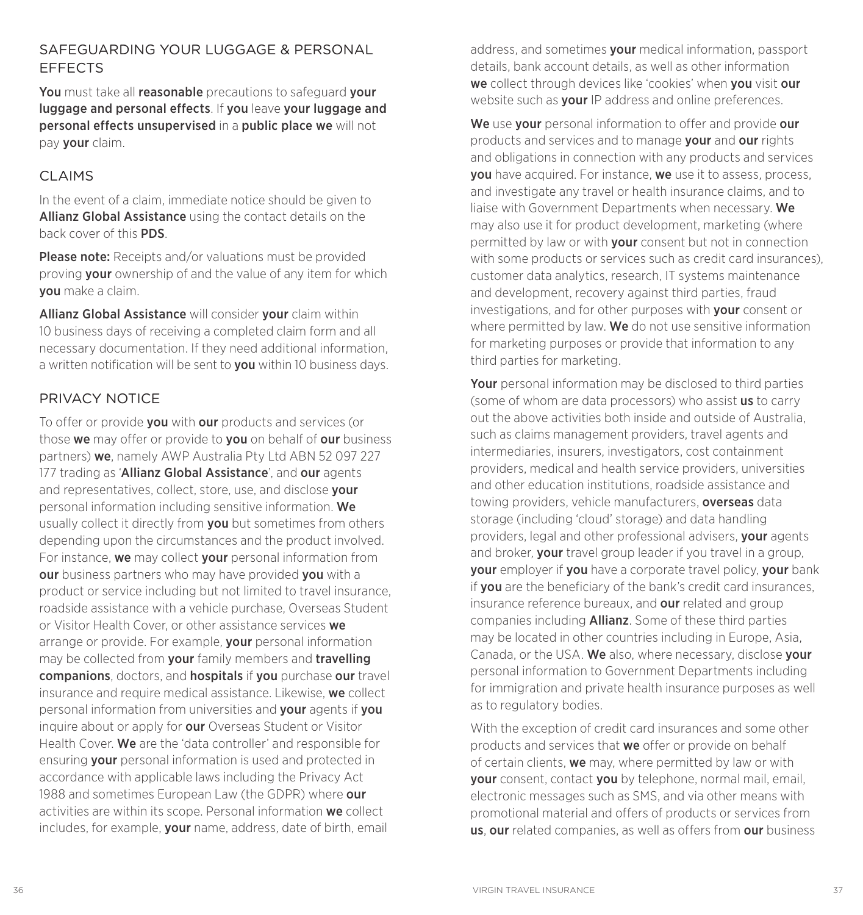## SAFEGUARDING YOUR LUGGAGE & PERSONAL EFFECTS

**You** must take all **reasonable** precautions to safeguard **your luggage and personal effects**. If **you** leave **your luggage and personal effects unsupervised** in a **public place we** will not pay **your** claim.

## CLAIMS

In the event of a claim, immediate notice should be given to **Allianz Global Assistance** using the contact details on the back cover of this **PDS**.

**Please note:** Receipts and/or valuations must be provided proving **your** ownership of and the value of any item for which **you** make a claim.

**Allianz Global Assistance** will consider **your** claim within 10 business days of receiving a completed claim form and all necessary documentation. If they need additional information, a written notification will be sent to **you** within 10 business days.

## PRIVACY NOTICE

To offer or provide **you** with **our** products and services (or those **we** may offer or provide to **you** on behalf of **our** business partners) **we**, namely AWP Australia Pty Ltd ABN 52 097 227 177 trading as '**Allianz Global Assistance**', and **our** agents and representatives, collect, store, use, and disclose **your** personal information including sensitive information. **We** usually collect it directly from **you** but sometimes from others depending upon the circumstances and the product involved. For instance, **we** may collect **your** personal information from **our** business partners who may have provided **you** with a product or service including but not limited to travel insurance, roadside assistance with a vehicle purchase, Overseas Student or Visitor Health Cover, or other assistance services **we** arrange or provide. For example, **your** personal information may be collected from **your** family members and **travelling companions**, doctors, and **hospitals** if **you** purchase **our** travel insurance and require medical assistance. Likewise, **we** collect personal information from universities and **your** agents if **you** inquire about or apply for **our** Overseas Student or Visitor Health Cover. **We** are the 'data controller' and responsible for ensuring **your** personal information is used and protected in accordance with applicable laws including the Privacy Act 1988 and sometimes European Law (the GDPR) where **our** activities are within its scope. Personal information **we** collect includes, for example, **your** name, address, date of birth, email address, and sometimes **your** medical information, passport details, bank account details, as well as other information **we** collect through devices like 'cookies' when **you** visit **our** website such as **your** IP address and online preferences.

**We** use **your** personal information to offer and provide **our** products and services and to manage **your** and **our** rights and obligations in connection with any products and services **you** have acquired. For instance, **we** use it to assess, process, and investigate any travel or health insurance claims, and to liaise with Government Departments when necessary. **We** may also use it for product development, marketing (where permitted by law or with **your** consent but not in connection with some products or services such as credit card insurances), customer data analytics, research, IT systems maintenance and development, recovery against third parties, fraud investigations, and for other purposes with **your** consent or where permitted by law. **We** do not use sensitive information for marketing purposes or provide that information to any third parties for marketing.

**Your** personal information may be disclosed to third parties (some of whom are data processors) who assist **us** to carry out the above activities both inside and outside of Australia, such as claims management providers, travel agents and intermediaries, insurers, investigators, cost containment providers, medical and health service providers, universities and other education institutions, roadside assistance and towing providers, vehicle manufacturers, **overseas** data storage (including 'cloud' storage) and data handling providers, legal and other professional advisers, **your** agents and broker, **your** travel group leader if you travel in a group, **your** employer if **you** have a corporate travel policy, **your** bank if **you** are the beneficiary of the bank's credit card insurances, insurance reference bureaux, and **our** related and group companies including **Allianz**. Some of these third parties may be located in other countries including in Europe, Asia, Canada, or the USA. **We** also, where necessary, disclose **your** personal information to Government Departments including for immigration and private health insurance purposes as well as to regulatory bodies.

With the exception of credit card insurances and some other products and services that **we** offer or provide on behalf of certain clients, **we** may, where permitted by law or with **your** consent, contact **you** by telephone, normal mail, email, electronic messages such as SMS, and via other means with promotional material and offers of products or services from **us**, **our** related companies, as well as offers from **our** business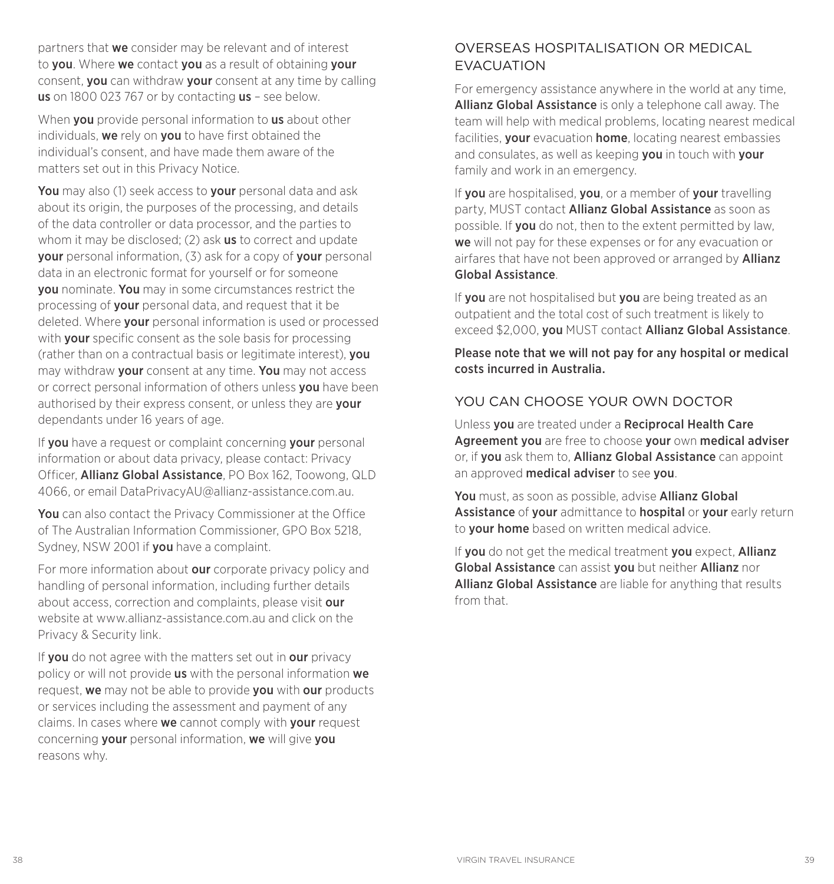partners that **we** consider may be relevant and of interest to **you**. Where **we** contact **you** as a result of obtaining **your** consent, **you** can withdraw **your** consent at any time by calling **us** on 1800 023 767 or by contacting **us** – see below.

When **you** provide personal information to **us** about other individuals, **we** rely on **you** to have first obtained the individual's consent, and have made them aware of the matters set out in this Privacy Notice.

**You** may also (1) seek access to **your** personal data and ask about its origin, the purposes of the processing, and details of the data controller or data processor, and the parties to whom it may be disclosed; (2) ask **us** to correct and update **your** personal information, (3) ask for a copy of **your** personal data in an electronic format for yourself or for someone **you** nominate. **You** may in some circumstances restrict the processing of **your** personal data, and request that it be deleted. Where **your** personal information is used or processed with **your** specific consent as the sole basis for processing (rather than on a contractual basis or legitimate interest), **you** may withdraw **your** consent at any time. **You** may not access or correct personal information of others unless **you** have been authorised by their express consent, or unless they are **your** dependants under 16 years of age.

If **you** have a request or complaint concerning **your** personal information or about data privacy, please contact: Privacy Officer, **Allianz Global Assistance**, PO Box 162, Toowong, QLD 4066, or email DataPrivacyAU@allianz-assistance.com.au.

**You** can also contact the Privacy Commissioner at the Office of The Australian Information Commissioner, GPO Box 5218, Sydney, NSW 2001 if **you** have a complaint.

For more information about **our** corporate privacy policy and handling of personal information, including further details about access, correction and complaints, please visit **our** website at www.allianz-assistance.com.au and click on the Privacy & Security link.

If **you** do not agree with the matters set out in **our** privacy policy or will not provide **us** with the personal information **we** request, **we** may not be able to provide **you** with **our** products or services including the assessment and payment of any claims. In cases where **we** cannot comply with **your** request concerning **your** personal information, **we** will give **you** reasons why.

## OVERSEAS HOSPITALISATION OR MEDICAL EVACUATION

For emergency assistance anywhere in the world at any time, **Allianz Global Assistance** is only a telephone call away. The team will help with medical problems, locating nearest medical facilities, **your** evacuation **home**, locating nearest embassies and consulates, as well as keeping **you** in touch with **your** family and work in an emergency.

If **you** are hospitalised, **you**, or a member of **your** travelling party, MUST contact **Allianz Global Assistance** as soon as possible. If **you** do not, then to the extent permitted by law, **we** will not pay for these expenses or for any evacuation or airfares that have not been approved or arranged by **Allianz Global Assistance**.

If **you** are not hospitalised but **you** are being treated as an outpatient and the total cost of such treatment is likely to exceed $2,000, **you** MUST contact **Allianz Global Assistance**.

**Please note that we will not pay for any hospital or medical costs incurred in Australia.**

## YOU CAN CHOOSE YOUR OWN DOCTOR

Unless **you** are treated under a **Reciprocal Health Care Agreement you** are free to choose **your** own **medical adviser** or, if **you** ask them to, **Allianz Global Assistance** can appoint an approved **medical adviser** to see **you**.

**You** must, as soon as possible, advise **Allianz Global Assistance** of **your** admittance to **hospital** or **your** early return to **your home** based on written medical advice.

If **you** do not get the medical treatment **you** expect, **Allianz Global Assistance** can assist **you** but neither **Allianz** nor **Allianz Global Assistance** are liable for anything that results from that.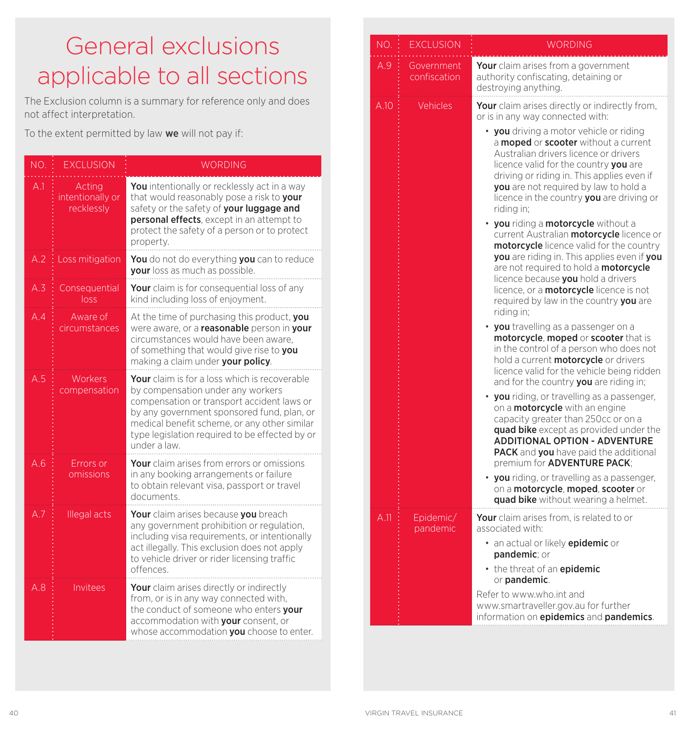# General exclusions applicable to all sections

The Exclusion column is a summary for reference only and does not affect interpretation.

To the extent permitted by law **we** will not pay if:

| NO. | EXCLUSION | WORDING |
|---|---|---|
| A.1 | Acting intentionally or recklessly | **You** intentionally or recklessly act in a way that would reasonably pose a risk to **your** safety or the safety of **your luggage and personal effects**, except in an attempt to protect the safety of a person or to protect property. |
| A.2 | Loss mitigation | **You** do not do everything **you** can to reduce **your** loss as much as possible. |
| A.3 | Consequential loss | **Your** claim is for consequential loss of any kind including loss of enjoyment. |
| A.4 | Aware of circumstances | At the time of purchasing this product, **you** were aware, or a **reasonable** person in **your** circumstances would have been aware, of something that would give rise to **you** making a claim under **your policy**. |
| A.5 | Workers compensation | **Your** claim is for a loss which is recoverable by compensation under any workers compensation or transport accident laws or by any government sponsored fund, plan, or medical benefit scheme, or any other similar type legislation required to be effected by or under a law. |
| A.6 | Errors or omissions | **Your** claim arises from errors or omissions in any booking arrangements or failure to obtain relevant visa, passport or travel documents. |
| A.7 | Illegal acts | **Your** claim arises because **you** breach any government prohibition or regulation, including visa requirements, or intentionally act illegally. This exclusion does not apply to vehicle driver or rider licensing traffic offences. |
| A.8 | Invitees | **Your** claim arises directly or indirectly from, or is in any way connected with, the conduct of someone who enters **your** accommodation with **your** consent, or whose accommodation **you** choose to enter. |
| A.9 | Government confiscation | **Your** claim arises from a government authority confiscating, detaining or destroying anything. |
| A.10 | Vehicles | **Your** claim arises directly or indirectly from, or is in any way connected with:<br>• **you** driving a motor vehicle or riding a **moped** or **scooter** without a current Australian drivers licence or drivers licence valid for the country **you** are driving or riding in. This applies even if **you** are not required by law to hold a licence in the country **you** are driving or riding in;<br>• **you** riding a **motorcycle** without a current Australian **motorcycle** licence or **motorcycle** licence valid for the country **you** are riding in. This applies even if **you** are not required to hold a **motorcycle** licence because **you** hold a drivers licence, or a **motorcycle** licence is not required by law in the country **you** are riding in;<br>• **you** travelling as a passenger on a **motorcycle**, **moped** or **scooter** that is in the control of a person who does not hold a current **motorcycle** or drivers licence valid for the vehicle being ridden and for the country **you** are riding in;<br>• **you** riding, or travelling as a passenger, on a **motorcycle** with an engine capacity greater than 250cc or on a **quad bike** except as provided under the **ADDITIONAL OPTION - ADVENTURE PACK** and **you** have paid the additional premium for **ADVENTURE PACK**;<br>• **you** riding, or travelling as a passenger, on a **motorcycle**, **moped**, **scooter** or **quad bike** without wearing a helmet. |
| A.11 | Epidemic/ pandemic | **Your** claim arises from, is related to or associated with:<br>• an actual or likely **epidemic** or **pandemic**; or<br>• the threat of an **epidemic** or **pandemic**.<br>Refer to www.who.int and www.smartraveller.gov.au for further information on **epidemics** and **pandemics**. |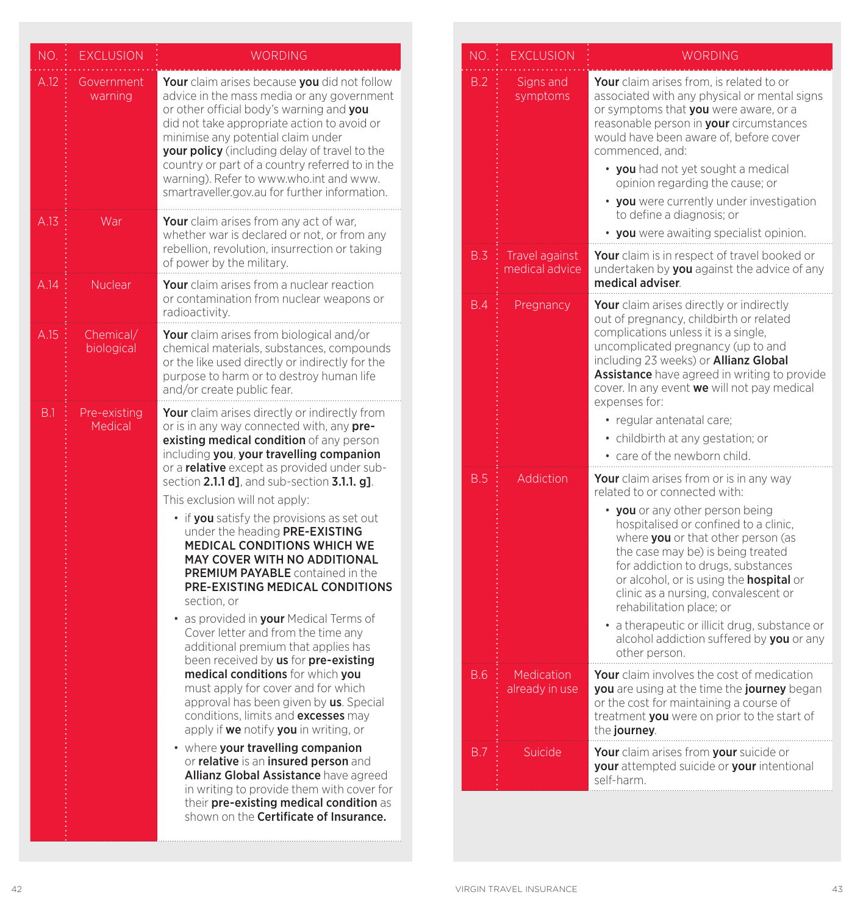| NO. | EXCLUSION | WORDING |
|---|---|---|
| A.12 | Government warning | **Your** claim arises because **you** did not follow advice in the mass media or any government or other official body's warning and **you** did not take appropriate action to avoid or minimise any potential claim under **your policy** (including delay of travel to the country or part of a country referred to in the warning). Refer to www.who.int and www.smartraveller.gov.au for further information. |
| A.13 | War | **Your** claim arises from any act of war, whether war is declared or not, or from any rebellion, revolution, insurrection or taking of power by the military. |
| A.14 | Nuclear | **Your** claim arises from a nuclear reaction or contamination from nuclear weapons or radioactivity. |
| A.15 | Chemical/ biological | **Your** claim arises from biological and/or chemical materials, substances, compounds or the like used directly or indirectly for the purpose to harm or to destroy human life and/or create public fear. |
| B.1 | Pre-existing Medical | **Your** claim arises directly or indirectly from or is in any way connected with, any **pre-existing medical condition** of any person including **you**, **your travelling companion** or a **relative** except as provided under sub-section **2.1.1 d]**, and sub-section **3.1.1. g]**.<br><br>This exclusion will not apply:<br>• if **you** satisfy the provisions as set out under the heading **PRE-EXISTING MEDICAL CONDITIONS WHICH WE MAY COVER WITH NO ADDITIONAL PREMIUM PAYABLE** contained in the **PRE-EXISTING MEDICAL CONDITIONS** section, or<br>• as provided in **your** Medical Terms of Cover letter and from the time any additional premium that applies has been received by **us** for **pre-existing medical conditions** for which **you** must apply for cover and for which approval has been given by **us**. Special conditions, limits and **excesses** may apply if **we** notify **you** in writing, or<br>• where **your travelling companion** or **relative** is an **insured person** and **Allianz Global Assistance** have agreed in writing to provide them with cover for their **pre-existing medical condition** as shown on the **Certificate of Insurance.** |
| B.2 | Signs and symptoms | **Your** claim arises from, is related to or associated with any physical or mental signs or symptoms that **you** were aware, or a reasonable person in **your** circumstances would have been aware of, before cover commenced, and:<br>• **you** had not yet sought a medical opinion regarding the cause; or<br>• **you** were currently under investigation to define a diagnosis; or<br>• **you** were awaiting specialist opinion. |
| B.3 | Travel against medical advice | **Your** claim is in respect of travel booked or undertaken by **you** against the advice of any **medical adviser**. |
| B.4 | Pregnancy | **Your** claim arises directly or indirectly out of pregnancy, childbirth or related complications unless it is a single, uncomplicated pregnancy (up to and including 23 weeks) or **Allianz Global Assistance** have agreed in writing to provide cover. In any event **we** will not pay medical expenses for:<br>• regular antenatal care;<br>• childbirth at any gestation; or<br>• care of the newborn child. |
| B.5 | Addiction | **Your** claim arises from or is in any way related to or connected with:<br>• **you** or any other person being hospitalised or confined to a clinic, where **you** or that other person (as the case may be) is being treated for addiction to drugs, substances or alcohol, or is using the **hospital** or clinic as a nursing, convalescent or rehabilitation place; or<br>• a therapeutic or illicit drug, substance or alcohol addiction suffered by **you** or any other person. |
| B.6 | Medication already in use | **Your** claim involves the cost of medication **you** are using at the time the **journey** began or the cost for maintaining a course of treatment **you** were on prior to the start of the **journey**. |
| B.7 | Suicide | **Your** claim arises from **your** suicide or **your** attempted suicide or **your** intentional self-harm. |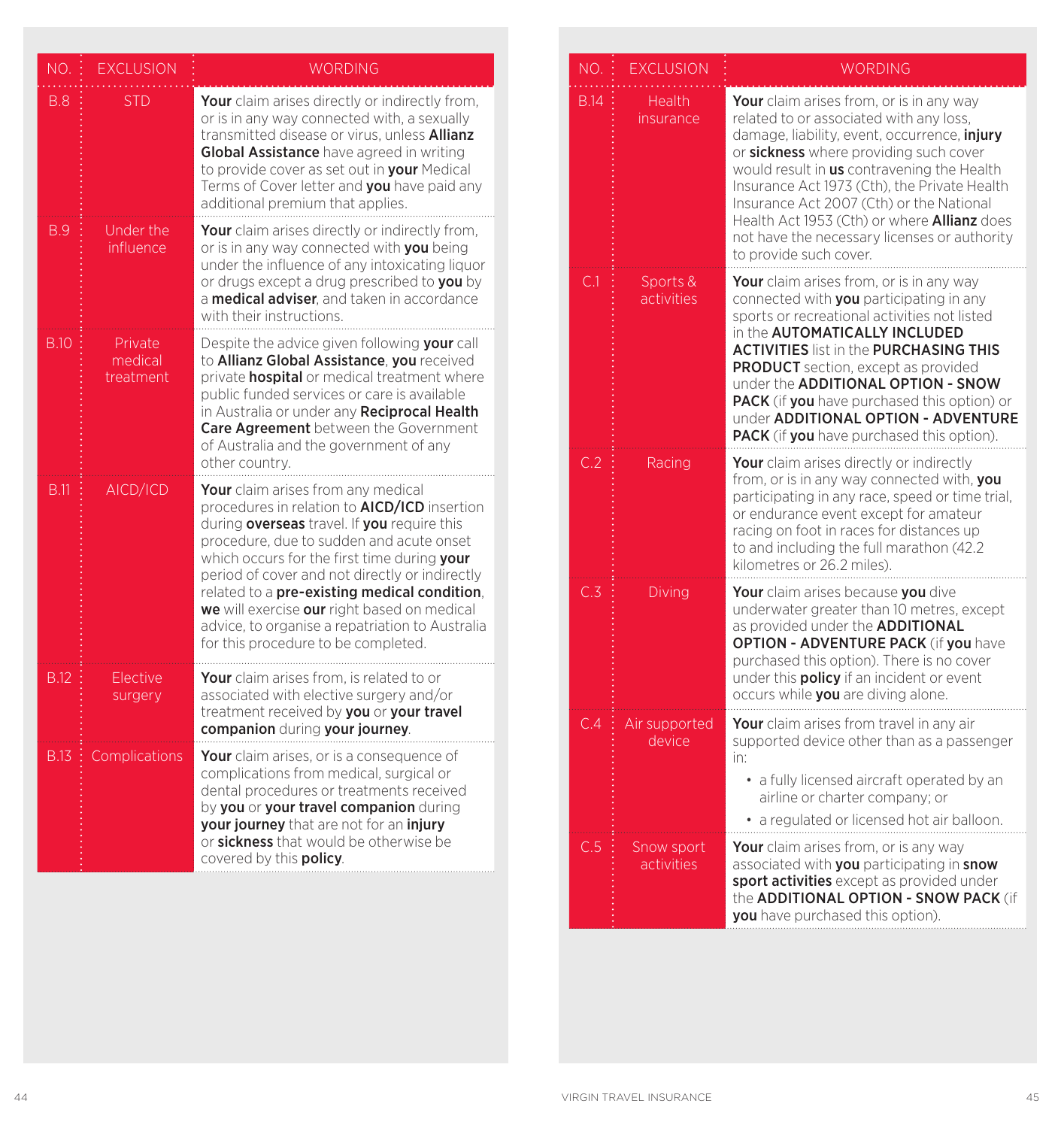| NO. | EXCLUSION | WORDING |
|---|---|---|
| B.8 | STD | **Your** claim arises directly or indirectly from, or is in any way connected with, a sexually transmitted disease or virus, unless **Allianz Global Assistance** have agreed in writing to provide cover as set out in **your** Medical Terms of Cover letter and **you** have paid any additional premium that applies. |
| B.9 | Under the influence | **Your** claim arises directly or indirectly from, or is in any way connected with **you** being under the influence of any intoxicating liquor or drugs except a drug prescribed to **you** by a **medical adviser**, and taken in accordance with their instructions. |
| B.10 | Private medical treatment | Despite the advice given following **your** call to **Allianz Global Assistance**, **you** received private **hospital** or medical treatment where public funded services or care is available in Australia or under any **Reciprocal Health Care Agreement** between the Government of Australia and the government of any other country. |
| B.11 | AICD/ICD | **Your** claim arises from any medical procedures in relation to **AICD/ICD** insertion during **overseas** travel. If **you** require this procedure, due to sudden and acute onset which occurs for the first time during **your** period of cover and not directly or indirectly related to a **pre-existing medical condition**, **we** will exercise **our** right based on medical advice, to organise a repatriation to Australia for this procedure to be completed. |
| B.12 | Elective surgery | **Your** claim arises from, is related to or associated with elective surgery and/or treatment received by **you** or **your travel companion** during **your journey**. |
| B.13 | Complications | **Your** claim arises, or is a consequence of complications from medical, surgical or dental procedures or treatments received by **you** or **your travel companion** during **your journey** that are not for an **injury** or **sickness** that would be otherwise be covered by this **policy**. |
| B.14 | Health insurance | **Your** claim arises from, or is in any way related to or associated with any loss, damage, liability, event, occurrence, **injury** or **sickness** where providing such cover would result in **us** contravening the Health Insurance Act 1973 (Cth), the Private Health Insurance Act 2007 (Cth) or the National Health Act 1953 (Cth) or where **Allianz** does not have the necessary licenses or authority to provide such cover. |
| C.1 | Sports & activities | **Your** claim arises from, or is in any way connected with **you** participating in any sports or recreational activities not listed in the **AUTOMATICALLY INCLUDED ACTIVITIES** list in the **PURCHASING THIS PRODUCT** section, except as provided under the **ADDITIONAL OPTION - SNOW PACK** (if **you** have purchased this option) or under **ADDITIONAL OPTION - ADVENTURE PACK** (if **you** have purchased this option). |
| C.2 | Racing | **Your** claim arises directly or indirectly from, or is in any way connected with, **you** participating in any race, speed or time trial, or endurance event except for amateur racing on foot in races for distances up to and including the full marathon (42.2 kilometres or 26.2 miles). |
| C.3 | Diving | **Your** claim arises because **you** dive underwater greater than 10 metres, except as provided under the **ADDITIONAL OPTION - ADVENTURE PACK** (if **you** have purchased this option). There is no cover under this **policy** if an incident or event occurs while **you** are diving alone. |
| C.4 | Air supported device | **Your** claim arises from travel in any air supported device other than as a passenger in:<br>• a fully licensed aircraft operated by an airline or charter company; or<br>• a regulated or licensed hot air balloon. |
| C.5 | Snow sport activities | **Your** claim arises from, or is any way associated with **you** participating in **snow sport activities** except as provided under the **ADDITIONAL OPTION - SNOW PACK** (if **you** have purchased this option). |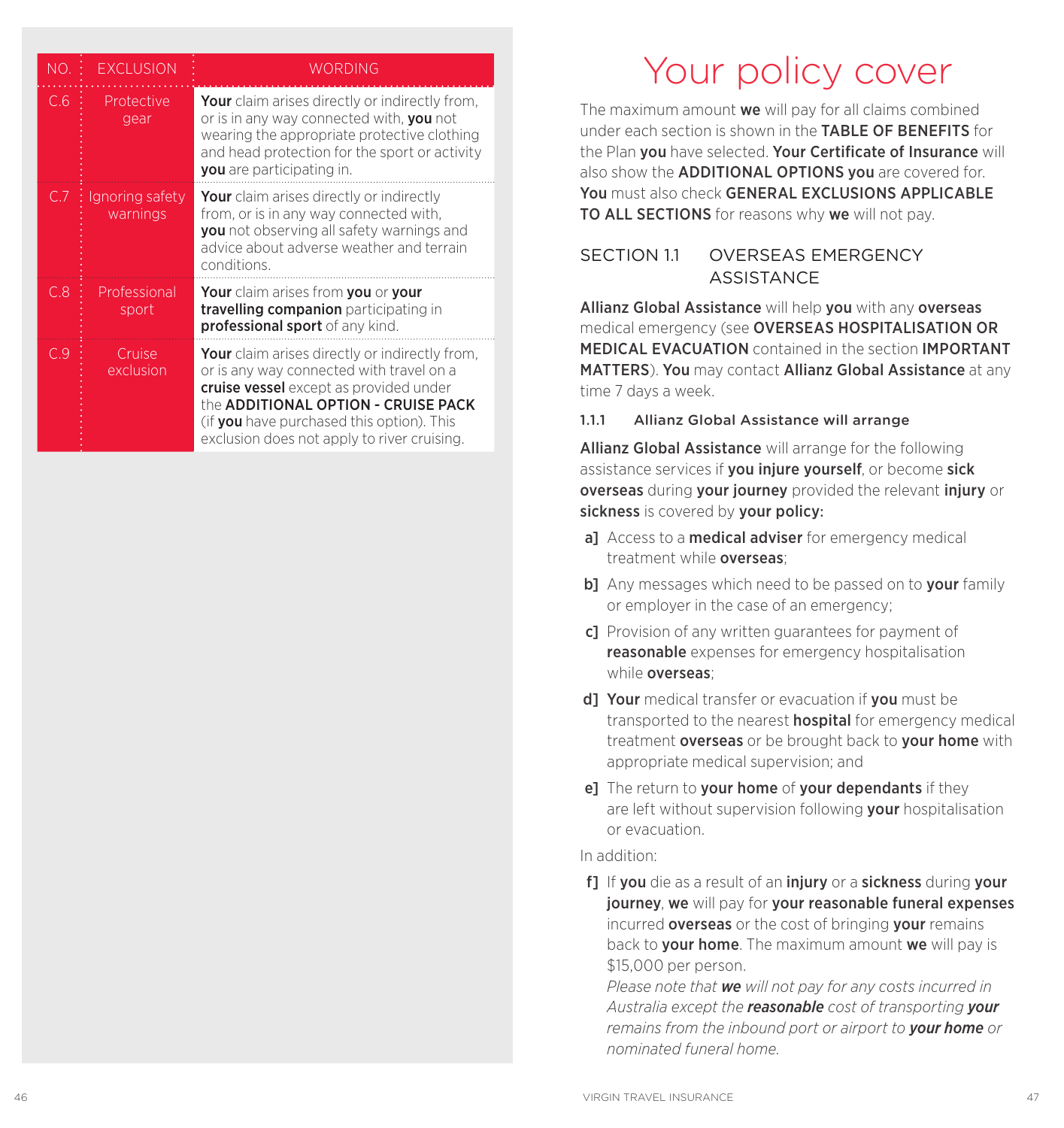| NO. | EXCLUSION | WORDING |
|---|---|---|
| C.6 | Protective gear | **Your** claim arises directly or indirectly from, or is in any way connected with, **you** not wearing the appropriate protective clothing and head protection for the sport or activity **you** are participating in. |
| C.7 | Ignoring safety warnings | **Your** claim arises directly or indirectly from, or is in any way connected with, **you** not observing all safety warnings and advice about adverse weather and terrain conditions. |
| C.8 | Professional sport | **Your** claim arises from **you** or **your travelling companion** participating in **professional sport** of any kind. |
| C.9 | Cruise exclusion | **Your** claim arises directly or indirectly from, or is any way connected with travel on a **cruise vessel** except as provided under the **ADDITIONAL OPTION - CRUISE PACK** (if **you** have purchased this option). This exclusion does not apply to river cruising. |

# Your policy cover

The maximum amount **we** will pay for all claims combined under each section is shown in the **TABLE OF BENEFITS** for the Plan **you** have selected. **Your Certificate of Insurance** will also show the **ADDITIONAL OPTIONS you** are covered for. **You** must also check **GENERAL EXCLUSIONS APPLICABLE TO ALL SECTIONS** for reasons why **we** will not pay.

## SECTION 1.1 OVERSEAS EMERGENCY ASSISTANCE

**Allianz Global Assistance** will help **you** with any **overseas** medical emergency (see **OVERSEAS HOSPITALISATION OR MEDICAL EVACUATION** contained in the section **IMPORTANT MATTERS**). **You** may contact **Allianz Global Assistance** at any time 7 days a week.

### 1.1.1 Allianz Global Assistance will arrange

**Allianz Global Assistance** will arrange for the following assistance services if **you injure yourself**, or become **sick overseas** during **your journey** provided the relevant **injury** or **sickness** is covered by **your policy:**

**a]** Access to a **medical adviser** for emergency medical treatment while **overseas**;

**b]** Any messages which need to be passed on to **your** family or employer in the case of an emergency;

**c]** Provision of any written guarantees for payment of **reasonable** expenses for emergency hospitalisation while **overseas**;

**d]** **Your** medical transfer or evacuation if **you** must be transported to the nearest **hospital** for emergency medical treatment **overseas** or be brought back to **your home** with appropriate medical supervision; and

**e]** The return to **your home** of **your dependants** if they are left without supervision following **your** hospitalisation or evacuation.

In addition:

**f]** If **you** die as a result of an **injury** or a **sickness** during **your journey**, **we** will pay for **your reasonable funeral expenses** incurred **overseas** or the cost of bringing **your** remains back to **your home**. The maximum amount **we** will pay is $15,000 per person.

*Please note that **we** will not pay for any costs incurred in Australia except the **reasonable** cost of transporting **your** remains from the inbound port or airport to **your home** or nominated funeral home.*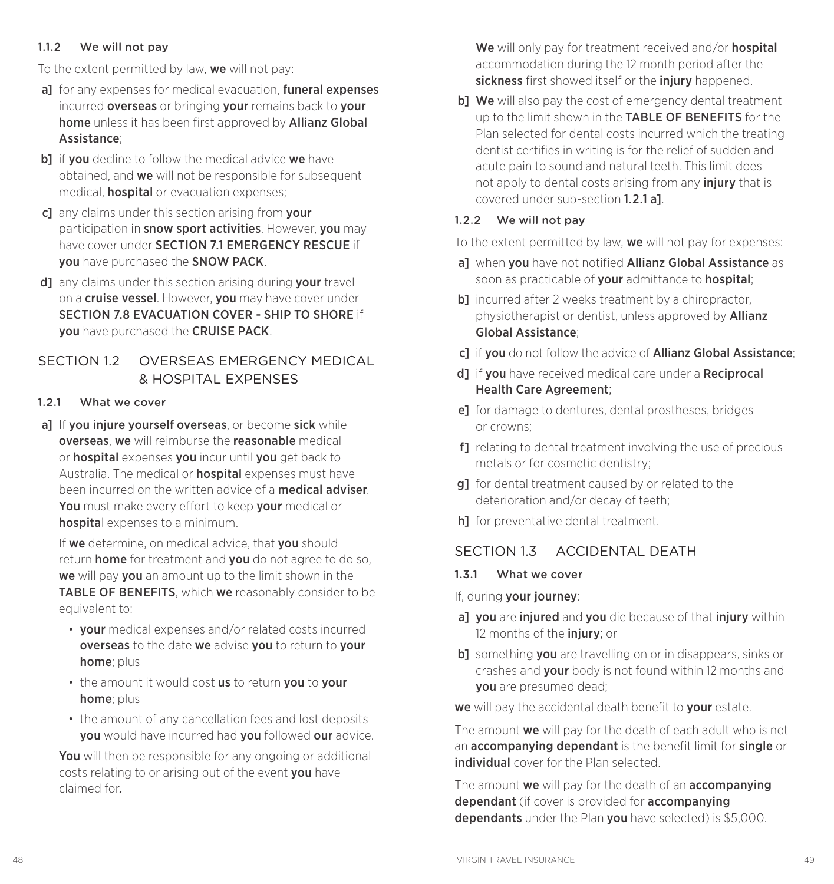#### 1.1.2 We will not pay

To the extent permitted by law, **we** will not pay:

**a]** for any expenses for medical evacuation, **funeral expenses** incurred **overseas** or bringing **your** remains back to **your home** unless it has been first approved by **Allianz Global Assistance**;

**b]** if **you** decline to follow the medical advice **we** have obtained, and **we** will not be responsible for subsequent medical, **hospital** or evacuation expenses;

**c]** any claims under this section arising from **your** participation in **snow sport activities**. However, **you** may have cover under **SECTION 7.1 EMERGENCY RESCUE** if **you** have purchased the **SNOW PACK**.

**d]** any claims under this section arising during **your** travel on a **cruise vessel**. However, **you** may have cover under **SECTION 7.8 EVACUATION COVER - SHIP TO SHORE** if **you** have purchased the **CRUISE PACK**.

## SECTION 1.2 OVERSEAS EMERGENCY MEDICAL & HOSPITAL EXPENSES

#### 1.2.1 What we cover

**a]** If **you injure yourself overseas**, or become **sick** while **overseas**, **we** will reimburse the **reasonable** medical or **hospital** expenses **you** incur until **you** get back to Australia. The medical or **hospital** expenses must have been incurred on the written advice of a **medical adviser**. **You** must make every effort to keep **your** medical or **hospita**l expenses to a minimum.

If **we** determine, on medical advice, that **you** should return **home** for treatment and **you** do not agree to do so, **we** will pay **you** an amount up to the limit shown in the **TABLE OF BENEFITS**, which **we** reasonably consider to be equivalent to:

- **your** medical expenses and/or related costs incurred **overseas** to the date **we** advise **you** to return to **your home**; plus
- the amount it would cost **us** to return **you** to **your home**; plus
- the amount of any cancellation fees and lost deposits **you** would have incurred had **you** followed **our** advice.

**You** will then be responsible for any ongoing or additional costs relating to or arising out of the event **you** have claimed for***.***

**We** will only pay for treatment received and/or **hospital** accommodation during the 12 month period after the **sickness** first showed itself or the **injury** happened.

**b]** **We** will also pay the cost of emergency dental treatment up to the limit shown in the **TABLE OF BENEFITS** for the Plan selected for dental costs incurred which the treating dentist certifies in writing is for the relief of sudden and acute pain to sound and natural teeth. This limit does not apply to dental costs arising from any **injury** that is covered under sub-section **1.2.1 a]**.

#### 1.2.2 We will not pay

To the extent permitted by law, **we** will not pay for expenses:

**a]** when **you** have not notified **Allianz Global Assistance** as soon as practicable of **your** admittance to **hospital**;

**b]** incurred after 2 weeks treatment by a chiropractor, physiotherapist or dentist, unless approved by **Allianz Global Assistance**;

**c]** if **you** do not follow the advice of **Allianz Global Assistance**;

**d]** if **you** have received medical care under a **Reciprocal Health Care Agreement**;

**e]** for damage to dentures, dental prostheses, bridges or crowns;

**f]** relating to dental treatment involving the use of precious metals or for cosmetic dentistry;

**g]** for dental treatment caused by or related to the deterioration and/or decay of teeth;

**h]** for preventative dental treatment.

## SECTION 1.3 ACCIDENTAL DEATH

#### 1.3.1 What we cover

If, during **your journey**:

**a]** **you** are **injured** and **you** die because of that **injury** within 12 months of the **injury**; or

**b]** something **you** are travelling on or in disappears, sinks or crashes and **your** body is not found within 12 months and **you** are presumed dead;

**we** will pay the accidental death benefit to **your** estate.

The amount **we** will pay for the death of each adult who is not an **accompanying dependant** is the benefit limit for **single** or **individual** cover for the Plan selected.

The amount **we** will pay for the death of an **accompanying dependant** (if cover is provided for **accompanying dependants** under the Plan **you** have selected) is $5,000.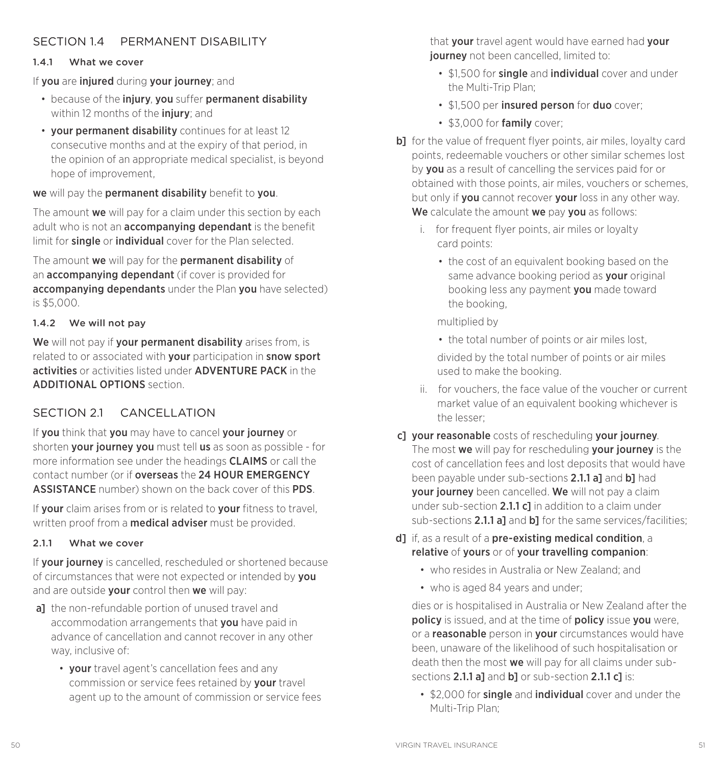## SECTION 1.4 PERMANENT DISABILITY

### 1.4.1 What we cover

If **you** are **injured** during **your journey**; and

- because of the **injury**, **you** suffer **permanent disability** within 12 months of the **injury**; and
- **your permanent disability** continues for at least 12 consecutive months and at the expiry of that period, in the opinion of an appropriate medical specialist, is beyond hope of improvement,

**we** will pay the **permanent disability** benefit to **you**.

The amount **we** will pay for a claim under this section by each adult who is not an **accompanying dependant** is the benefit limit for **single** or **individual** cover for the Plan selected.

The amount **we** will pay for the **permanent disability** of an **accompanying dependant** (if cover is provided for **accompanying dependants** under the Plan **you** have selected) is $5,000.

### 1.4.2 We will not pay

**We** will not pay if **your permanent disability** arises from, is related to or associated with **your** participation in **snow sport activities** or activities listed under **ADVENTURE PACK** in the **ADDITIONAL OPTIONS** section.

## SECTION 2.1 CANCELLATION

If **you** think that **you** may have to cancel **your journey** or shorten **your journey you** must tell **us** as soon as possible - for more information see under the headings **CLAIMS** or call the contact number (or if **overseas** the **24 HOUR EMERGENCY ASSISTANCE** number) shown on the back cover of this **PDS**.

If **your** claim arises from or is related to **your** fitness to travel, written proof from a **medical adviser** must be provided.

### 2.1.1 What we cover

If **your journey** is cancelled, rescheduled or shortened because of circumstances that were not expected or intended by **you** and are outside **your** control then **we** will pay:

**a]** the non-refundable portion of unused travel and accommodation arrangements that **you** have paid in advance of cancellation and cannot recover in any other way, inclusive of:

- **your** travel agent's cancellation fees and any commission or service fees retained by **your** travel agent up to the amount of commission or service fees that **your** travel agent would have earned had **your journey** not been cancelled, limited to:
  - $1,500 for **single** and **individual** cover and under the Multi-Trip Plan;
  - $1,500 per **insured person** for **duo** cover;
  - $3,000 for **family** cover;

**b]** for the value of frequent flyer points, air miles, loyalty card points, redeemable vouchers or other similar schemes lost by **you** as a result of cancelling the services paid for or obtained with those points, air miles, vouchers or schemes, but only if **you** cannot recover **your** loss in any other way. **We** calculate the amount **we** pay **you** as follows:

i. for frequent flyer points, air miles or loyalty card points:

- the cost of an equivalent booking based on the same advance booking period as **your** original booking less any payment **you** made toward the booking,

multiplied by

- the total number of points or air miles lost,

divided by the total number of points or air miles used to make the booking.

ii. for vouchers, the face value of the voucher or current market value of an equivalent booking whichever is the lesser;

**c]** **your reasonable** costs of rescheduling **your journey**. The most **we** will pay for rescheduling **your journey** is the cost of cancellation fees and lost deposits that would have been payable under sub-sections **2.1.1 a]** and **b]** had **your journey** been cancelled. **We** will not pay a claim under sub-section **2.1.1 c]** in addition to a claim under sub-sections **2.1.1 a]** and **b]** for the same services/facilities;

**d]** if, as a result of a **pre-existing medical condition**, a **relative** of **yours** or of **your travelling companion**:

- who resides in Australia or New Zealand; and
- who is aged 84 years and under;

dies or is hospitalised in Australia or New Zealand after the **policy** is issued, and at the time of **policy** issue **you** were, or a **reasonable** person in **your** circumstances would have been, unaware of the likelihood of such hospitalisation or death then the most **we** will pay for all claims under sub-sections **2.1.1 a]** and **b]** or sub-section **2.1.1 c]** is:

- $2,000 for **single** and **individual** cover and under the Multi-Trip Plan;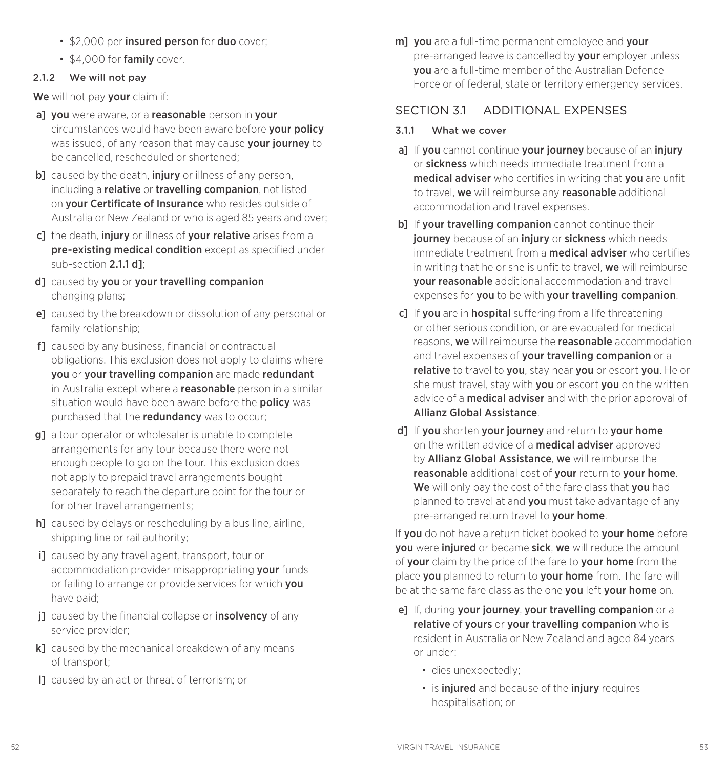- $2,000 per **insured person** for **duo** cover;
- $4,000 for **family** cover.

#### 2.1.2 We will not pay

**We** will not pay **your** claim if:

a] **you** were aware, or a **reasonable** person in **your** circumstances would have been aware before **your policy** was issued, of any reason that may cause **your journey** to be cancelled, rescheduled or shortened;

b] caused by the death, **injury** or illness of any person, including a **relative** or **travelling companion**, not listed on **your Certificate of Insurance** who resides outside of Australia or New Zealand or who is aged 85 years and over;

c] the death, **injury** or illness of **your relative** arises from a **pre-existing medical condition** except as specified under sub-section **2.1.1 d]**;

d] caused by **you** or **your travelling companion** changing plans;

e] caused by the breakdown or dissolution of any personal or family relationship;

f] caused by any business, financial or contractual obligations. This exclusion does not apply to claims where **you** or **your travelling companion** are made **redundant** in Australia except where a **reasonable** person in a similar situation would have been aware before the **policy** was purchased that the **redundancy** was to occur;

g] a tour operator or wholesaler is unable to complete arrangements for any tour because there were not enough people to go on the tour. This exclusion does not apply to prepaid travel arrangements bought separately to reach the departure point for the tour or for other travel arrangements;

h] caused by delays or rescheduling by a bus line, airline, shipping line or rail authority;

i] caused by any travel agent, transport, tour or accommodation provider misappropriating **your** funds or failing to arrange or provide services for which **you** have paid;

j] caused by the financial collapse or **insolvency** of any service provider;

k] caused by the mechanical breakdown of any means of transport;

l] caused by an act or threat of terrorism; or

m] **you** are a full-time permanent employee and **your** pre-arranged leave is cancelled by **your** employer unless **you** are a full-time member of the Australian Defence Force or of federal, state or territory emergency services.

## SECTION 3.1 ADDITIONAL EXPENSES

#### 3.1.1 What we cover

a] If **you** cannot continue **your journey** because of an **injury** or **sickness** which needs immediate treatment from a **medical adviser** who certifies in writing that **you** are unfit to travel, **we** will reimburse any **reasonable** additional accommodation and travel expenses.

b] If **your travelling companion** cannot continue their **journey** because of an **injury** or **sickness** which needs immediate treatment from a **medical adviser** who certifies in writing that he or she is unfit to travel, **we** will reimburse **your reasonable** additional accommodation and travel expenses for **you** to be with **your travelling companion**.

c] If **you** are in **hospital** suffering from a life threatening or other serious condition, or are evacuated for medical reasons, **we** will reimburse the **reasonable** accommodation and travel expenses of **your travelling companion** or a **relative** to travel to **you**, stay near **you** or escort **you**. He or she must travel, stay with **you** or escort **you** on the written advice of a **medical adviser** and with the prior approval of **Allianz Global Assistance**.

d] If **you** shorten **your journey** and return to **your home** on the written advice of a **medical adviser** approved by **Allianz Global Assistance**, **we** will reimburse the **reasonable** additional cost of **your** return to **your home**. **We** will only pay the cost of the fare class that **you** had planned to travel at and **you** must take advantage of any pre-arranged return travel to **your home**.

If **you** do not have a return ticket booked to **your home** before **you** were **injured** or became **sick**, **we** will reduce the amount of **your** claim by the price of the fare to **your home** from the place **you** planned to return to **your home** from. The fare will be at the same fare class as the one **you** left **your home** on.

e] If, during **your journey**, **your travelling companion** or a **relative** of **yours** or **your travelling companion** who is resident in Australia or New Zealand and aged 84 years or under:

- dies unexpectedly;
- is **injured** and because of the **injury** requires hospitalisation; or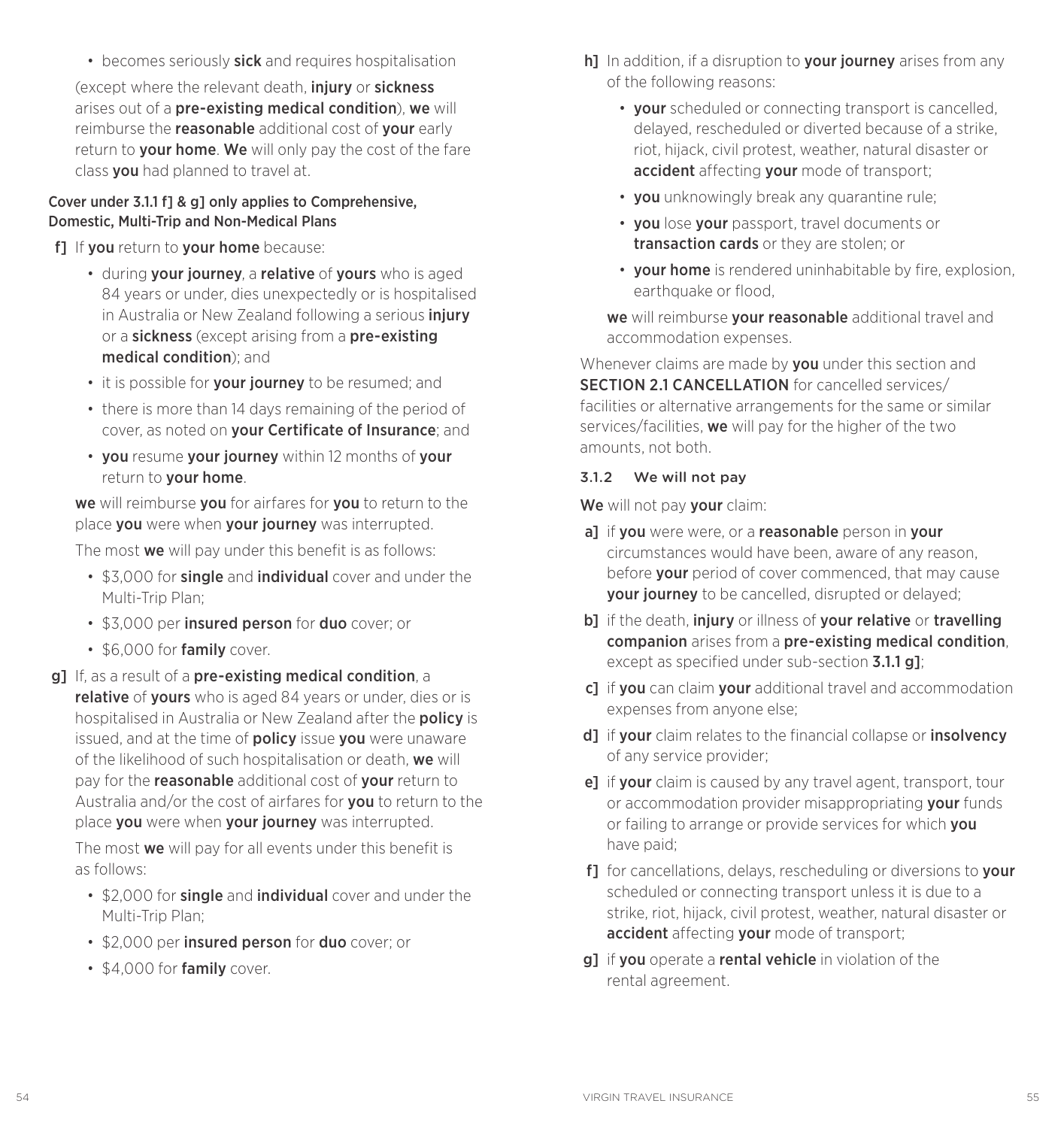- becomes seriously **sick** and requires hospitalisation

(except where the relevant death, **injury** or **sickness** arises out of a **pre-existing medical condition**), **we** will reimburse the **reasonable** additional cost of **your** early return to **your home**. **We** will only pay the cost of the fare class **you** had planned to travel at.

**Cover under 3.1.1 f] & g] only applies to Comprehensive, Domestic, Multi-Trip and Non-Medical Plans**

**f]** If **you** return to **your home** because:

- during **your journey**, a **relative** of **yours** who is aged 84 years or under, dies unexpectedly or is hospitalised in Australia or New Zealand following a serious **injury** or a **sickness** (except arising from a **pre-existing medical condition**); and
- it is possible for **your journey** to be resumed; and
- there is more than 14 days remaining of the period of cover, as noted on **your Certificate of Insurance**; and
- **you** resume **your journey** within 12 months of **your** return to **your home**.

**we** will reimburse **you** for airfares for **you** to return to the place **you** were when **your journey** was interrupted.

The most **we** will pay under this benefit is as follows:

- $3,000 for **single** and **individual** cover and under the Multi-Trip Plan;
- $3,000 per **insured person** for **duo** cover; or
- $6,000 for **family** cover.

**g]** If, as a result of a **pre-existing medical condition**, a **relative** of **yours** who is aged 84 years or under, dies or is hospitalised in Australia or New Zealand after the **policy** is issued, and at the time of **policy** issue **you** were unaware of the likelihood of such hospitalisation or death, **we** will pay for the **reasonable** additional cost of **your** return to Australia and/or the cost of airfares for **you** to return to the place **you** were when **your journey** was interrupted.

The most **we** will pay for all events under this benefit is as follows:

- $2,000 for **single** and **individual** cover and under the Multi-Trip Plan;
- $2,000 per **insured person** for **duo** cover; or
- $4,000 for **family** cover.

**h]** In addition, if a disruption to **your journey** arises from any of the following reasons:

- **your** scheduled or connecting transport is cancelled, delayed, rescheduled or diverted because of a strike, riot, hijack, civil protest, weather, natural disaster or **accident** affecting **your** mode of transport;
- **you** unknowingly break any quarantine rule;
- **you** lose **your** passport, travel documents or **transaction cards** or they are stolen; or
- **your home** is rendered uninhabitable by fire, explosion, earthquake or flood,

**we** will reimburse **your reasonable** additional travel and accommodation expenses.

Whenever claims are made by **you** under this section and **SECTION 2.1 CANCELLATION** for cancelled services/facilities or alternative arrangements for the same or similar services/facilities, **we** will pay for the higher of the two amounts, not both.

### 3.1.2 We will not pay

**We** will not pay **your** claim:

**a]** if **you** were were, or a **reasonable** person in **your** circumstances would have been, aware of any reason, before **your** period of cover commenced, that may cause **your journey** to be cancelled, disrupted or delayed;

**b]** if the death, **injury** or illness of **your relative** or **travelling companion** arises from a **pre-existing medical condition**, except as specified under sub-section **3.1.1 g]**;

**c]** if **you** can claim **your** additional travel and accommodation expenses from anyone else;

**d]** if **your** claim relates to the financial collapse or **insolvency** of any service provider;

**e]** if **your** claim is caused by any travel agent, transport, tour or accommodation provider misappropriating **your** funds or failing to arrange or provide services for which **you** have paid;

**f]** for cancellations, delays, rescheduling or diversions to **your** scheduled or connecting transport unless it is due to a strike, riot, hijack, civil protest, weather, natural disaster or **accident** affecting **your** mode of transport;

**g]** if **you** operate a **rental vehicle** in violation of the rental agreement.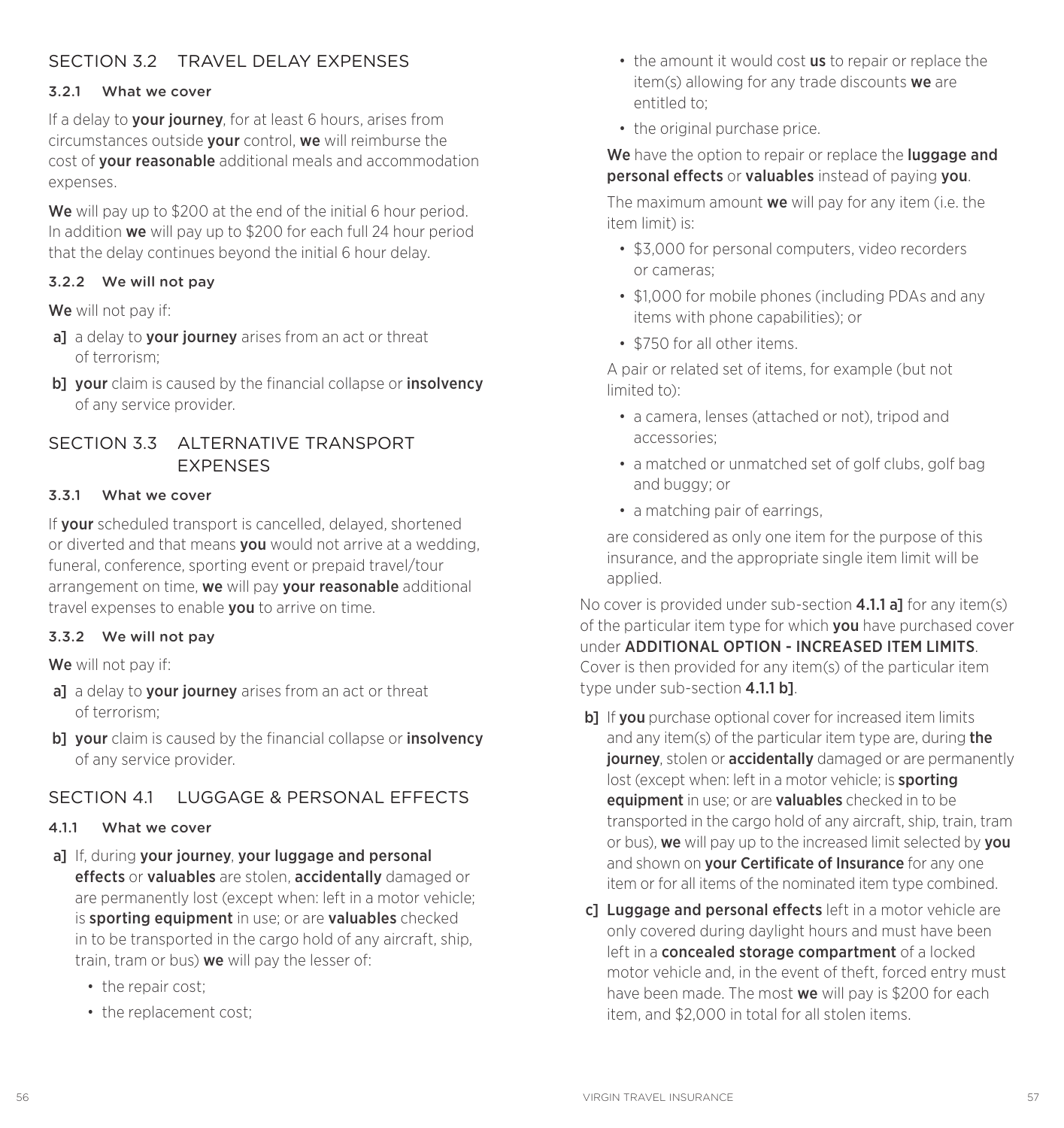## SECTION 3.2 TRAVEL DELAY EXPENSES

### 3.2.1 What we cover

If a delay to **your journey**, for at least 6 hours, arises from circumstances outside **your** control, **we** will reimburse the cost of **your reasonable** additional meals and accommodation expenses.

**We** will pay up to $200 at the end of the initial 6 hour period. In addition **we** will pay up to $200 for each full 24 hour period that the delay continues beyond the initial 6 hour delay.

### 3.2.2 We will not pay

**We** will not pay if:

a] a delay to **your journey** arises from an act or threat of terrorism;

b] **your** claim is caused by the financial collapse or **insolvency** of any service provider.

## SECTION 3.3 ALTERNATIVE TRANSPORT EXPENSES

### 3.3.1 What we cover

If **your** scheduled transport is cancelled, delayed, shortened or diverted and that means **you** would not arrive at a wedding, funeral, conference, sporting event or prepaid travel/tour arrangement on time, **we** will pay **your reasonable** additional travel expenses to enable **you** to arrive on time.

### 3.3.2 We will not pay

**We** will not pay if:

a] a delay to **your journey** arises from an act or threat of terrorism;

b] **your** claim is caused by the financial collapse or **insolvency** of any service provider.

## SECTION 4.1 LUGGAGE & PERSONAL EFFECTS

### 4.1.1 What we cover

a] If, during **your journey**, **your luggage and personal effects** or **valuables** are stolen, **accidentally** damaged or are permanently lost (except when: left in a motor vehicle; is **sporting equipment** in use; or are **valuables** checked in to be transported in the cargo hold of any aircraft, ship, train, tram or bus) **we** will pay the lesser of:

- the repair cost;
- the replacement cost;
- the amount it would cost **us** to repair or replace the item(s) allowing for any trade discounts **we** are entitled to;
- the original purchase price.

**We** have the option to repair or replace the **luggage and personal effects** or **valuables** instead of paying **you**.

The maximum amount **we** will pay for any item (i.e. the item limit) is:

- $3,000 for personal computers, video recorders or cameras;
- $1,000 for mobile phones (including PDAs and any items with phone capabilities); or
- $750 for all other items.

A pair or related set of items, for example (but not limited to):

- a camera, lenses (attached or not), tripod and accessories;
- a matched or unmatched set of golf clubs, golf bag and buggy; or
- a matching pair of earrings,

are considered as only one item for the purpose of this insurance, and the appropriate single item limit will be applied.

No cover is provided under sub-section **4.1.1 a]** for any item(s) of the particular item type for which **you** have purchased cover under **ADDITIONAL OPTION - INCREASED ITEM LIMITS**. Cover is then provided for any item(s) of the particular item type under sub-section **4.1.1 b]**.

b] If **you** purchase optional cover for increased item limits and any item(s) of the particular item type are, during **the journey**, stolen or **accidentally** damaged or are permanently lost (except when: left in a motor vehicle; is **sporting equipment** in use; or are **valuables** checked in to be transported in the cargo hold of any aircraft, ship, train, tram or bus), **we** will pay up to the increased limit selected by **you** and shown on **your Certificate of Insurance** for any one item or for all items of the nominated item type combined.

c] **Luggage and personal effects** left in a motor vehicle are only covered during daylight hours and must have been left in a **concealed storage compartment** of a locked motor vehicle and, in the event of theft, forced entry must have been made. The most **we** will pay is $200 for each item, and $2,000 in total for all stolen items.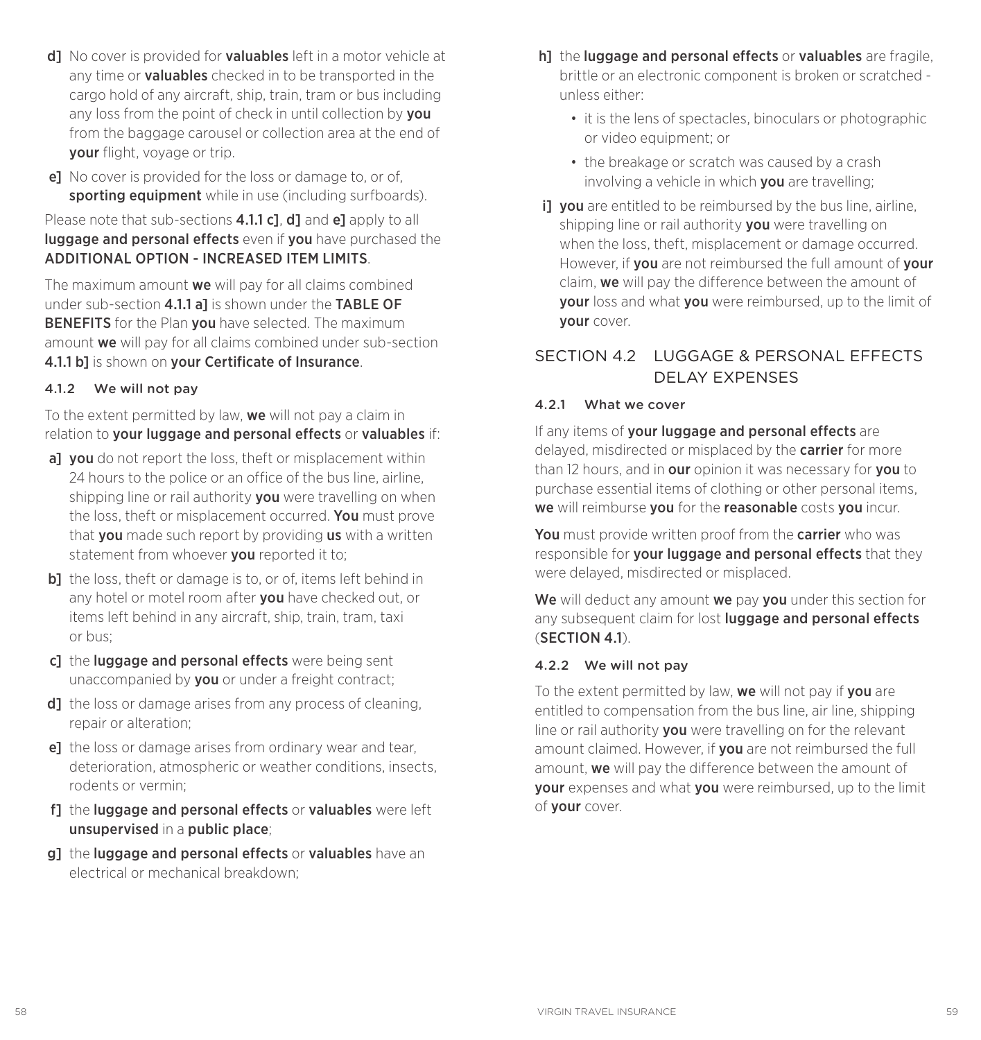d] No cover is provided for **valuables** left in a motor vehicle at any time or **valuables** checked in to be transported in the cargo hold of any aircraft, ship, train, tram or bus including any loss from the point of check in until collection by **you** from the baggage carousel or collection area at the end of **your** flight, voyage or trip.

e] No cover is provided for the loss or damage to, or of, **sporting equipment** while in use (including surfboards).

Please note that sub-sections **4.1.1 c]**, **d]** and **e]** apply to all **luggage and personal effects** even if **you** have purchased the **ADDITIONAL OPTION - INCREASED ITEM LIMITS**.

The maximum amount **we** will pay for all claims combined under sub-section **4.1.1 a]** is shown under the **TABLE OF BENEFITS** for the Plan **you** have selected. The maximum amount **we** will pay for all claims combined under sub-section **4.1.1 b]** is shown on **your Certificate of Insurance**.

#### 4.1.2 We will not pay

To the extent permitted by law, **we** will not pay a claim in relation to **your luggage and personal effects** or **valuables** if:

a] **you** do not report the loss, theft or misplacement within 24 hours to the police or an office of the bus line, airline, shipping line or rail authority **you** were travelling on when the loss, theft or misplacement occurred. **You** must prove that **you** made such report by providing **us** with a written statement from whoever **you** reported it to;

b] the loss, theft or damage is to, or of, items left behind in any hotel or motel room after **you** have checked out, or items left behind in any aircraft, ship, train, tram, taxi or bus;

c] the **luggage and personal effects** were being sent unaccompanied by **you** or under a freight contract;

d] the loss or damage arises from any process of cleaning, repair or alteration;

e] the loss or damage arises from ordinary wear and tear, deterioration, atmospheric or weather conditions, insects, rodents or vermin;

f] the **luggage and personal effects** or **valuables** were left **unsupervised** in a **public place**;

g] the **luggage and personal effects** or **valuables** have an electrical or mechanical breakdown;

h] the **luggage and personal effects** or **valuables** are fragile, brittle or an electronic component is broken or scratched - unless either:

- it is the lens of spectacles, binoculars or photographic or video equipment; or
- the breakage or scratch was caused by a crash involving a vehicle in which **you** are travelling;

i] **you** are entitled to be reimbursed by the bus line, airline, shipping line or rail authority **you** were travelling on when the loss, theft, misplacement or damage occurred. However, if **you** are not reimbursed the full amount of **your** claim, **we** will pay the difference between the amount of **your** loss and what **you** were reimbursed, up to the limit of **your** cover.

## SECTION 4.2 LUGGAGE & PERSONAL EFFECTS DELAY EXPENSES

#### 4.2.1 What we cover

If any items of **your luggage and personal effects** are delayed, misdirected or misplaced by the **carrier** for more than 12 hours, and in **our** opinion it was necessary for **you** to purchase essential items of clothing or other personal items, **we** will reimburse **you** for the **reasonable** costs **you** incur.

**You** must provide written proof from the **carrier** who was responsible for **your luggage and personal effects** that they were delayed, misdirected or misplaced.

**We** will deduct any amount **we** pay **you** under this section for any subsequent claim for lost **luggage and personal effects** (**SECTION 4.1**).

#### 4.2.2 We will not pay

To the extent permitted by law, **we** will not pay if **you** are entitled to compensation from the bus line, air line, shipping line or rail authority **you** were travelling on for the relevant amount claimed. However, if **you** are not reimbursed the full amount, **we** will pay the difference between the amount of **your** expenses and what **you** were reimbursed, up to the limit of **your** cover.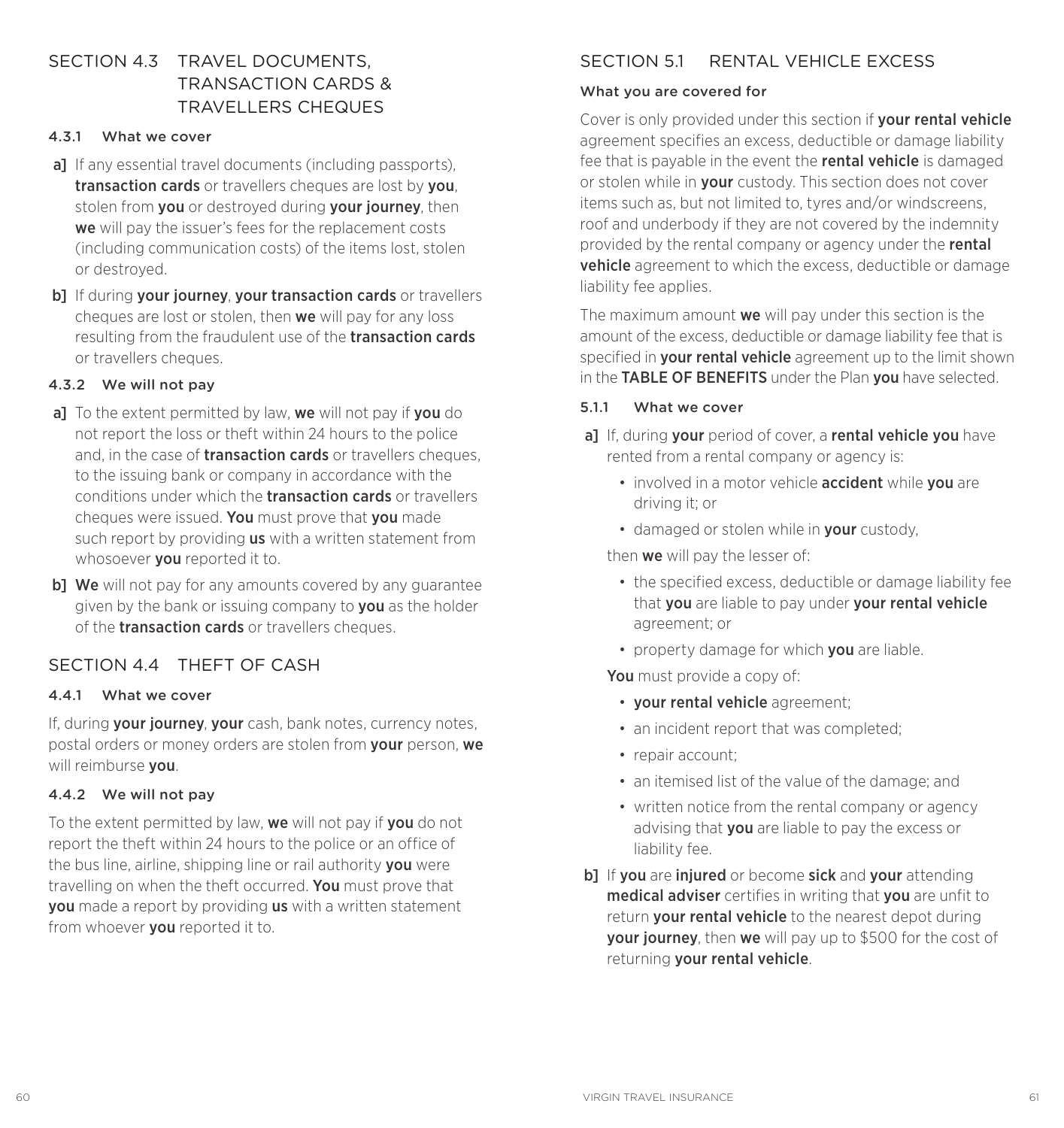## SECTION 4.3 TRAVEL DOCUMENTS, TRANSACTION CARDS & TRAVELLERS CHEQUES

### 4.3.1 What we cover

**a]** If any essential travel documents (including passports), **transaction cards** or travellers cheques are lost by **you**, stolen from **you** or destroyed during **your journey**, then **we** will pay the issuer's fees for the replacement costs (including communication costs) of the items lost, stolen or destroyed.

**b]** If during **your journey**, **your transaction cards** or travellers cheques are lost or stolen, then **we** will pay for any loss resulting from the fraudulent use of the **transaction cards** or travellers cheques.

### 4.3.2 We will not pay

**a]** To the extent permitted by law, **we** will not pay if **you** do not report the loss or theft within 24 hours to the police and, in the case of **transaction cards** or travellers cheques, to the issuing bank or company in accordance with the conditions under which the **transaction cards** or travellers cheques were issued. **You** must prove that **you** made such report by providing **us** with a written statement from whosoever **you** reported it to.

**b]** **We** will not pay for any amounts covered by any guarantee given by the bank or issuing company to **you** as the holder of the **transaction cards** or travellers cheques.

## SECTION 4.4 THEFT OF CASH

### 4.4.1 What we cover

If, during **your journey**, **your** cash, bank notes, currency notes, postal orders or money orders are stolen from **your** person, **we** will reimburse **you**.

### 4.4.2 We will not pay

To the extent permitted by law, **we** will not pay if **you** do not report the theft within 24 hours to the police or an office of the bus line, airline, shipping line or rail authority **you** were travelling on when the theft occurred. **You** must prove that **you** made a report by providing **us** with a written statement from whoever **you** reported it to.

## SECTION 5.1 RENTAL VEHICLE EXCESS

### What you are covered for

Cover is only provided under this section if **your rental vehicle** agreement specifies an excess, deductible or damage liability fee that is payable in the event the **rental vehicle** is damaged or stolen while in **your** custody. This section does not cover items such as, but not limited to, tyres and/or windscreens, roof and underbody if they are not covered by the indemnity provided by the rental company or agency under the **rental vehicle** agreement to which the excess, deductible or damage liability fee applies.

The maximum amount **we** will pay under this section is the amount of the excess, deductible or damage liability fee that is specified in **your rental vehicle** agreement up to the limit shown in the **TABLE OF BENEFITS** under the Plan **you** have selected.

### 5.1.1 What we cover

**a]** If, during **your** period of cover, a **rental vehicle you** have rented from a rental company or agency is:

- involved in a motor vehicle **accident** while **you** are driving it; or
- damaged or stolen while in **your** custody,

then **we** will pay the lesser of:

- the specified excess, deductible or damage liability fee that **you** are liable to pay under **your rental vehicle** agreement; or
- property damage for which **you** are liable.

**You** must provide a copy of:

- **your rental vehicle** agreement;
- an incident report that was completed;
- repair account;
- an itemised list of the value of the damage; and
- written notice from the rental company or agency advising that **you** are liable to pay the excess or liability fee.

**b]** If **you** are **injured** or become **sick** and **your** attending **medical adviser** certifies in writing that **you** are unfit to return **your rental vehicle** to the nearest depot during **your journey**, then **we** will pay up to $500 for the cost of returning **your rental vehicle**.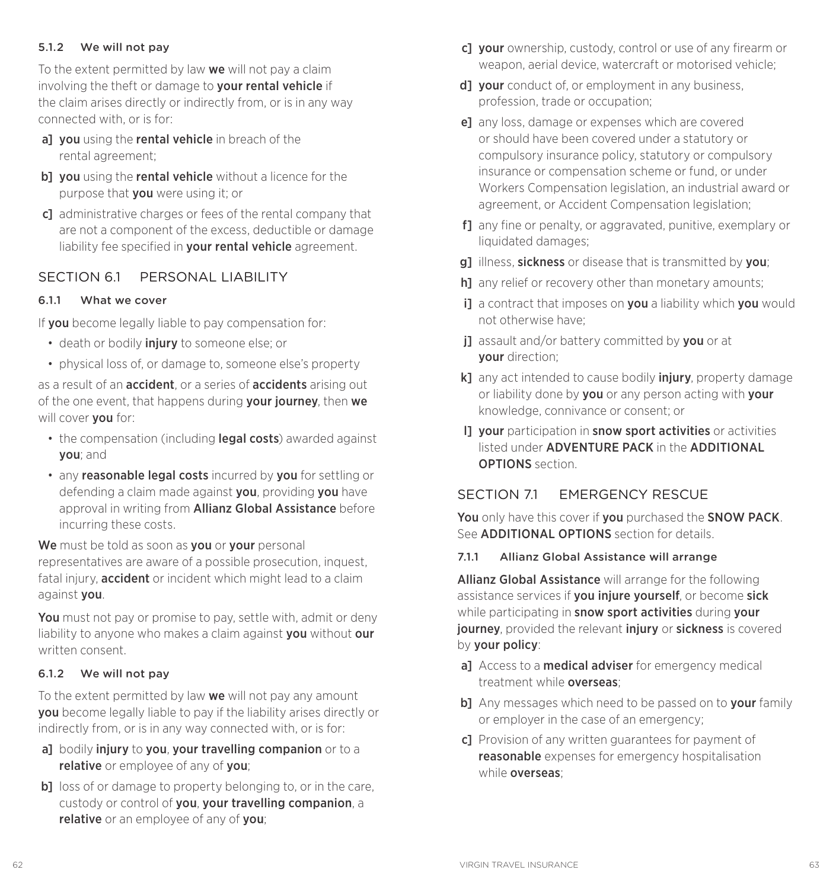#### 5.1.2 We will not pay

To the extent permitted by law **we** will not pay a claim involving the theft or damage to **your rental vehicle** if the claim arises directly or indirectly from, or is in any way connected with, or is for:

a] **you** using the **rental vehicle** in breach of the rental agreement;

b] **you** using the **rental vehicle** without a licence for the purpose that **you** were using it; or

c] administrative charges or fees of the rental company that are not a component of the excess, deductible or damage liability fee specified in **your rental vehicle** agreement.

## SECTION 6.1 PERSONAL LIABILITY

#### 6.1.1 What we cover

If **you** become legally liable to pay compensation for:

- death or bodily **injury** to someone else; or
- physical loss of, or damage to, someone else's property

as a result of an **accident**, or a series of **accidents** arising out of the one event, that happens during **your journey**, then **we** will cover **you** for:

- the compensation (including **legal costs**) awarded against **you**; and
- any **reasonable legal costs** incurred by **you** for settling or defending a claim made against **you**, providing **you** have approval in writing from **Allianz Global Assistance** before incurring these costs.

**We** must be told as soon as **you** or **your** personal representatives are aware of a possible prosecution, inquest, fatal injury, **accident** or incident which might lead to a claim against **you**.

**You** must not pay or promise to pay, settle with, admit or deny liability to anyone who makes a claim against **you** without **our** written consent.

#### 6.1.2 We will not pay

To the extent permitted by law **we** will not pay any amount **you** become legally liable to pay if the liability arises directly or indirectly from, or is in any way connected with, or is for:

a] bodily **injury** to **you**, **your travelling companion** or to a **relative** or employee of any of **you**;

b] loss of or damage to property belonging to, or in the care, custody or control of **you**, **your travelling companion**, a **relative** or an employee of any of **you**;

c] **your** ownership, custody, control or use of any firearm or weapon, aerial device, watercraft or motorised vehicle;

d] **your** conduct of, or employment in any business, profession, trade or occupation;

e] any loss, damage or expenses which are covered or should have been covered under a statutory or compulsory insurance policy, statutory or compulsory insurance or compensation scheme or fund, or under Workers Compensation legislation, an industrial award or agreement, or Accident Compensation legislation;

f] any fine or penalty, or aggravated, punitive, exemplary or liquidated damages;

g] illness, **sickness** or disease that is transmitted by **you**;

h] any relief or recovery other than monetary amounts;

i] a contract that imposes on **you** a liability which **you** would not otherwise have;

j] assault and/or battery committed by **you** or at **your** direction;

k] any act intended to cause bodily **injury**, property damage or liability done by **you** or any person acting with **your** knowledge, connivance or consent; or

l] **your** participation in **snow sport activities** or activities listed under **ADVENTURE PACK** in the **ADDITIONAL OPTIONS** section.

## SECTION 7.1 EMERGENCY RESCUE

**You** only have this cover if **you** purchased the **SNOW PACK**. See **ADDITIONAL OPTIONS** section for details.

#### 7.1.1 Allianz Global Assistance will arrange

**Allianz Global Assistance** will arrange for the following assistance services if **you injure yourself**, or become **sick** while participating in **snow sport activities** during **your journey**, provided the relevant **injury** or **sickness** is covered by **your policy**:

a] Access to a **medical adviser** for emergency medical treatment while **overseas**;

b] Any messages which need to be passed on to **your** family or employer in the case of an emergency;

c] Provision of any written guarantees for payment of **reasonable** expenses for emergency hospitalisation while **overseas**;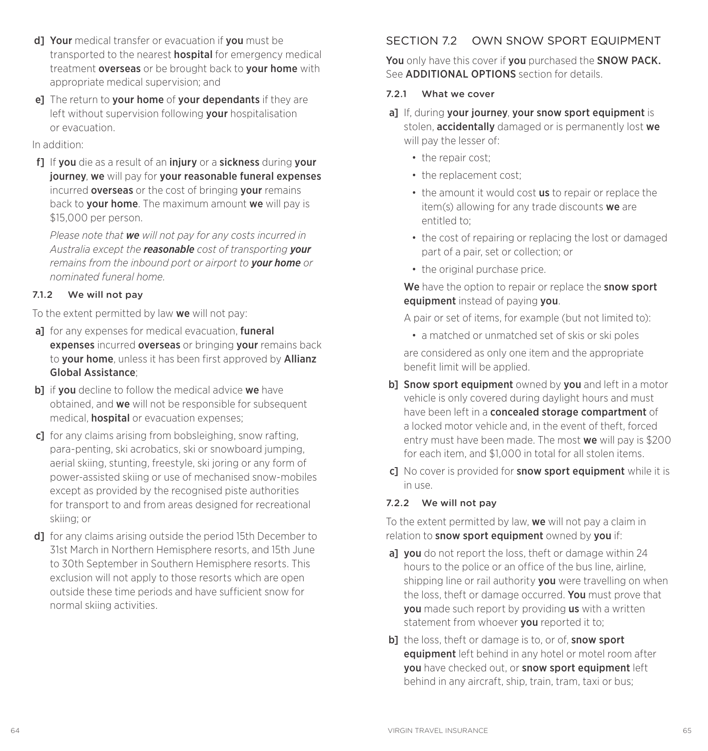d] **Your** medical transfer or evacuation if **you** must be transported to the nearest **hospital** for emergency medical treatment **overseas** or be brought back to **your home** with appropriate medical supervision; and

e] The return to **your home** of **your dependants** if they are left without supervision following **your** hospitalisation or evacuation.

In addition:

f] If **you** die as a result of an **injury** or a **sickness** during **your journey**, **we** will pay for **your reasonable funeral expenses** incurred **overseas** or the cost of bringing **your** remains back to **your home**. The maximum amount **we** will pay is $15,000 per person.

*Please note that **we** will not pay for any costs incurred in Australia except the **reasonable** cost of transporting **your** remains from the inbound port or airport to **your home** or nominated funeral home.*

### 7.1.2 We will not pay

To the extent permitted by law **we** will not pay:

a] for any expenses for medical evacuation, **funeral expenses** incurred **overseas** or bringing **your** remains back to **your home**, unless it has been first approved by **Allianz Global Assistance**;

b] if **you** decline to follow the medical advice **we** have obtained, and **we** will not be responsible for subsequent medical, **hospital** or evacuation expenses;

c] for any claims arising from bobsleighing, snow rafting, para-penting, ski acrobatics, ski or snowboard jumping, aerial skiing, stunting, freestyle, ski joring or any form of power-assisted skiing or use of mechanised snow-mobiles except as provided by the recognised piste authorities for transport to and from areas designed for recreational skiing; or

d] for any claims arising outside the period 15th December to 31st March in Northern Hemisphere resorts, and 15th June to 30th September in Southern Hemisphere resorts. This exclusion will not apply to those resorts which are open outside these time periods and have sufficient snow for normal skiing activities.

## SECTION 7.2 OWN SNOW SPORT EQUIPMENT

**You** only have this cover if **you** purchased the **SNOW PACK.** See **ADDITIONAL OPTIONS** section for details.

### 7.2.1 What we cover

a] If, during **your journey**, **your snow sport equipment** is stolen, **accidentally** damaged or is permanently lost **we** will pay the lesser of:

- the repair cost;
- the replacement cost;
- the amount it would cost **us** to repair or replace the item(s) allowing for any trade discounts **we** are entitled to;
- the cost of repairing or replacing the lost or damaged part of a pair, set or collection; or
- the original purchase price.

**We** have the option to repair or replace the **snow sport equipment** instead of paying **you**.

A pair or set of items, for example (but not limited to):

- a matched or unmatched set of skis or ski poles

are considered as only one item and the appropriate benefit limit will be applied.

b] **Snow sport equipment** owned by **you** and left in a motor vehicle is only covered during daylight hours and must have been left in a **concealed storage compartment** of a locked motor vehicle and, in the event of theft, forced entry must have been made. The most **we** will pay is $200 for each item, and $1,000 in total for all stolen items.

c] No cover is provided for **snow sport equipment** while it is in use.

### 7.2.2 We will not pay

To the extent permitted by law, **we** will not pay a claim in relation to **snow sport equipment** owned by **you** if:

a] **you** do not report the loss, theft or damage within 24 hours to the police or an office of the bus line, airline, shipping line or rail authority **you** were travelling on when the loss, theft or damage occurred. **You** must prove that **you** made such report by providing **us** with a written statement from whoever **you** reported it to;

b] the loss, theft or damage is to, or of, **snow sport equipment** left behind in any hotel or motel room after **you** have checked out, or **snow sport equipment** left behind in any aircraft, ship, train, tram, taxi or bus;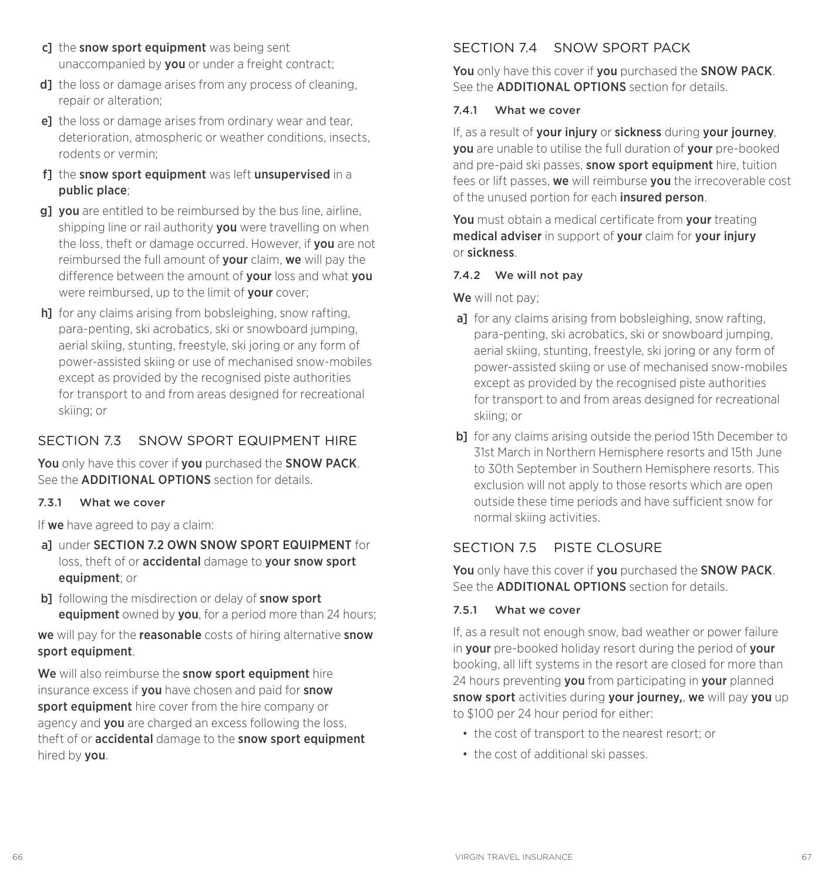c] the **snow sport equipment** was being sent unaccompanied by **you** or under a freight contract;

d] the loss or damage arises from any process of cleaning, repair or alteration;

e] the loss or damage arises from ordinary wear and tear, deterioration, atmospheric or weather conditions, insects, rodents or vermin;

f] the **snow sport equipment** was left **unsupervised** in a **public place**;

g] **you** are entitled to be reimbursed by the bus line, airline, shipping line or rail authority **you** were travelling on when the loss, theft or damage occurred. However, if **you** are not reimbursed the full amount of **your** claim, **we** will pay the difference between the amount of **your** loss and what **you** were reimbursed, up to the limit of **your** cover;

h] for any claims arising from bobsleighing, snow rafting, para-penting, ski acrobatics, ski or snowboard jumping, aerial skiing, stunting, freestyle, ski joring or any form of power-assisted skiing or use of mechanised snow-mobiles except as provided by the recognised piste authorities for transport to and from areas designed for recreational skiing; or

## SECTION 7.3 SNOW SPORT EQUIPMENT HIRE

**You** only have this cover if **you** purchased the **SNOW PACK**. See the **ADDITIONAL OPTIONS** section for details.

### 7.3.1 What we cover

If **we** have agreed to pay a claim:

a] under **SECTION 7.2 OWN SNOW SPORT EQUIPMENT** for loss, theft of or **accidental** damage to **your snow sport equipment**; or

b] following the misdirection or delay of **snow sport equipment** owned by **you**, for a period more than 24 hours;

**we** will pay for the **reasonable** costs of hiring alternative **snow sport equipment**.

**We** will also reimburse the **snow sport equipment** hire insurance excess if **you** have chosen and paid for **snow sport equipment** hire cover from the hire company or agency and **you** are charged an excess following the loss, theft of or **accidental** damage to the **snow sport equipment** hired by **you**.

## SECTION 7.4 SNOW SPORT PACK

**You** only have this cover if **you** purchased the **SNOW PACK**. See the **ADDITIONAL OPTIONS** section for details.

### 7.4.1 What we cover

If, as a result of **your injury** or **sickness** during **your journey**, **you** are unable to utilise the full duration of **your** pre-booked and pre-paid ski passes, **snow sport equipment** hire, tuition fees or lift passes, **we** will reimburse **you** the irrecoverable cost of the unused portion for each **insured person**.

**You** must obtain a medical certificate from **your** treating **medical adviser** in support of **your** claim for **your injury** or **sickness**.

### 7.4.2 We will not pay

**We** will not pay;

a] for any claims arising from bobsleighing, snow rafting, para-penting, ski acrobatics, ski or snowboard jumping, aerial skiing, stunting, freestyle, ski joring or any form of power-assisted skiing or use of mechanised snow-mobiles except as provided by the recognised piste authorities for transport to and from areas designed for recreational skiing; or

b] for any claims arising outside the period 15th December to 31st March in Northern Hemisphere resorts and 15th June to 30th September in Southern Hemisphere resorts. This exclusion will not apply to those resorts which are open outside these time periods and have sufficient snow for normal skiing activities.

## SECTION 7.5 PISTE CLOSURE

**You** only have this cover if **you** purchased the **SNOW PACK**. See the **ADDITIONAL OPTIONS** section for details.

### 7.5.1 What we cover

If, as a result not enough snow, bad weather or power failure in **your** pre-booked holiday resort during the period of **your** booking, all lift systems in the resort are closed for more than 24 hours preventing **you** from participating in **your** planned **snow sport** activities during **your journey,**, **we** will pay **you** up to $100 per 24 hour period for either:

- the cost of transport to the nearest resort; or
- the cost of additional ski passes.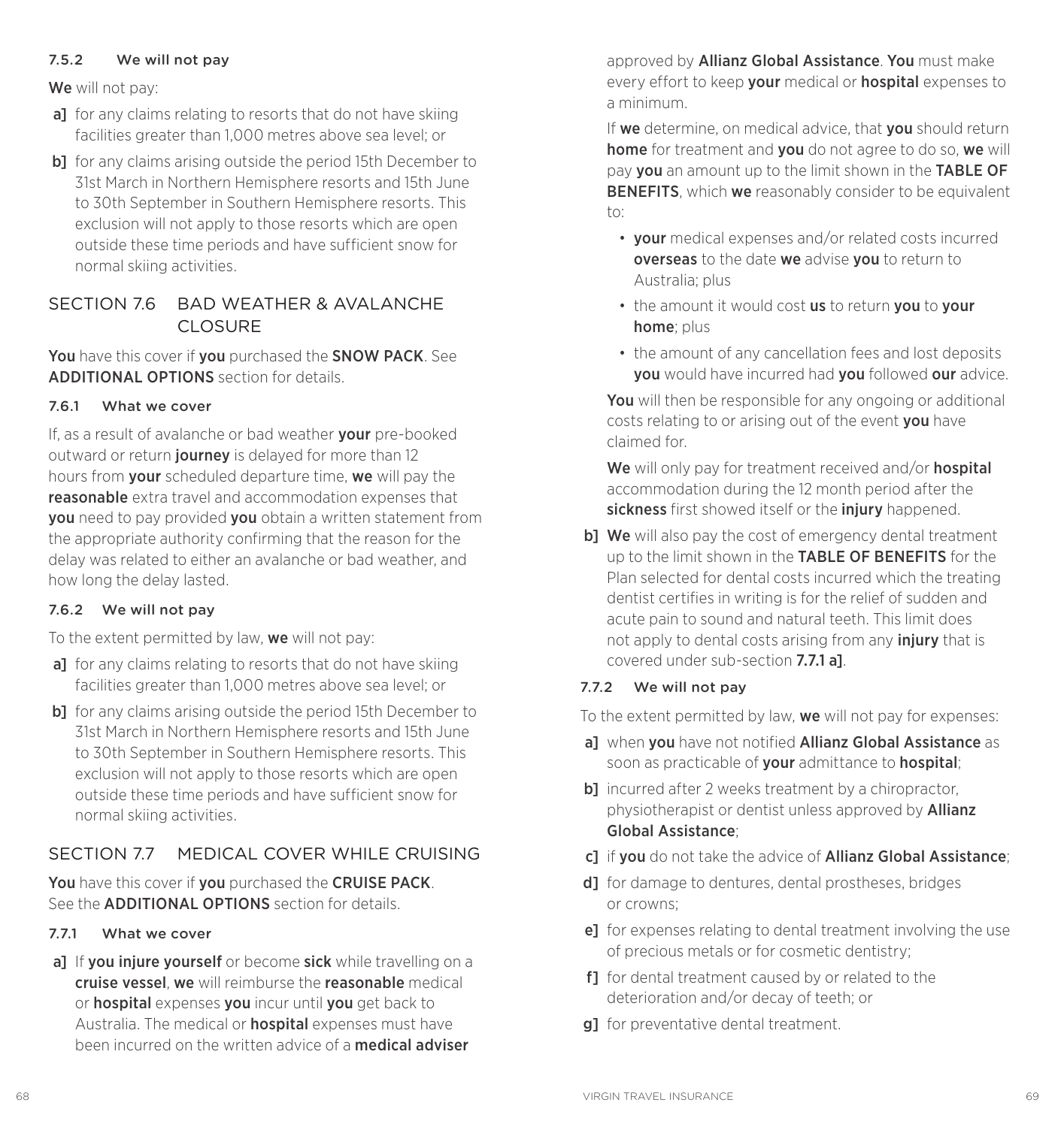#### 7.5.2 We will not pay

**We** will not pay:

**a]** for any claims relating to resorts that do not have skiing facilities greater than 1,000 metres above sea level; or

**b]** for any claims arising outside the period 15th December to 31st March in Northern Hemisphere resorts and 15th June to 30th September in Southern Hemisphere resorts. This exclusion will not apply to those resorts which are open outside these time periods and have sufficient snow for normal skiing activities.

### SECTION 7.6 BAD WEATHER & AVALANCHE CLOSURE

**You** have this cover if **you** purchased the **SNOW PACK**. See **ADDITIONAL OPTIONS** section for details.

#### 7.6.1 What we cover

If, as a result of avalanche or bad weather **your** pre-booked outward or return **journey** is delayed for more than 12 hours from **your** scheduled departure time, **we** will pay the **reasonable** extra travel and accommodation expenses that **you** need to pay provided **you** obtain a written statement from the appropriate authority confirming that the reason for the delay was related to either an avalanche or bad weather, and how long the delay lasted.

#### 7.6.2 We will not pay

To the extent permitted by law, **we** will not pay:

**a]** for any claims relating to resorts that do not have skiing facilities greater than 1,000 metres above sea level; or

**b]** for any claims arising outside the period 15th December to 31st March in Northern Hemisphere resorts and 15th June to 30th September in Southern Hemisphere resorts. This exclusion will not apply to those resorts which are open outside these time periods and have sufficient snow for normal skiing activities.

### SECTION 7.7 MEDICAL COVER WHILE CRUISING

**You** have this cover if **you** purchased the **CRUISE PACK**. See the **ADDITIONAL OPTIONS** section for details.

#### 7.7.1 What we cover

**a]** If **you injure yourself** or become **sick** while travelling on a **cruise vessel**, **we** will reimburse the **reasonable** medical or **hospital** expenses **you** incur until **you** get back to Australia. The medical or **hospital** expenses must have been incurred on the written advice of a **medical adviser** approved by **Allianz Global Assistance**. **You** must make every effort to keep **your** medical or **hospital** expenses to a minimum.

If **we** determine, on medical advice, that **you** should return **home** for treatment and **you** do not agree to do so, **we** will pay **you** an amount up to the limit shown in the **TABLE OF BENEFITS**, which **we** reasonably consider to be equivalent to:

- **your** medical expenses and/or related costs incurred **overseas** to the date **we** advise **you** to return to Australia; plus
- the amount it would cost **us** to return **you** to **your home**; plus
- the amount of any cancellation fees and lost deposits **you** would have incurred had **you** followed **our** advice.

**You** will then be responsible for any ongoing or additional costs relating to or arising out of the event **you** have claimed for.

**We** will only pay for treatment received and/or **hospital** accommodation during the 12 month period after the **sickness** first showed itself or the **injury** happened.

**b]** **We** will also pay the cost of emergency dental treatment up to the limit shown in the **TABLE OF BENEFITS** for the Plan selected for dental costs incurred which the treating dentist certifies in writing is for the relief of sudden and acute pain to sound and natural teeth. This limit does not apply to dental costs arising from any **injury** that is covered under sub-section **7.7.1 a]**.

#### 7.7.2 We will not pay

To the extent permitted by law, **we** will not pay for expenses:

**a]** when **you** have not notified **Allianz Global Assistance** as soon as practicable of **your** admittance to **hospital**;

**b]** incurred after 2 weeks treatment by a chiropractor, physiotherapist or dentist unless approved by **Allianz Global Assistance**;

**c]** if **you** do not take the advice of **Allianz Global Assistance**;

**d]** for damage to dentures, dental prostheses, bridges or crowns;

**e]** for expenses relating to dental treatment involving the use of precious metals or for cosmetic dentistry;

**f]** for dental treatment caused by or related to the deterioration and/or decay of teeth; or

**g]** for preventative dental treatment.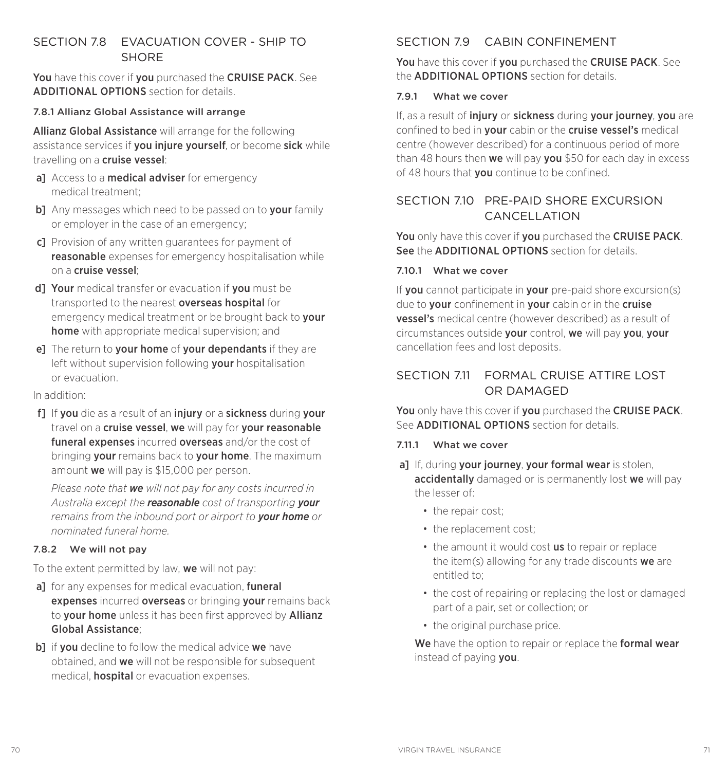## SECTION 7.8 EVACUATION COVER - SHIP TO SHORE

**You** have this cover if **you** purchased the **CRUISE PACK**. See **ADDITIONAL OPTIONS** section for details.

### 7.8.1 Allianz Global Assistance will arrange

**Allianz Global Assistance** will arrange for the following assistance services if **you injure yourself**, or become **sick** while travelling on a **cruise vessel**:

a] Access to a **medical adviser** for emergency medical treatment;

b] Any messages which need to be passed on to **your** family or employer in the case of an emergency;

c] Provision of any written guarantees for payment of **reasonable** expenses for emergency hospitalisation while on a **cruise vessel**;

d] **Your** medical transfer or evacuation if **you** must be transported to the nearest **overseas hospital** for emergency medical treatment or be brought back to **your home** with appropriate medical supervision; and

e] The return to **your home** of **your dependants** if they are left without supervision following **your** hospitalisation or evacuation.

In addition:

f] If **you** die as a result of an **injury** or a **sickness** during **your** travel on a **cruise vessel**, **we** will pay for **your reasonable funeral expenses** incurred **overseas** and/or the cost of bringing **your** remains back to **your home**. The maximum amount **we** will pay is $15,000 per person.

*Please note that **we** will not pay for any costs incurred in Australia except the **reasonable** cost of transporting **your** remains from the inbound port or airport to **your home** or nominated funeral home.*

### 7.8.2 We will not pay

To the extent permitted by law, **we** will not pay:

a] for any expenses for medical evacuation, **funeral expenses** incurred **overseas** or bringing **your** remains back to **your home** unless it has been first approved by **Allianz Global Assistance**;

b] if **you** decline to follow the medical advice **we** have obtained, and **we** will not be responsible for subsequent medical, **hospital** or evacuation expenses.

## SECTION 7.9 CABIN CONFINEMENT

**You** have this cover if **you** purchased the **CRUISE PACK**. See the **ADDITIONAL OPTIONS** section for details.

### 7.9.1 What we cover

If, as a result of **injury** or **sickness** during **your journey**, **you** are confined to bed in **your** cabin or the **cruise vessel's** medical centre (however described) for a continuous period of more than 48 hours then **we** will pay **you** $50 for each day in excess of 48 hours that **you** continue to be confined.

## SECTION 7.10 PRE-PAID SHORE EXCURSION CANCELLATION

**You** only have this cover if **you** purchased the **CRUISE PACK**. **See** the **ADDITIONAL OPTIONS** section for details.

### 7.10.1 What we cover

If **you** cannot participate in **your** pre-paid shore excursion(s) due to **your** confinement in **your** cabin or in the **cruise vessel's** medical centre (however described) as a result of circumstances outside **your** control, **we** will pay **you**, **your** cancellation fees and lost deposits.

## SECTION 7.11 FORMAL CRUISE ATTIRE LOST OR DAMAGED

**You** only have this cover if **you** purchased the **CRUISE PACK**. See **ADDITIONAL OPTIONS** section for details.

### 7.11.1 What we cover

a] If, during **your journey**, **your formal wear** is stolen, **accidentally** damaged or is permanently lost **we** will pay the lesser of:

- the repair cost;
- the replacement cost;
- the amount it would cost **us** to repair or replace the item(s) allowing for any trade discounts **we** are entitled to;
- the cost of repairing or replacing the lost or damaged part of a pair, set or collection; or
- the original purchase price.

**We** have the option to repair or replace the **formal wear** instead of paying **you**.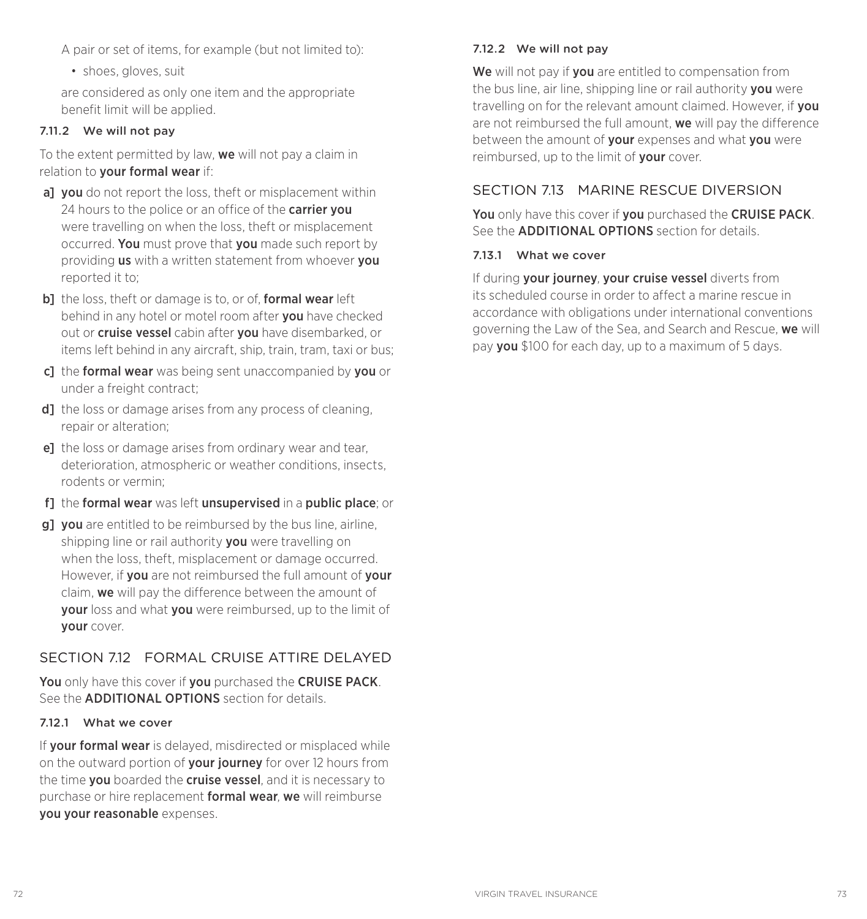A pair or set of items, for example (but not limited to):

- shoes, gloves, suit

are considered as only one item and the appropriate benefit limit will be applied.

#### 7.11.2 We will not pay

To the extent permitted by law, **we** will not pay a claim in relation to **your formal wear** if:

a] **you** do not report the loss, theft or misplacement within 24 hours to the police or an office of the **carrier you** were travelling on when the loss, theft or misplacement occurred. **You** must prove that **you** made such report by providing **us** with a written statement from whoever **you** reported it to;

b] the loss, theft or damage is to, or of, **formal wear** left behind in any hotel or motel room after **you** have checked out or **cruise vessel** cabin after **you** have disembarked, or items left behind in any aircraft, ship, train, tram, taxi or bus;

c] the **formal wear** was being sent unaccompanied by **you** or under a freight contract;

d] the loss or damage arises from any process of cleaning, repair or alteration;

e] the loss or damage arises from ordinary wear and tear, deterioration, atmospheric or weather conditions, insects, rodents or vermin;

f] the **formal wear** was left **unsupervised** in a **public place**; or

g] **you** are entitled to be reimbursed by the bus line, airline, shipping line or rail authority **you** were travelling on when the loss, theft, misplacement or damage occurred. However, if **you** are not reimbursed the full amount of **your** claim, **we** will pay the difference between the amount of **your** loss and what **you** were reimbursed, up to the limit of **your** cover.

## SECTION 7.12 FORMAL CRUISE ATTIRE DELAYED

**You** only have this cover if **you** purchased the **CRUISE PACK**. See the **ADDITIONAL OPTIONS** section for details.

#### 7.12.1 What we cover

If **your formal wear** is delayed, misdirected or misplaced while on the outward portion of **your journey** for over 12 hours from the time **you** boarded the **cruise vessel**, and it is necessary to purchase or hire replacement **formal wear**, **we** will reimburse **you your reasonable** expenses.

#### 7.12.2 We will not pay

**We** will not pay if **you** are entitled to compensation from the bus line, air line, shipping line or rail authority **you** were travelling on for the relevant amount claimed. However, if **you** are not reimbursed the full amount, **we** will pay the difference between the amount of **your** expenses and what **you** were reimbursed, up to the limit of **your** cover.

## SECTION 7.13 MARINE RESCUE DIVERSION

**You** only have this cover if **you** purchased the **CRUISE PACK**. See the **ADDITIONAL OPTIONS** section for details.

#### 7.13.1 What we cover

If during **your journey**, **your cruise vessel** diverts from its scheduled course in order to affect a marine rescue in accordance with obligations under international conventions governing the Law of the Sea, and Search and Rescue, **we** will pay **you** $100 for each day, up to a maximum of 5 days.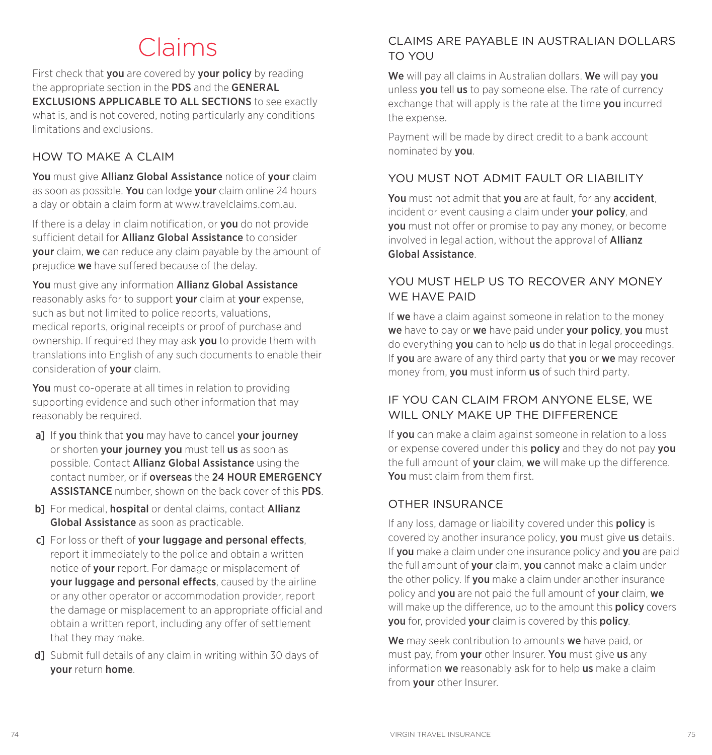# Claims

First check that **you** are covered by **your policy** by reading the appropriate section in the **PDS** and the **GENERAL EXCLUSIONS APPLICABLE TO ALL SECTIONS** to see exactly what is, and is not covered, noting particularly any conditions limitations and exclusions.

## HOW TO MAKE A CLAIM

**You** must give **Allianz Global Assistance** notice of **your** claim as soon as possible. **You** can lodge **your** claim online 24 hours a day or obtain a claim form at www.travelclaims.com.au.

If there is a delay in claim notification, or **you** do not provide sufficient detail for **Allianz Global Assistance** to consider **your** claim, **we** can reduce any claim payable by the amount of prejudice **we** have suffered because of the delay.

**You** must give any information **Allianz Global Assistance** reasonably asks for to support **your** claim at **your** expense, such as but not limited to police reports, valuations, medical reports, original receipts or proof of purchase and ownership. If required they may ask **you** to provide them with translations into English of any such documents to enable their consideration of **your** claim.

**You** must co-operate at all times in relation to providing supporting evidence and such other information that may reasonably be required.

- **a]** If **you** think that **you** may have to cancel **your journey** or shorten **your journey you** must tell **us** as soon as possible. Contact **Allianz Global Assistance** using the contact number, or if **overseas** the **24 HOUR EMERGENCY ASSISTANCE** number, shown on the back cover of this **PDS**.
- **b]** For medical, **hospital** or dental claims, contact **Allianz Global Assistance** as soon as practicable.
- **c]** For loss or theft of **your luggage and personal effects**, report it immediately to the police and obtain a written notice of **your** report. For damage or misplacement of **your luggage and personal effects**, caused by the airline or any other operator or accommodation provider, report the damage or misplacement to an appropriate official and obtain a written report, including any offer of settlement that they may make.
- **d]** Submit full details of any claim in writing within 30 days of **your** return **home**.

## CLAIMS ARE PAYABLE IN AUSTRALIAN DOLLARS TO YOU

**We** will pay all claims in Australian dollars. **We** will pay **you** unless **you** tell **us** to pay someone else. The rate of currency exchange that will apply is the rate at the time **you** incurred the expense.

Payment will be made by direct credit to a bank account nominated by **you**.

## YOU MUST NOT ADMIT FAULT OR LIABILITY

**You** must not admit that **you** are at fault, for any **accident**, incident or event causing a claim under **your policy**, and **you** must not offer or promise to pay any money, or become involved in legal action, without the approval of **Allianz Global Assistance**.

## YOU MUST HELP US TO RECOVER ANY MONEY WE HAVE PAID

If **we** have a claim against someone in relation to the money **we** have to pay or **we** have paid under **your policy**, **you** must do everything **you** can to help **us** do that in legal proceedings. If **you** are aware of any third party that **you** or **we** may recover money from, **you** must inform **us** of such third party.

## IF YOU CAN CLAIM FROM ANYONE ELSE, WE WILL ONLY MAKE UP THE DIFFERENCE

If **you** can make a claim against someone in relation to a loss or expense covered under this **policy** and they do not pay **you** the full amount of **your** claim, **we** will make up the difference. **You** must claim from them first.

## OTHER INSURANCE

If any loss, damage or liability covered under this **policy** is covered by another insurance policy, **you** must give **us** details. If **you** make a claim under one insurance policy and **you** are paid the full amount of **your** claim, **you** cannot make a claim under the other policy. If **you** make a claim under another insurance policy and **you** are not paid the full amount of **your** claim, **we** will make up the difference, up to the amount this **policy** covers **you** for, provided **your** claim is covered by this **policy**.

**We** may seek contribution to amounts **we** have paid, or must pay, from **your** other Insurer. **You** must give **us** any information **we** reasonably ask for to help **us** make a claim from **your** other Insurer.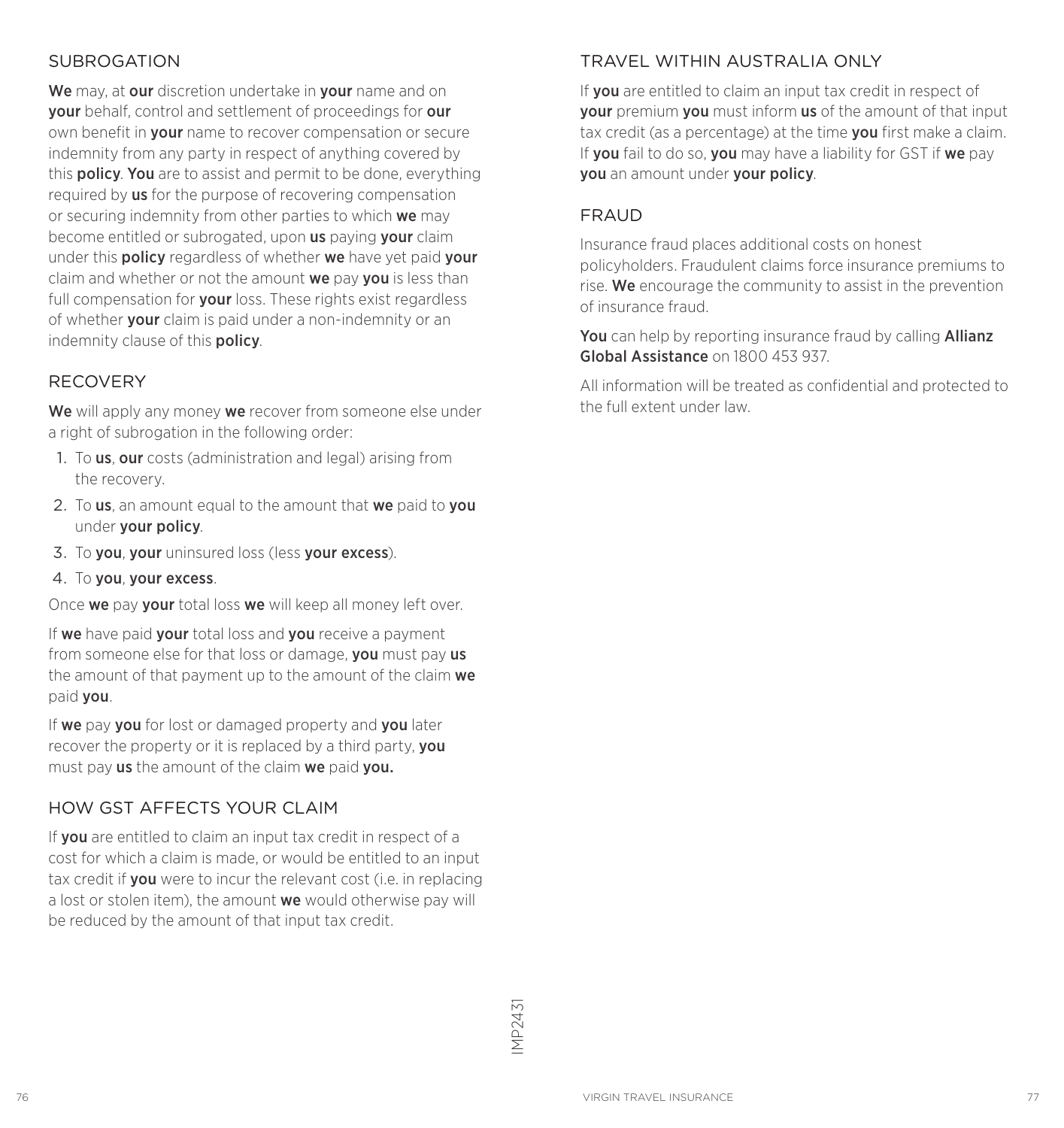## SUBROGATION

**We** may, at **our** discretion undertake in **your** name and on **your** behalf, control and settlement of proceedings for **our** own benefit in **your** name to recover compensation or secure indemnity from any party in respect of anything covered by this **policy**. **You** are to assist and permit to be done, everything required by **us** for the purpose of recovering compensation or securing indemnity from other parties to which **we** may become entitled or subrogated, upon **us** paying **your** claim under this **policy** regardless of whether **we** have yet paid **your** claim and whether or not the amount **we** pay **you** is less than full compensation for **your** loss. These rights exist regardless of whether **your** claim is paid under a non-indemnity or an indemnity clause of this **policy**.

## RECOVERY

**We** will apply any money **we** recover from someone else under a right of subrogation in the following order:

1. To **us**, **our** costs (administration and legal) arising from the recovery.
2. To **us**, an amount equal to the amount that **we** paid to **you** under **your policy**.
3. To **you**, **your** uninsured loss (less **your excess**).
4. To **you**, **your excess**.

Once **we** pay **your** total loss **we** will keep all money left over.

If **we** have paid **your** total loss and **you** receive a payment from someone else for that loss or damage, **you** must pay **us** the amount of that payment up to the amount of the claim **we** paid **you**.

If **we** pay **you** for lost or damaged property and **you** later recover the property or it is replaced by a third party, **you** must pay **us** the amount of the claim **we** paid **you.**

## HOW GST AFFECTS YOUR CLAIM

If **you** are entitled to claim an input tax credit in respect of a cost for which a claim is made, or would be entitled to an input tax credit if **you** were to incur the relevant cost (i.e. in replacing a lost or stolen item), the amount **we** would otherwise pay will be reduced by the amount of that input tax credit.

## TRAVEL WITHIN AUSTRALIA ONLY

If **you** are entitled to claim an input tax credit in respect of **your** premium **you** must inform **us** of the amount of that input tax credit (as a percentage) at the time **you** first make a claim. If **you** fail to do so, **you** may have a liability for GST if **we** pay **you** an amount under **your policy**.

## FRAUD

Insurance fraud places additional costs on honest policyholders. Fraudulent claims force insurance premiums to rise. **We** encourage the community to assist in the prevention of insurance fraud.

**You** can help by reporting insurance fraud by calling **Allianz Global Assistance** on 1800 453 937.

All information will be treated as confidential and protected to the full extent under law.

IMP2431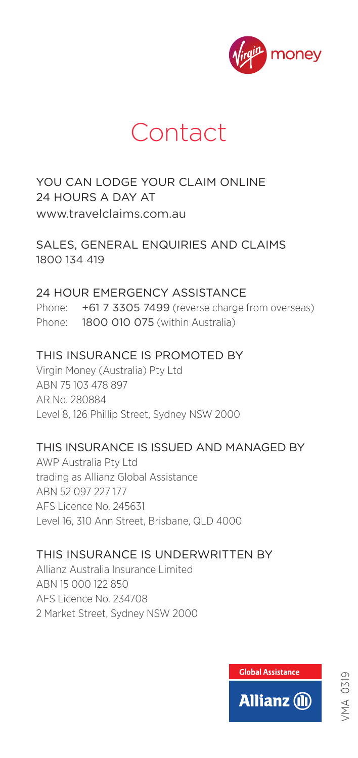# Contact

YOU CAN LODGE YOUR CLAIM ONLINE
24 HOURS A DAY AT
www.travelclaims.com.au

SALES, GENERAL ENQUIRIES AND CLAIMS
1800 134 419

24 HOUR EMERGENCY ASSISTANCE
Phone: **+61 7 3305 7499** (reverse charge from overseas)
Phone: **1800 010 075** (within Australia)

THIS INSURANCE IS PROMOTED BY
Virgin Money (Australia) Pty Ltd
ABN 75 103 478 897
AR No. 280884
Level 8, 126 Phillip Street, Sydney NSW 2000

THIS INSURANCE IS ISSUED AND MANAGED BY
AWP Australia Pty Ltd
trading as Allianz Global Assistance
ABN 52 097 227 177
AFS Licence No. 245631
Level 16, 310 Ann Street, Brisbane, QLD 4000

THIS INSURANCE IS UNDERWRITTEN BY
Allianz Australia Insurance Limited
ABN 15 000 122 850
AFS Licence No. 234708
2 Market Street, Sydney NSW 2000

VMA 0319